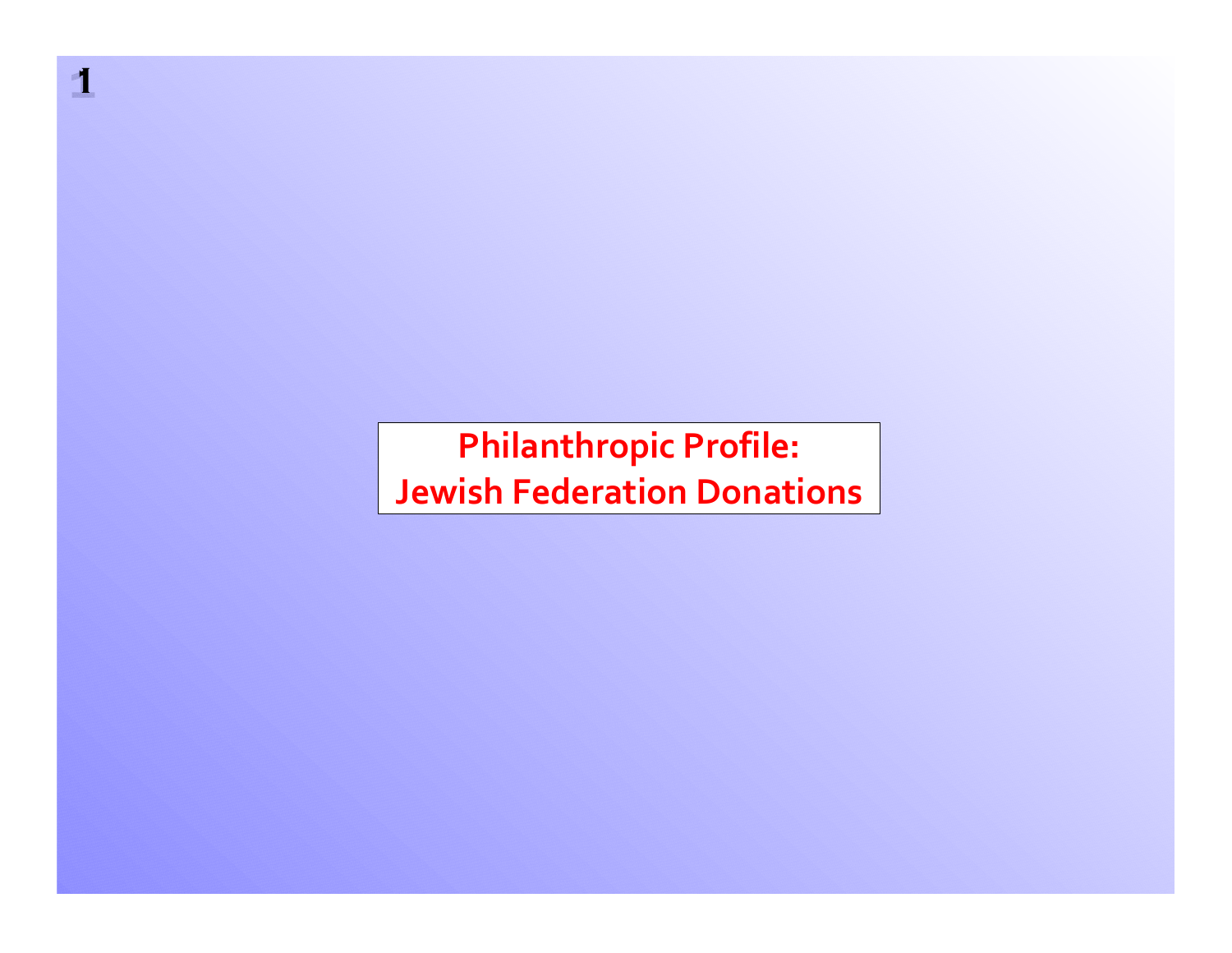# Philanthropic Profile: Jewish Federation Donations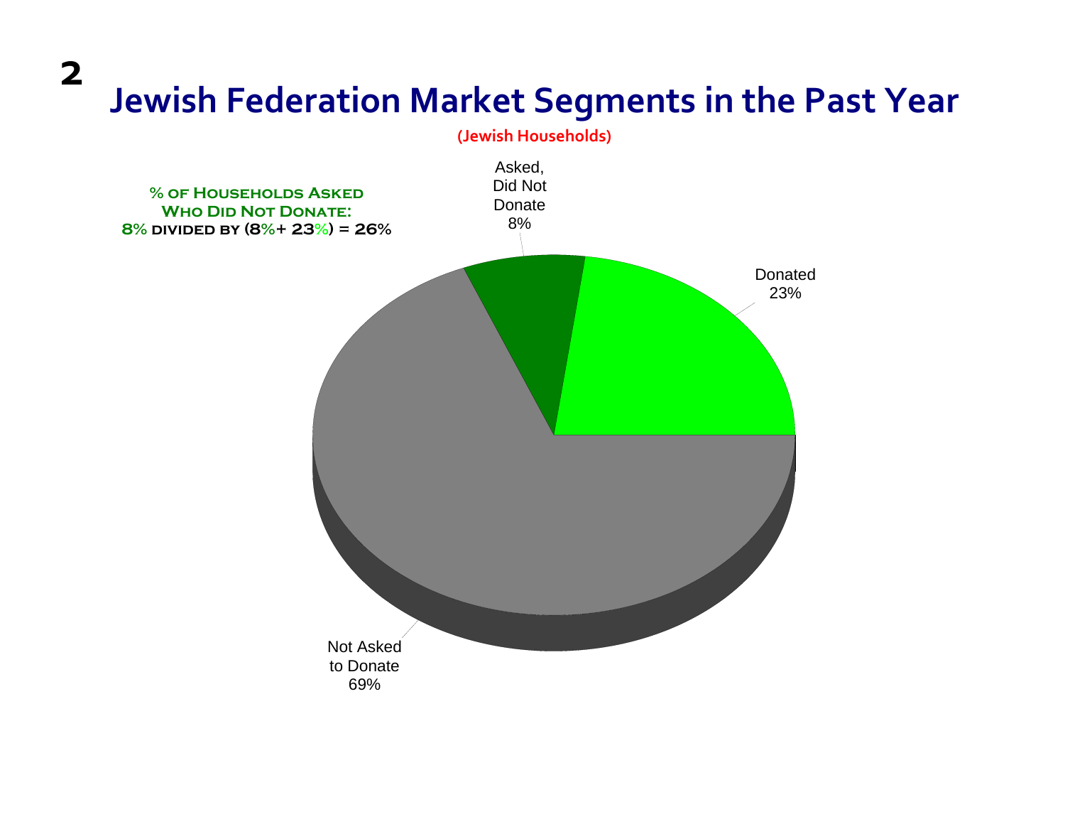# Jewish Federation Market Segments in the Past Year

(Jewish Households)

**% of Households Asked Who Did Not Donate:**
**8% divided by (8%+ 23%) = 26%**

Asked, Did Not Donate 8%

Donated 23%

Not Asked to Donate 69%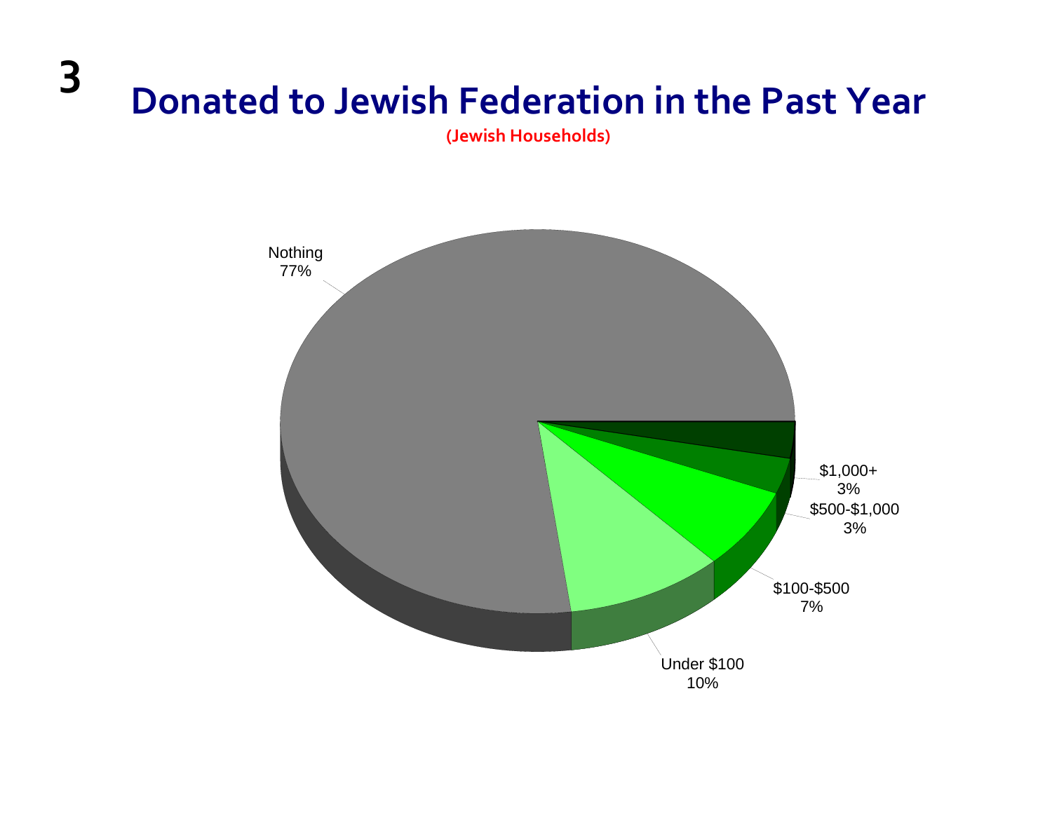# Donated to Jewish Federation in the Past Year

**(Jewish Households)**

| Amount | Percent |
| --- | --- |
| Nothing | 77% |
| Under $100 | 10% |
| $100-$500 | 7% |
| $500-$1,000 | 3% |
| $1,000+ | 3% |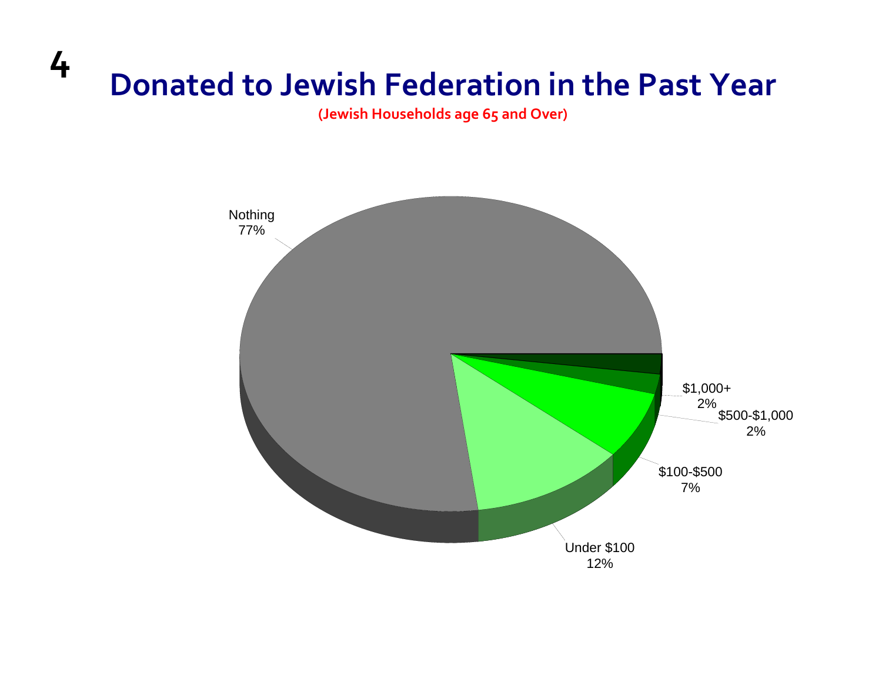# Donated to Jewish Federation in the Past Year

(Jewish Households age 65 and Over)

Nothing
77%

Under $100
12%

$100-$500
7%

$500-$1,000
2%

$1,000+
2%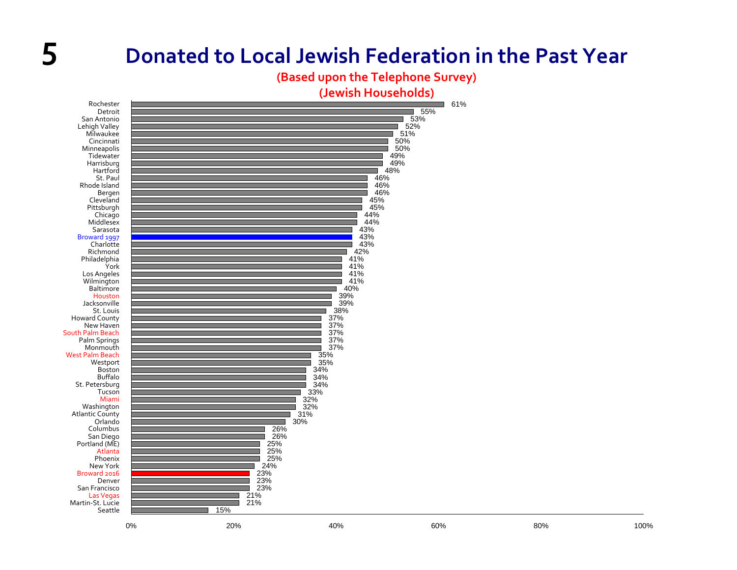# Donated to Local Jewish Federation in the Past Year

**(Based upon the Telephone Survey)**

**(Jewish Households)**

| Community | Percentage |
|---|---|
| Rochester | 61% |
| Detroit | 55% |
| San Antonio | 53% |
| Lehigh Valley | 52% |
| Milwaukee | 51% |
| Cincinnati | 50% |
| Minneapolis | 50% |
| Tidewater | 49% |
| Harrisburg | 49% |
| Hartford | 48% |
| St. Paul | 46% |
| Rhode Island | 46% |
| Bergen | 46% |
| Cleveland | 45% |
| Pittsburgh | 45% |
| Chicago | 44% |
| Middlesex | 44% |
| Sarasota | 43% |
| Broward 1997 | 43% |
| Charlotte | 43% |
| Richmond | 42% |
| Philadelphia | 41% |
| York | 41% |
| Los Angeles | 41% |
| Wilmington | 41% |
| Baltimore | 40% |
| Houston | 39% |
| Jacksonville | 39% |
| St. Louis | 38% |
| Howard County | 37% |
| New Haven | 37% |
| South Palm Beach | 37% |
| Palm Springs | 37% |
| Monmouth | 37% |
| West Palm Beach | 35% |
| Westport | 35% |
| Boston | 34% |
| Buffalo | 34% |
| St. Petersburg | 34% |
| Tucson | 33% |
| Miami | 32% |
| Washington | 32% |
| Atlantic County | 31% |
| Orlando | 30% |
| Columbus | 26% |
| San Diego | 26% |
| Portland (ME) | 25% |
| Atlanta | 25% |
| Phoenix | 25% |
| New York | 24% |
| Broward 2016 | 23% |
| Denver | 23% |
| San Francisco | 23% |
| Las Vegas | 21% |
| Martin-St. Lucie | 21% |
| Seattle | 15% |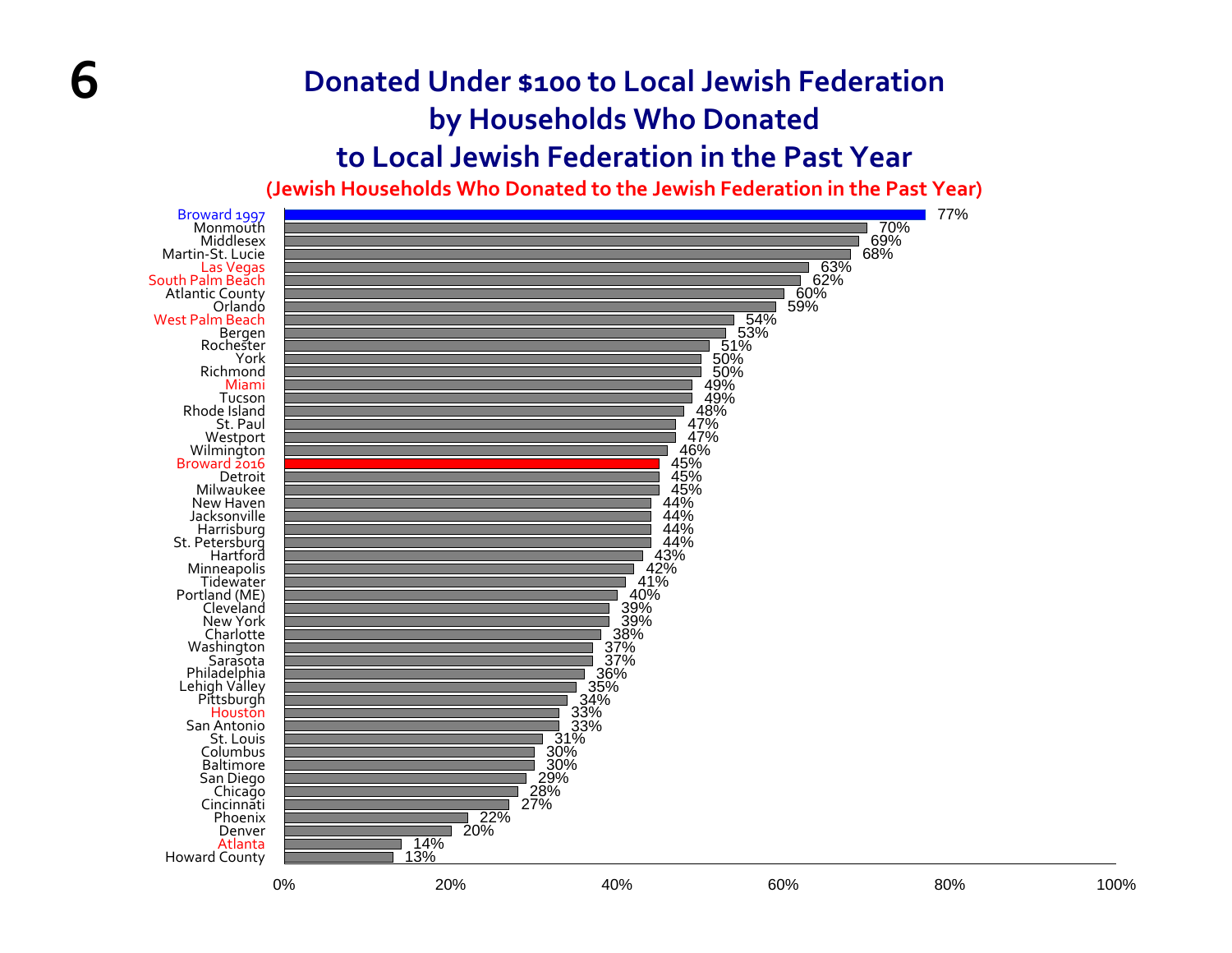# Donated Under $100 to Local Jewish Federation by Households Who Donated to Local Jewish Federation in the Past Year

**(Jewish Households Who Donated to the Jewish Federation in the Past Year)**

| Community | Percentage |
|---|---|
| Broward 1997 | 77% |
| Monmouth | 70% |
| Middlesex | 69% |
| Martin-St. Lucie | 68% |
| Las Vegas | 63% |
| South Palm Beach | 62% |
| Atlantic County | 60% |
| Orlando | 59% |
| West Palm Beach | 54% |
| Bergen | 53% |
| Rochester | 51% |
| York | 50% |
| Richmond | 50% |
| Miami | 49% |
| Tucson | 49% |
| Rhode Island | 48% |
| St. Paul | 47% |
| Westport | 47% |
| Wilmington | 46% |
| Broward 2016 | 45% |
| Detroit | 45% |
| Milwaukee | 45% |
| New Haven | 44% |
| Jacksonville | 44% |
| Harrisburg | 44% |
| St. Petersburg | 44% |
| Hartford | 43% |
| Minneapolis | 42% |
| Tidewater | 41% |
| Portland (ME) | 40% |
| Cleveland | 39% |
| New York | 39% |
| Charlotte | 38% |
| Washington | 37% |
| Sarasota | 37% |
| Philadelphia | 36% |
| Lehigh Valley | 35% |
| Pittsburgh | 34% |
| Houston | 33% |
| San Antonio | 33% |
| St. Louis | 31% |
| Columbus | 30% |
| Baltimore | 30% |
| San Diego | 29% |
| Chicago | 28% |
| Cincinnati | 27% |
| Phoenix | 22% |
| Denver | 20% |
| Atlanta | 14% |
| Howard County | 13% |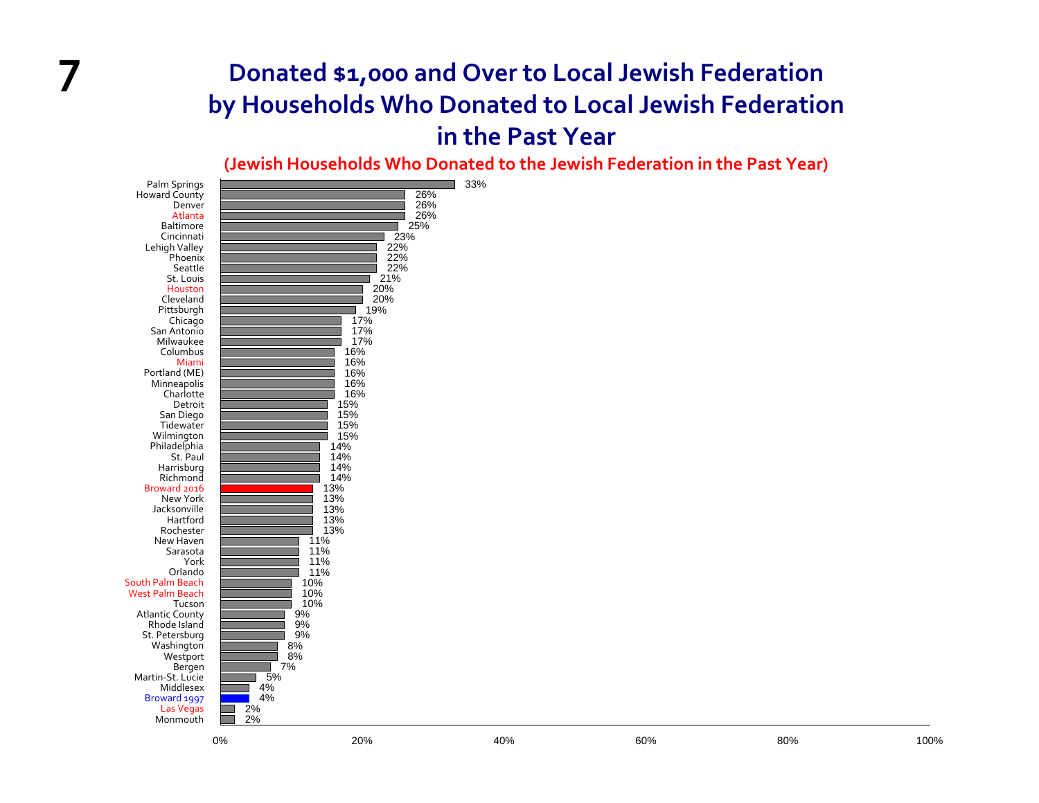# Donated $1,000 and Over to Local Jewish Federation by Households Who Donated to Local Jewish Federation in the Past Year

**(Jewish Households Who Donated to the Jewish Federation in the Past Year)**

| Community | Percentage |
|---|---|
| Palm Springs | 33% |
| Howard County | 26% |
| Denver | 26% |
| Atlanta | 26% |
| Baltimore | 25% |
| Cincinnati | 23% |
| Lehigh Valley | 22% |
| Phoenix | 22% |
| Seattle | 22% |
| St. Louis | 21% |
| Houston | 20% |
| Cleveland | 20% |
| Pittsburgh | 19% |
| Chicago | 17% |
| San Antonio | 17% |
| Milwaukee | 17% |
| Columbus | 16% |
| Miami | 16% |
| Portland (ME) | 16% |
| Minneapolis | 16% |
| Charlotte | 16% |
| Detroit | 15% |
| San Diego | 15% |
| Tidewater | 15% |
| Wilmington | 15% |
| Philadelphia | 14% |
| St. Paul | 14% |
| Harrisburg | 14% |
| Richmond | 14% |
| Broward 2016 | 13% |
| New York | 13% |
| Jacksonville | 13% |
| Hartford | 13% |
| Rochester | 13% |
| New Haven | 11% |
| Sarasota | 11% |
| York | 11% |
| Orlando | 11% |
| South Palm Beach | 10% |
| West Palm Beach | 10% |
| Tucson | 10% |
| Atlantic County | 9% |
| Rhode Island | 9% |
| St. Petersburg | 9% |
| Washington | 8% |
| Westport | 8% |
| Bergen | 7% |
| Martin-St. Lucie | 5% |
| Middlesex | 4% |
| Broward 1997 | 4% |
| Las Vegas | 2% |
| Monmouth | 2% |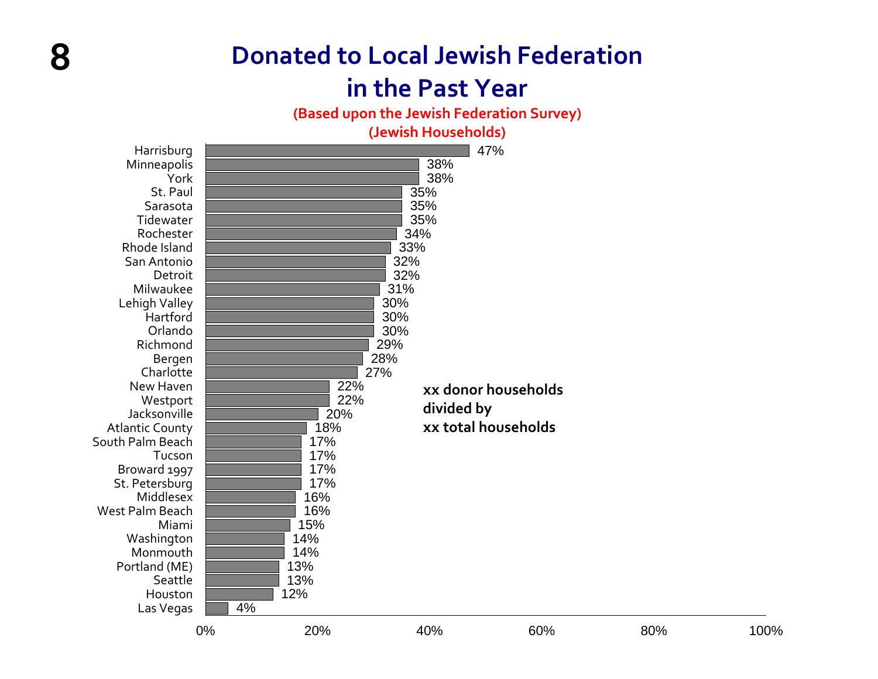# Donated to Local Jewish Federation in the Past Year

**(Based upon the Jewish Federation Survey)**
**(Jewish Households)**

| Community | Percentage |
|---|---|
| Harrisburg | 47% |
| Minneapolis | 38% |
| York | 38% |
| St. Paul | 35% |
| Sarasota | 35% |
| Tidewater | 35% |
| Rochester | 34% |
| Rhode Island | 33% |
| San Antonio | 32% |
| Detroit | 32% |
| Milwaukee | 31% |
| Lehigh Valley | 30% |
| Hartford | 30% |
| Orlando | 30% |
| Richmond | 29% |
| Bergen | 28% |
| Charlotte | 27% |
| New Haven | 22% |
| Westport | 22% |
| Jacksonville | 20% |
| Atlantic County | 18% |
| South Palm Beach | 17% |
| Tucson | 17% |
| Broward 1997 | 17% |
| St. Petersburg | 17% |
| Middlesex | 16% |
| West Palm Beach | 16% |
| Miami | 15% |
| Washington | 14% |
| Monmouth | 14% |
| Portland (ME) | 13% |
| Seattle | 13% |
| Houston | 12% |
| Las Vegas | 4% |

**xx donor households divided by xx total households**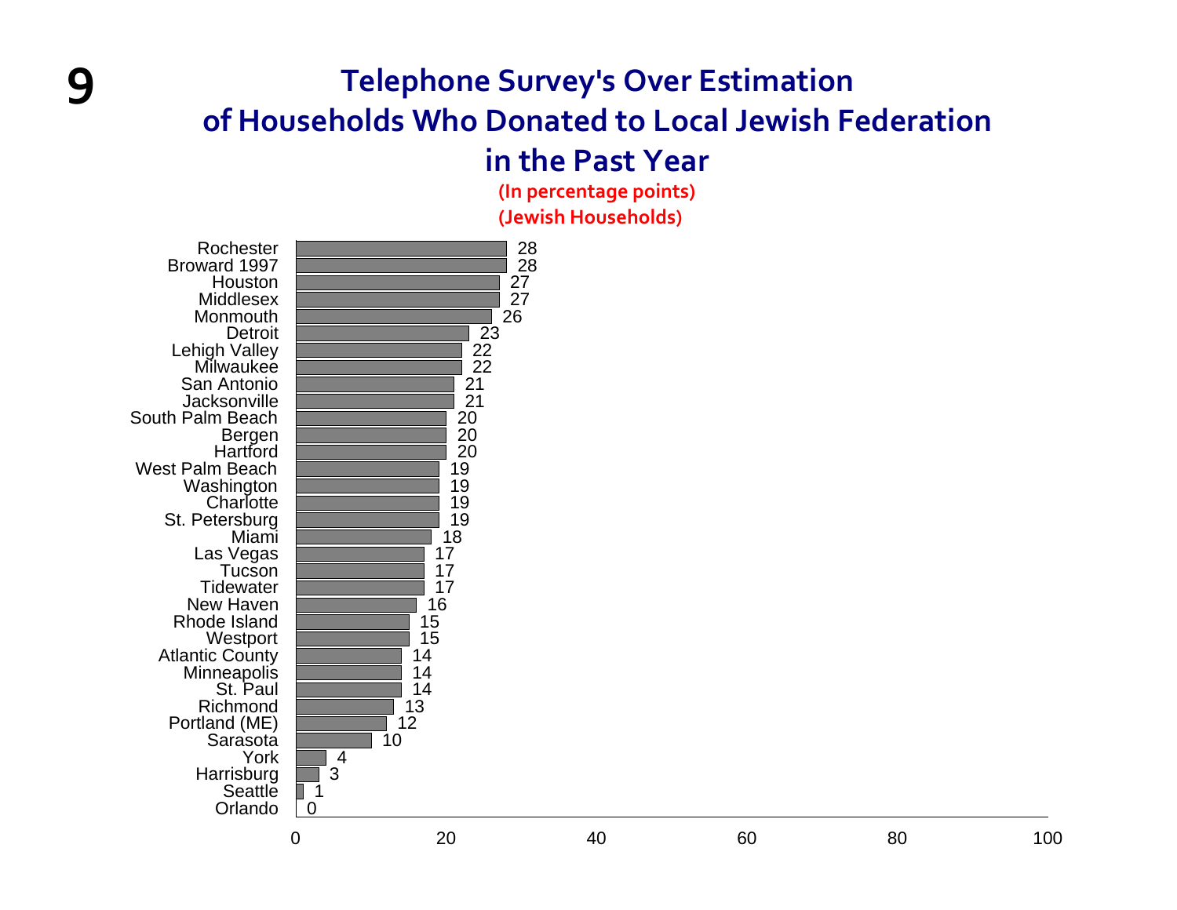# Telephone Survey's Over Estimation of Households Who Donated to Local Jewish Federation in the Past Year

(In percentage points)

(Jewish Households)

| Community | Over Estimation |
|---|---|
| Rochester | 28 |
| Broward 1997 | 28 |
| Houston | 27 |
| Middlesex | 27 |
| Monmouth | 26 |
| Detroit | 23 |
| Lehigh Valley | 22 |
| Milwaukee | 22 |
| San Antonio | 21 |
| Jacksonville | 21 |
| South Palm Beach | 20 |
| Bergen | 20 |
| Hartford | 20 |
| West Palm Beach | 19 |
| Washington | 19 |
| Charlotte | 19 |
| St. Petersburg | 19 |
| Miami | 18 |
| Las Vegas | 17 |
| Tucson | 17 |
| Tidewater | 17 |
| New Haven | 16 |
| Rhode Island | 15 |
| Westport | 15 |
| Atlantic County | 14 |
| Minneapolis | 14 |
| St. Paul | 14 |
| Richmond | 13 |
| Portland (ME) | 12 |
| Sarasota | 10 |
| York | 4 |
| Harrisburg | 3 |
| Seattle | 1 |
| Orlando | 0 |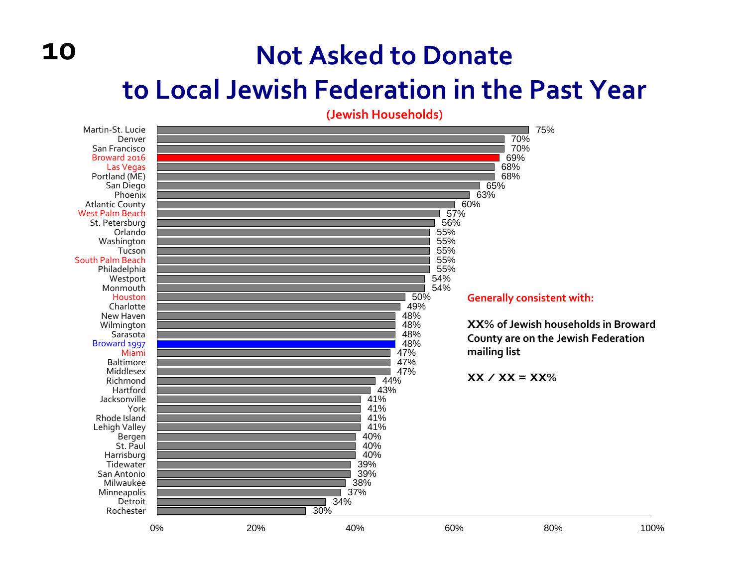# Not Asked to Donate to Local Jewish Federation in the Past Year

**(Jewish Households)**

| Community | Not Asked to Donate |
|---|---|
| Martin-St. Lucie | 75% |
| Denver | 70% |
| San Francisco | 70% |
| Broward 2016 | 69% |
| Las Vegas | 68% |
| Portland (ME) | 68% |
| San Diego | 65% |
| Phoenix | 63% |
| Atlantic County | 60% |
| West Palm Beach | 57% |
| St. Petersburg | 56% |
| Orlando | 55% |
| Washington | 55% |
| Tucson | 55% |
| South Palm Beach | 55% |
| Philadelphia | 55% |
| Westport | 54% |
| Monmouth | 54% |
| Houston | 50% |
| Charlotte | 49% |
| New Haven | 48% |
| Wilmington | 48% |
| Sarasota | 48% |
| Broward 1997 | 48% |
| Miami | 47% |
| Baltimore | 47% |
| Middlesex | 47% |
| Richmond | 44% |
| Hartford | 43% |
| Jacksonville | 41% |
| York | 41% |
| Rhode Island | 41% |
| Lehigh Valley | 41% |
| Bergen | 40% |
| St. Paul | 40% |
| Harrisburg | 40% |
| Tidewater | 39% |
| San Antonio | 39% |
| Milwaukee | 38% |
| Minneapolis | 37% |
| Detroit | 34% |
| Rochester | 30% |

**Generally consistent with:**

**XX% of Jewish households in Broward County are on the Jewish Federation mailing list**

**XX / XX = XX%**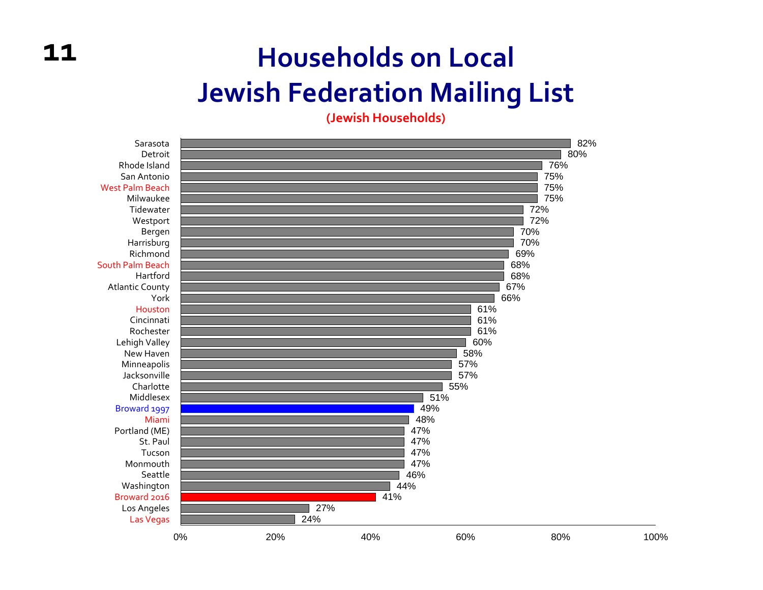# Households on Local Jewish Federation Mailing List

**(Jewish Households)**

| Community | Percent |
|---|---|
| Sarasota | 82% |
| Detroit | 80% |
| Rhode Island | 76% |
| San Antonio | 75% |
| West Palm Beach | 75% |
| Milwaukee | 75% |
| Tidewater | 72% |
| Westport | 72% |
| Bergen | 70% |
| Harrisburg | 70% |
| Richmond | 69% |
| South Palm Beach | 68% |
| Hartford | 68% |
| Atlantic County | 67% |
| York | 66% |
| Houston | 61% |
| Cincinnati | 61% |
| Rochester | 61% |
| Lehigh Valley | 60% |
| New Haven | 58% |
| Minneapolis | 57% |
| Jacksonville | 57% |
| Charlotte | 55% |
| Middlesex | 51% |
| Broward 1997 | 49% |
| Miami | 48% |
| Portland (ME) | 47% |
| St. Paul | 47% |
| Tucson | 47% |
| Monmouth | 47% |
| Seattle | 46% |
| Washington | 44% |
| Broward 2016 | 41% |
| Los Angeles | 27% |
| Las Vegas | 24% |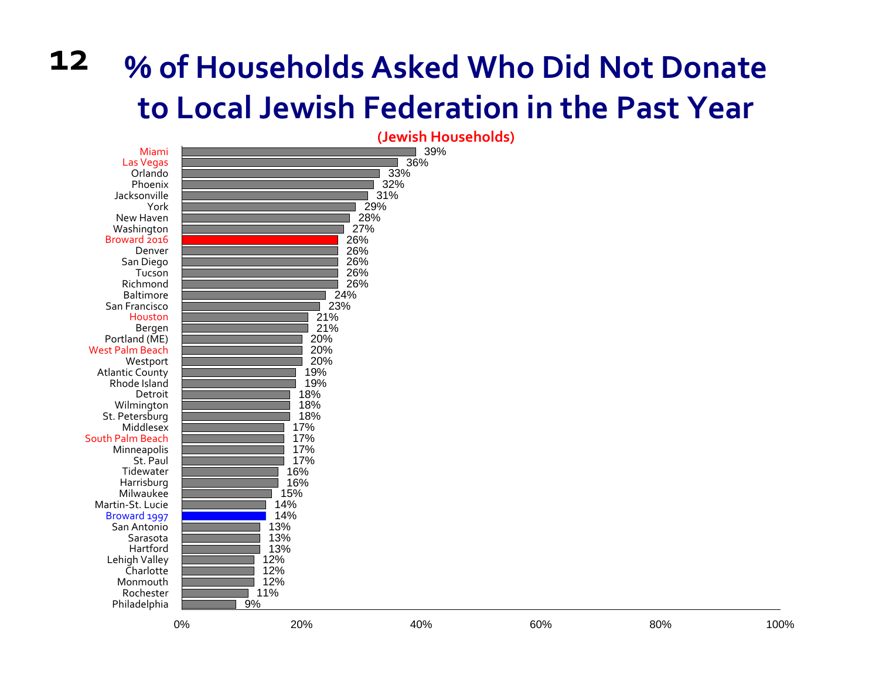# % of Households Asked Who Did Not Donate to Local Jewish Federation in the Past Year

**(Jewish Households)**

| Community | % |
|---|---|
| Miami | 39% |
| Las Vegas | 36% |
| Orlando | 33% |
| Phoenix | 32% |
| Jacksonville | 31% |
| York | 29% |
| New Haven | 28% |
| Washington | 27% |
| Broward 2016 | 26% |
| Denver | 26% |
| San Diego | 26% |
| Tucson | 26% |
| Richmond | 26% |
| Baltimore | 24% |
| San Francisco | 23% |
| Houston | 21% |
| Bergen | 21% |
| Portland (ME) | 20% |
| West Palm Beach | 20% |
| Westport | 20% |
| Atlantic County | 19% |
| Rhode Island | 19% |
| Detroit | 18% |
| Wilmington | 18% |
| St. Petersburg | 18% |
| Middlesex | 17% |
| South Palm Beach | 17% |
| Minneapolis | 17% |
| St. Paul | 17% |
| Tidewater | 16% |
| Harrisburg | 16% |
| Milwaukee | 15% |
| Martin-St. Lucie | 14% |
| Broward 1997 | 14% |
| San Antonio | 13% |
| Sarasota | 13% |
| Hartford | 13% |
| Lehigh Valley | 12% |
| Charlotte | 12% |
| Monmouth | 12% |
| Rochester | 11% |
| Philadelphia | 9% |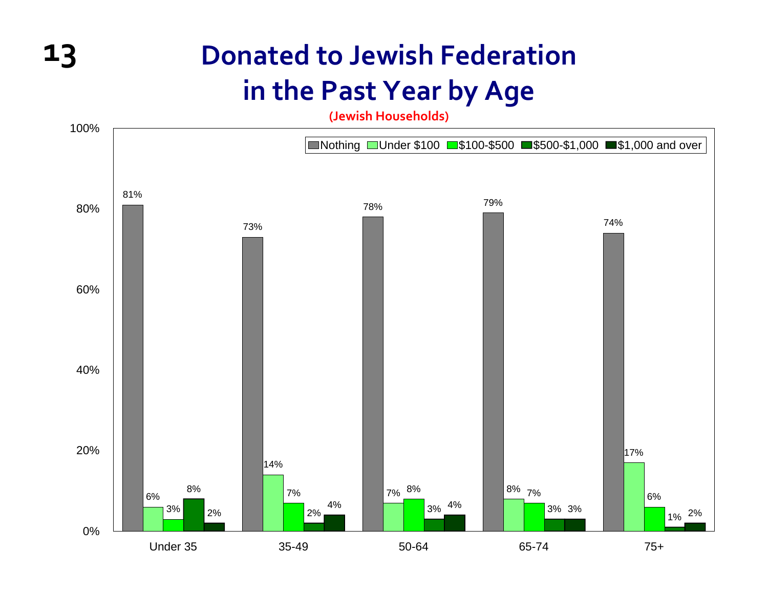# Donated to Jewish Federation in the Past Year by Age

(Jewish Households)

| Age | Nothing | Under $100 | $100-$500 | $500-$1,000 | $1,000 and over |
|---|---|---|---|---|---|
| Under 35 | 81% | 6% | 3% | 8% | 2% |
| 35-49 | 73% | 14% | 7% | 2% | 4% |
| 50-64 | 78% | 7% | 8% | 3% | 4% |
| 65-74 | 79% | 8% | 7% | 3% | 3% |
| 75+ | 74% | 17% | 6% | 1% | 2% |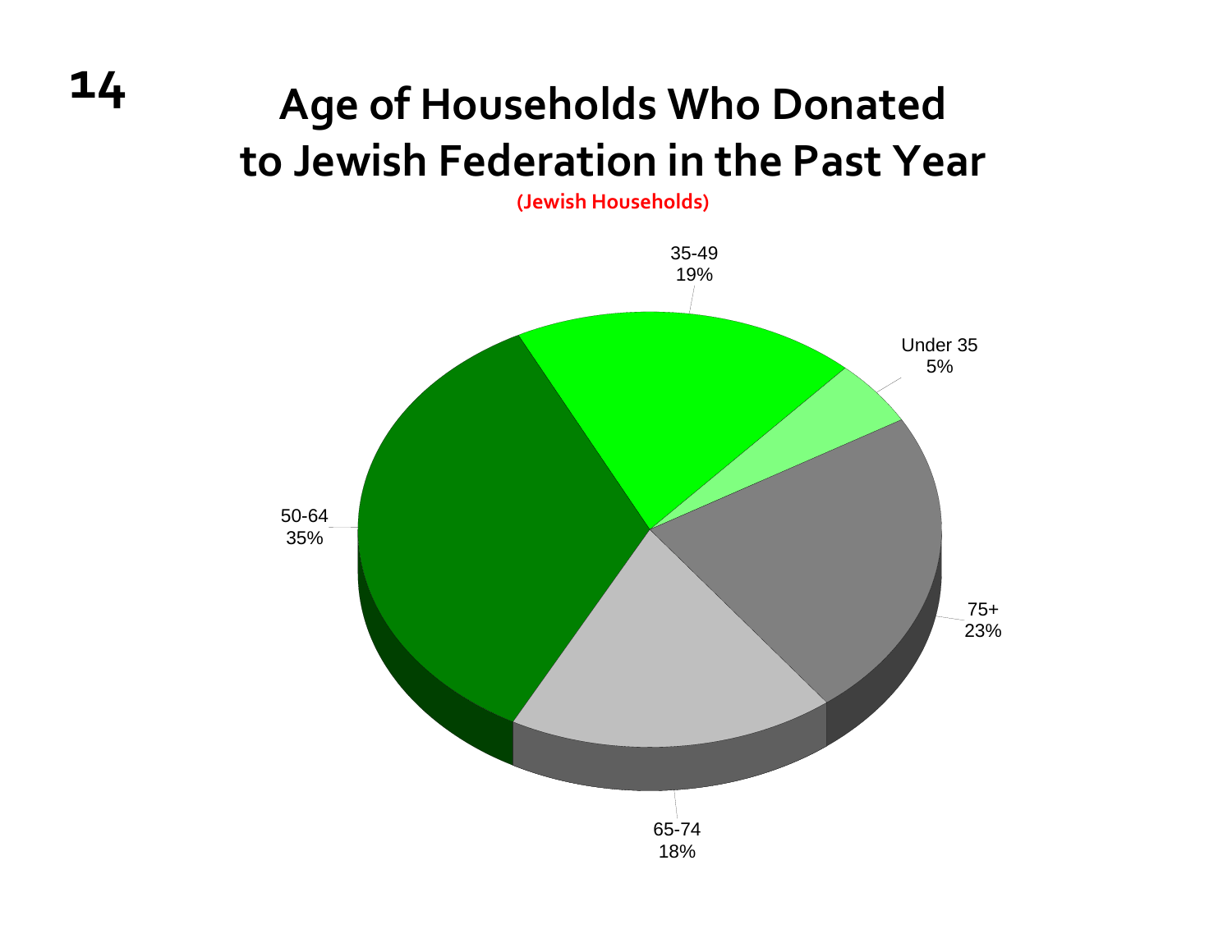# Age of Households Who Donated to Jewish Federation in the Past Year

(Jewish Households)

| Age | Percent |
|---|---|
| Under 35 | 5% |
| 35-49 | 19% |
| 50-64 | 35% |
| 65-74 | 18% |
| 75+ | 23% |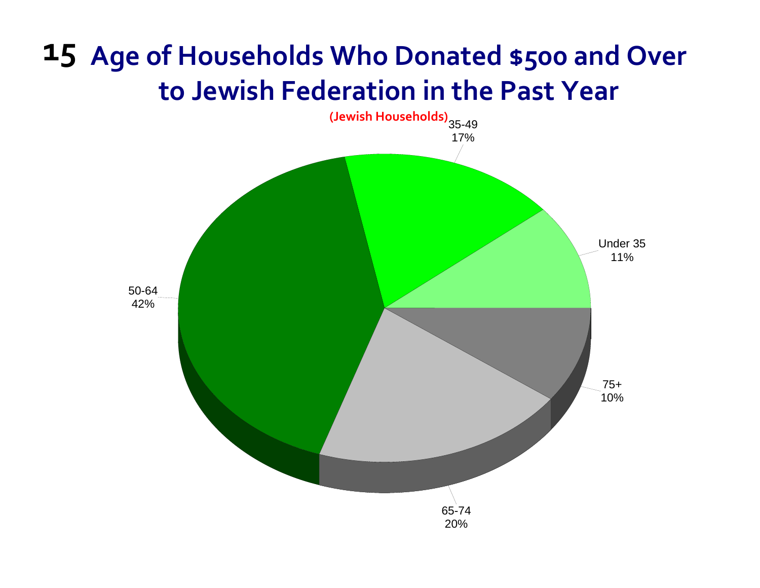# 15 Age of Households Who Donated $500 and Over to Jewish Federation in the Past Year

(Jewish Households)

| Age | Percentage |
| --- | --- |
| Under 35 | 11% |
| 35-49 | 17% |
| 50-64 | 42% |
| 65-74 | 20% |
| 75+ | 10% |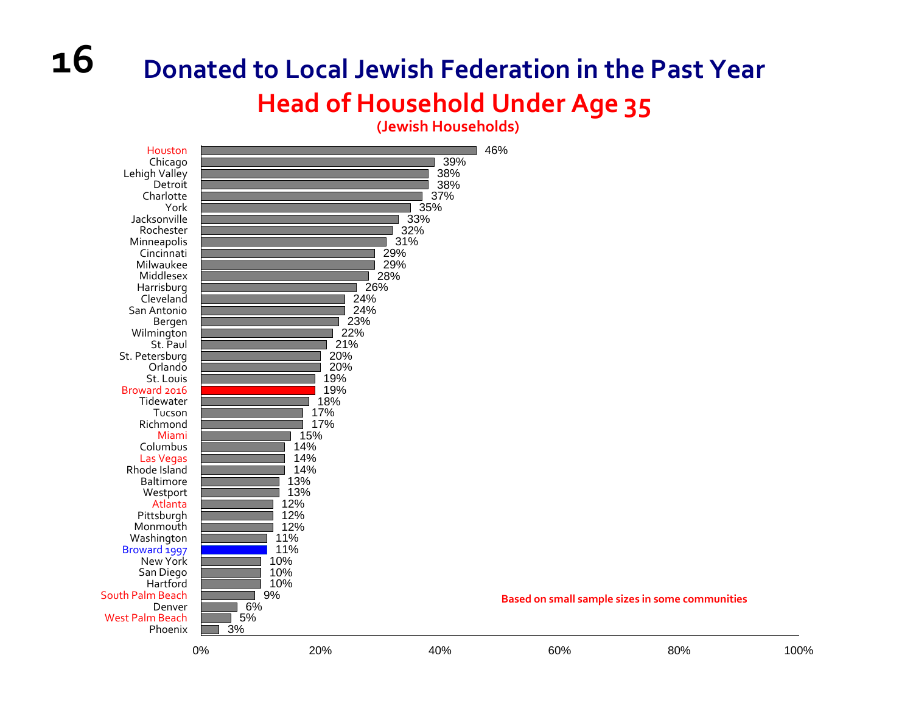# Donated to Local Jewish Federation in the Past Year

## Head of Household Under Age 35

**(Jewish Households)**

| Community | Percent |
|---|---|
| Houston | 46% |
| Chicago | 39% |
| Lehigh Valley | 38% |
| Detroit | 38% |
| Charlotte | 37% |
| York | 35% |
| Jacksonville | 33% |
| Rochester | 32% |
| Minneapolis | 31% |
| Cincinnati | 29% |
| Milwaukee | 29% |
| Middlesex | 28% |
| Harrisburg | 26% |
| Cleveland | 24% |
| San Antonio | 24% |
| Bergen | 23% |
| Wilmington | 22% |
| St. Paul | 21% |
| St. Petersburg | 20% |
| Orlando | 20% |
| St. Louis | 19% |
| Broward 2016 | 19% |
| Tidewater | 18% |
| Tucson | 17% |
| Richmond | 17% |
| Miami | 15% |
| Columbus | 14% |
| Las Vegas | 14% |
| Rhode Island | 14% |
| Baltimore | 13% |
| Westport | 13% |
| Atlanta | 12% |
| Pittsburgh | 12% |
| Monmouth | 12% |
| Washington | 11% |
| Broward 1997 | 11% |
| New York | 10% |
| San Diego | 10% |
| Hartford | 10% |
| South Palm Beach | 9% |
| Denver | 6% |
| West Palm Beach | 5% |
| Phoenix | 3% |

**Based on small sample sizes in some communities**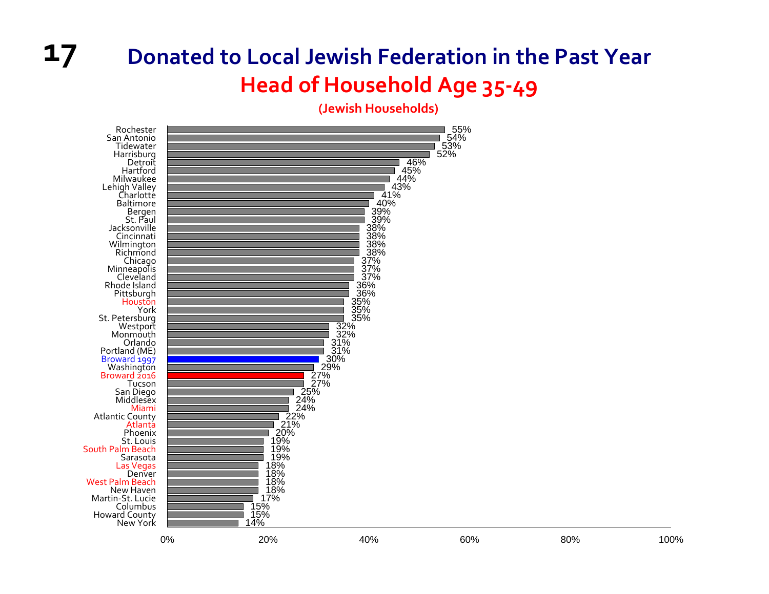# Donated to Local Jewish Federation in the Past Year

## Head of Household Age 35-49

**(Jewish Households)**

| Community | Percentage |
|---|---|
| Rochester | 55% |
| San Antonio | 54% |
| Tidewater | 53% |
| Harrisburg | 52% |
| Detroit | 46% |
| Hartford | 45% |
| Milwaukee | 44% |
| Lehigh Valley | 43% |
| Charlotte | 41% |
| Baltimore | 40% |
| Bergen | 39% |
| St. Paul | 39% |
| Jacksonville | 38% |
| Cincinnati | 38% |
| Wilmington | 38% |
| Richmond | 38% |
| Chicago | 37% |
| Minneapolis | 37% |
| Cleveland | 37% |
| Rhode Island | 36% |
| Pittsburgh | 36% |
| Houston | 35% |
| York | 35% |
| St. Petersburg | 35% |
| Westport | 32% |
| Monmouth | 32% |
| Orlando | 31% |
| Portland (ME) | 31% |
| Broward 1997 | 30% |
| Washington | 29% |
| Broward 2016 | 27% |
| Tucson | 27% |
| San Diego | 25% |
| Middlesex | 24% |
| Miami | 24% |
| Atlantic County | 22% |
| Atlanta | 21% |
| Phoenix | 20% |
| St. Louis | 19% |
| South Palm Beach | 19% |
| Sarasota | 19% |
| Las Vegas | 18% |
| Denver | 18% |
| West Palm Beach | 18% |
| New Haven | 18% |
| Martin-St. Lucie | 17% |
| Columbus | 15% |
| Howard County | 15% |
| New York | 14% |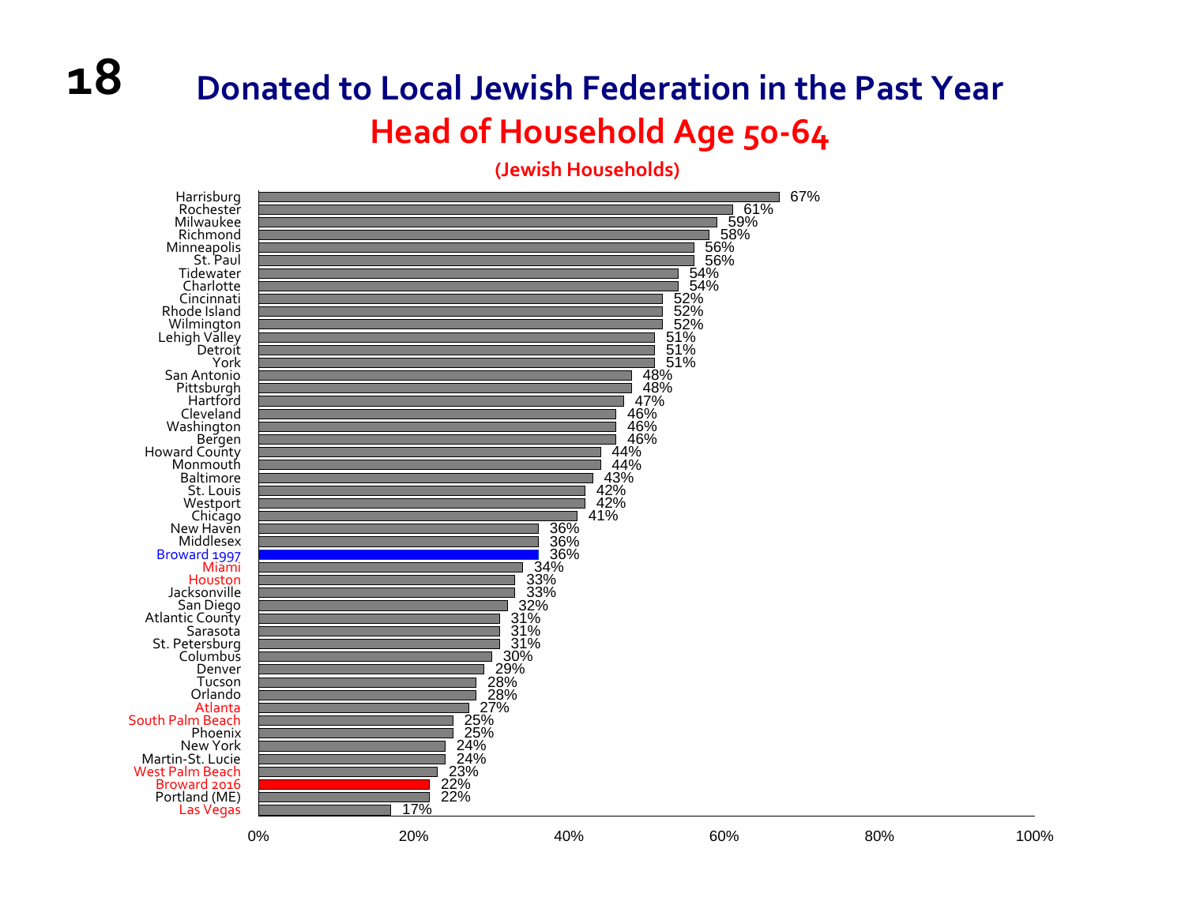# Donated to Local Jewish Federation in the Past Year

## Head of Household Age 50-64

**(Jewish Households)**

| Community | Percentage |
|---|---|
| Harrisburg | 67% |
| Rochester | 61% |
| Milwaukee | 59% |
| Richmond | 58% |
| Minneapolis | 56% |
| St. Paul | 56% |
| Tidewater | 54% |
| Charlotte | 54% |
| Cincinnati | 52% |
| Rhode Island | 52% |
| Wilmington | 52% |
| Lehigh Valley | 51% |
| Detroit | 51% |
| York | 51% |
| San Antonio | 48% |
| Pittsburgh | 48% |
| Hartford | 47% |
| Cleveland | 46% |
| Washington | 46% |
| Bergen | 46% |
| Howard County | 44% |
| Monmouth | 44% |
| Baltimore | 43% |
| St. Louis | 42% |
| Westport | 42% |
| Chicago | 41% |
| New Haven | 36% |
| Middlesex | 36% |
| Broward 1997 | 36% |
| Miami | 34% |
| Houston | 33% |
| Jacksonville | 33% |
| San Diego | 32% |
| Atlantic County | 31% |
| Sarasota | 31% |
| St. Petersburg | 31% |
| Columbus | 30% |
| Denver | 29% |
| Tucson | 28% |
| Orlando | 28% |
| Atlanta | 27% |
| South Palm Beach | 25% |
| Phoenix | 25% |
| New York | 24% |
| Martin-St. Lucie | 24% |
| West Palm Beach | 23% |
| Broward 2016 | 22% |
| Portland (ME) | 22% |
| Las Vegas | 17% |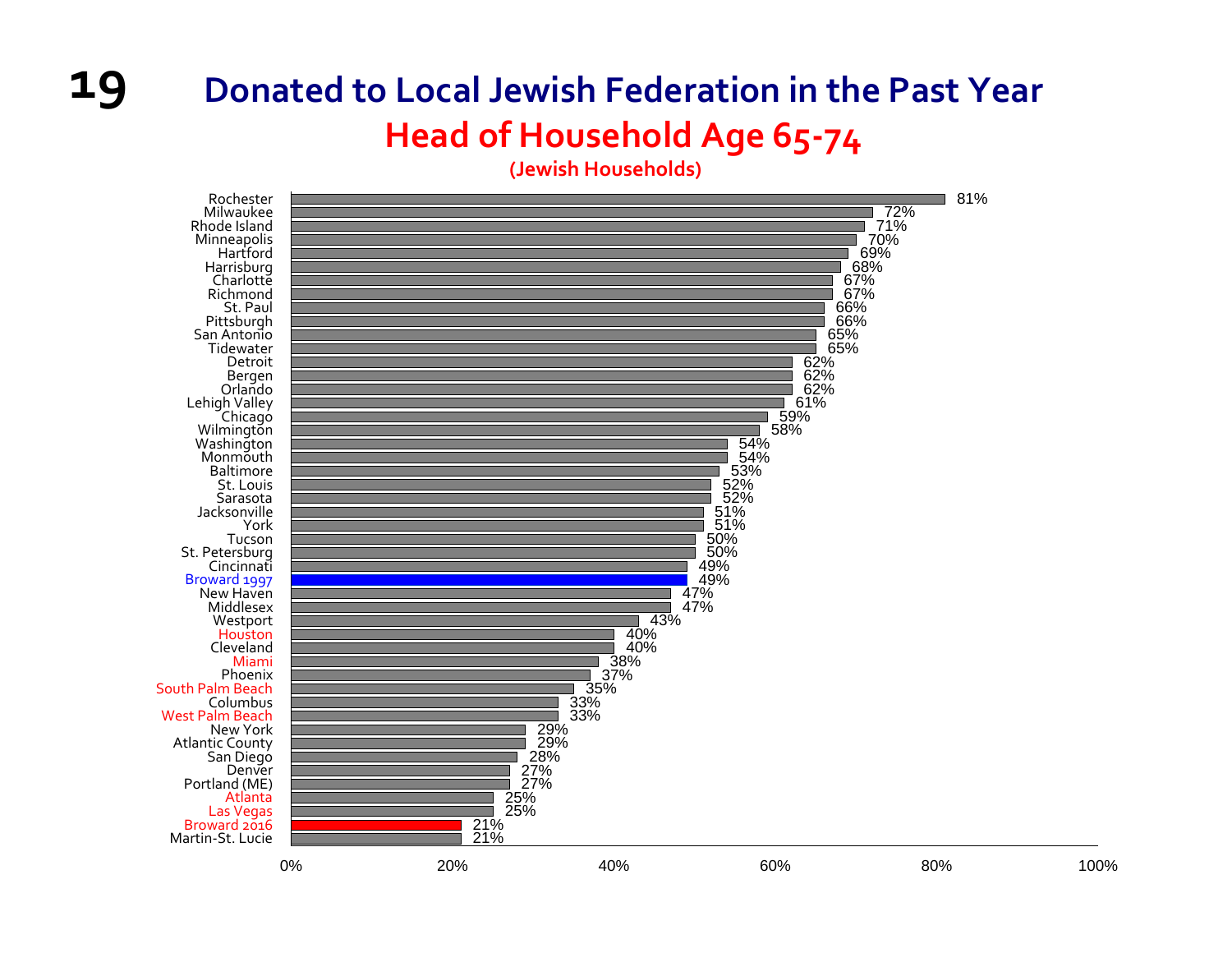# Donated to Local Jewish Federation in the Past Year

## Head of Household Age 65-74

(Jewish Households)

| Community | Percentage |
|---|---|
| Rochester | 81% |
| Milwaukee | 72% |
| Rhode Island | 71% |
| Minneapolis | 70% |
| Hartford | 69% |
| Harrisburg | 68% |
| Charlotte | 67% |
| Richmond | 67% |
| St. Paul | 66% |
| Pittsburgh | 66% |
| San Antonio | 65% |
| Tidewater | 65% |
| Detroit | 62% |
| Bergen | 62% |
| Orlando | 62% |
| Lehigh Valley | 61% |
| Chicago | 59% |
| Wilmington | 58% |
| Washington | 54% |
| Monmouth | 54% |
| Baltimore | 53% |
| St. Louis | 52% |
| Sarasota | 52% |
| Jacksonville | 51% |
| York | 51% |
| Tucson | 50% |
| St. Petersburg | 50% |
| Cincinnati | 49% |
| Broward 1997 | 49% |
| New Haven | 47% |
| Middlesex | 47% |
| Westport | 43% |
| Houston | 40% |
| Cleveland | 40% |
| Miami | 38% |
| Phoenix | 37% |
| South Palm Beach | 35% |
| Columbus | 33% |
| West Palm Beach | 33% |
| New York | 29% |
| Atlantic County | 29% |
| San Diego | 28% |
| Denver | 27% |
| Portland (ME) | 27% |
| Atlanta | 25% |
| Las Vegas | 25% |
| Broward 2016 | 21% |
| Martin-St. Lucie | 21% |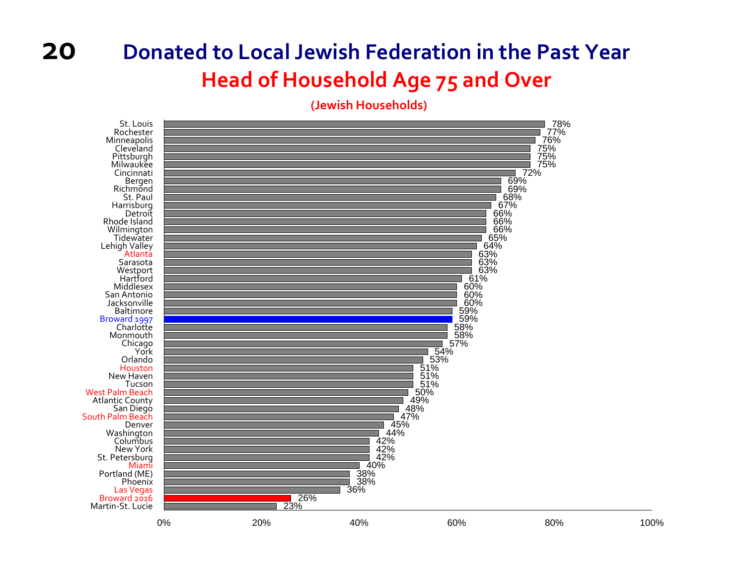# Donated to Local Jewish Federation in the Past Year

## Head of Household Age 75 and Over

**(Jewish Households)**

| Community | Percentage |
|---|---|
| St. Louis | 78% |
| Rochester | 77% |
| Minneapolis | 76% |
| Cleveland | 75% |
| Pittsburgh | 75% |
| Milwaukee | 75% |
| Cincinnati | 72% |
| Bergen | 69% |
| Richmond | 69% |
| St. Paul | 68% |
| Harrisburg | 67% |
| Detroit | 66% |
| Rhode Island | 66% |
| Wilmington | 66% |
| Tidewater | 65% |
| Lehigh Valley | 64% |
| Atlanta | 63% |
| Sarasota | 63% |
| Westport | 63% |
| Hartford | 61% |
| Middlesex | 60% |
| San Antonio | 60% |
| Jacksonville | 60% |
| Baltimore | 59% |
| Broward 1997 | 59% |
| Charlotte | 58% |
| Monmouth | 58% |
| Chicago | 57% |
| York | 54% |
| Orlando | 53% |
| Houston | 51% |
| New Haven | 51% |
| Tucson | 51% |
| West Palm Beach | 50% |
| Atlantic County | 49% |
| San Diego | 48% |
| South Palm Beach | 47% |
| Denver | 45% |
| Washington | 44% |
| Columbus | 42% |
| New York | 42% |
| St. Petersburg | 42% |
| Miami | 40% |
| Portland (ME) | 38% |
| Phoenix | 38% |
| Las Vegas | 36% |
| Broward 2016 | 26% |
| Martin-St. Lucie | 23% |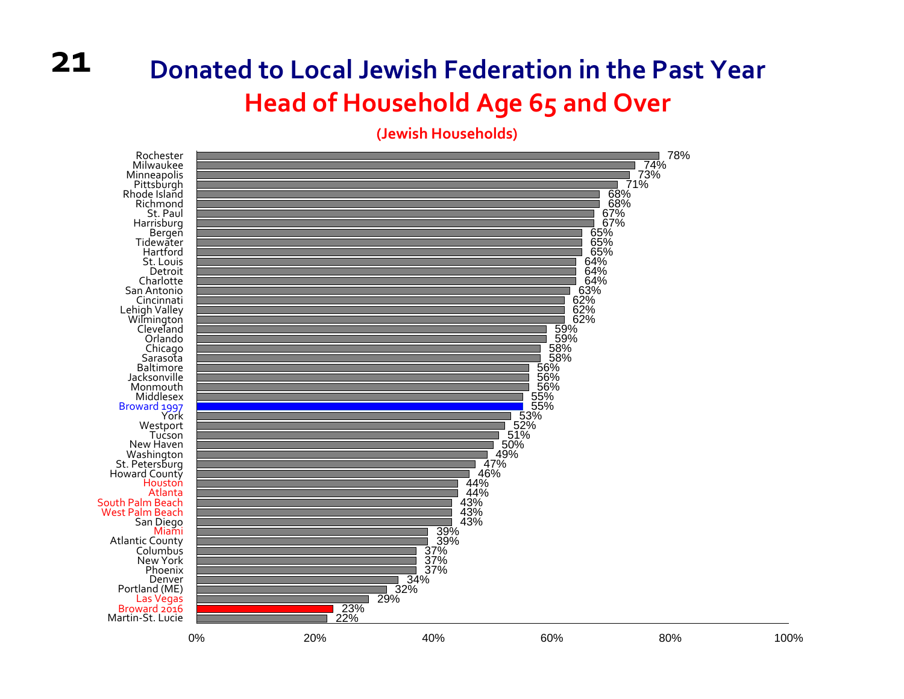# Donated to Local Jewish Federation in the Past Year

## Head of Household Age 65 and Over

(Jewish Households)

| Community | Percentage |
|---|---|
| Rochester | 78% |
| Milwaukee | 74% |
| Minneapolis | 73% |
| Pittsburgh | 71% |
| Rhode Island | 68% |
| Richmond | 68% |
| St. Paul | 67% |
| Harrisburg | 67% |
| Bergen | 65% |
| Tidewater | 65% |
| Hartford | 65% |
| St. Louis | 64% |
| Detroit | 64% |
| Charlotte | 64% |
| San Antonio | 63% |
| Cincinnati | 62% |
| Lehigh Valley | 62% |
| Wilmington | 62% |
| Cleveland | 59% |
| Orlando | 59% |
| Chicago | 58% |
| Sarasota | 58% |
| Baltimore | 56% |
| Jacksonville | 56% |
| Monmouth | 56% |
| Middlesex | 55% |
| Broward 1997 | 55% |
| York | 53% |
| Westport | 52% |
| Tucson | 51% |
| New Haven | 50% |
| Washington | 49% |
| St. Petersburg | 47% |
| Howard County | 46% |
| Houston | 44% |
| Atlanta | 44% |
| South Palm Beach | 43% |
| West Palm Beach | 43% |
| San Diego | 43% |
| Miami | 39% |
| Atlantic County | 39% |
| Columbus | 37% |
| New York | 37% |
| Phoenix | 37% |
| Denver | 34% |
| Portland (ME) | 32% |
| Las Vegas | 29% |
| Broward 2016 | 23% |
| Martin-St. Lucie | 22% |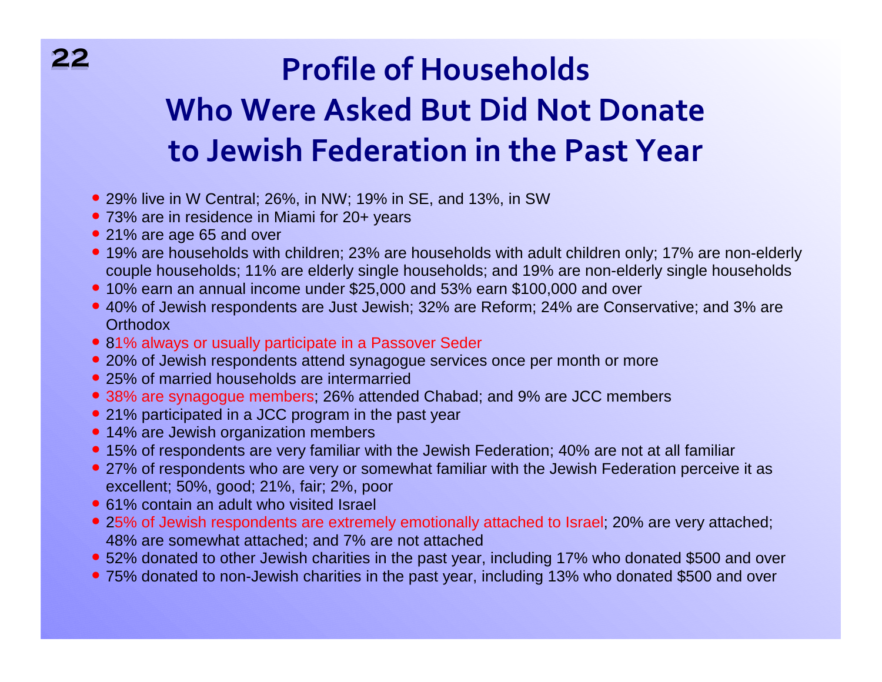# Profile of Households Who Were Asked But Did Not Donate to Jewish Federation in the Past Year

- 29% live in W Central; 26%, in NW; 19% in SE, and 13%, in SW
- 73% are in residence in Miami for 20+ years
- 21% are age 65 and over
- 19% are households with children; 23% are households with adult children only; 17% are non-elderly couple households; 11% are elderly single households; and 19% are non-elderly single households
- 10% earn an annual income under $25,000 and 53% earn $100,000 and over
- 40% of Jewish respondents are Just Jewish; 32% are Reform; 24% are Conservative; and 3% are Orthodox
- 81% always or usually participate in a Passover Seder
- 20% of Jewish respondents attend synagogue services once per month or more
- 25% of married households are intermarried
- 38% are synagogue members; 26% attended Chabad; and 9% are JCC members
- 21% participated in a JCC program in the past year
- 14% are Jewish organization members
- 15% of respondents are very familiar with the Jewish Federation; 40% are not at all familiar
- 27% of respondents who are very or somewhat familiar with the Jewish Federation perceive it as excellent; 50%, good; 21%, fair; 2%, poor
- 61% contain an adult who visited Israel
- 25% of Jewish respondents are extremely emotionally attached to Israel; 20% are very attached; 48% are somewhat attached; and 7% are not attached
- 52% donated to other Jewish charities in the past year, including 17% who donated $500 and over
- 75% donated to non-Jewish charities in the past year, including 13% who donated $500 and over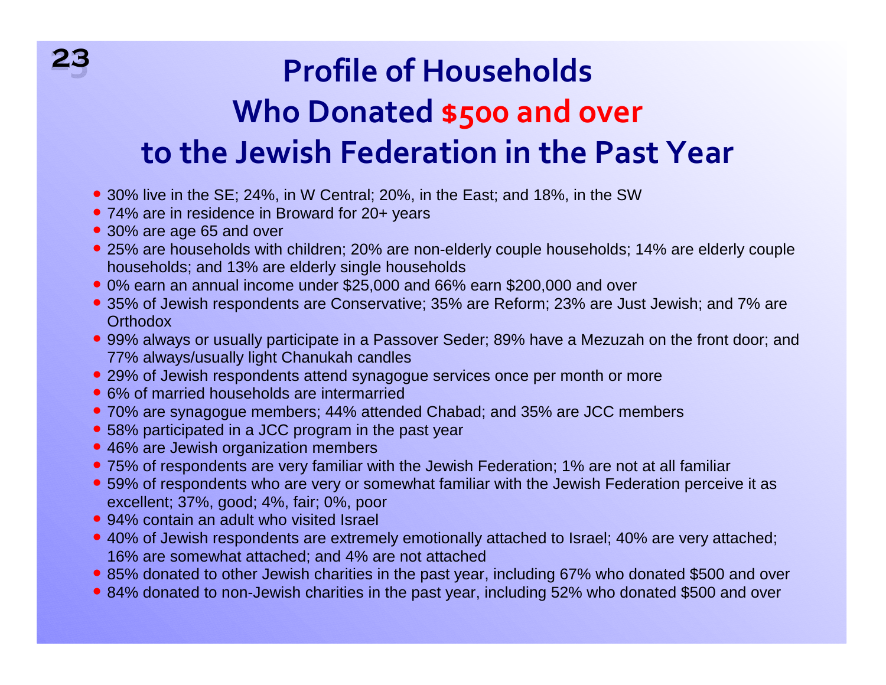# Profile of Households Who Donated $500 and over to the Jewish Federation in the Past Year

- 30% live in the SE; 24%, in W Central; 20%, in the East; and 18%, in the SW
- 74% are in residence in Broward for 20+ years
- 30% are age 65 and over
- 25% are households with children; 20% are non-elderly couple households; 14% are elderly couple households; and 13% are elderly single households
- 0% earn an annual income under $25,000 and 66% earn $200,000 and over
- 35% of Jewish respondents are Conservative; 35% are Reform; 23% are Just Jewish; and 7% are Orthodox
- 99% always or usually participate in a Passover Seder; 89% have a Mezuzah on the front door; and 77% always/usually light Chanukah candles
- 29% of Jewish respondents attend synagogue services once per month or more
- 6% of married households are intermarried
- 70% are synagogue members; 44% attended Chabad; and 35% are JCC members
- 58% participated in a JCC program in the past year
- 46% are Jewish organization members
- 75% of respondents are very familiar with the Jewish Federation; 1% are not at all familiar
- 59% of respondents who are very or somewhat familiar with the Jewish Federation perceive it as excellent; 37%, good; 4%, fair; 0%, poor
- 94% contain an adult who visited Israel
- 40% of Jewish respondents are extremely emotionally attached to Israel; 40% are very attached; 16% are somewhat attached; and 4% are not attached
- 85% donated to other Jewish charities in the past year, including 67% who donated $500 and over
- 84% donated to non-Jewish charities in the past year, including 52% who donated $500 and over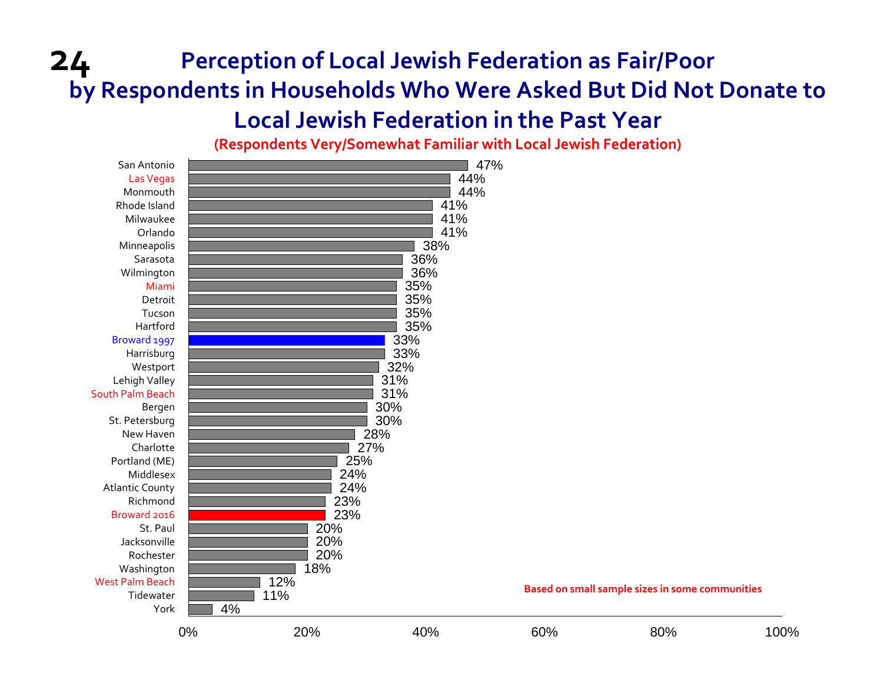# 24 Perception of Local Jewish Federation as Fair/Poor by Respondents in Households Who Were Asked But Did Not Donate to Local Jewish Federation in the Past Year

**(Respondents Very/Somewhat Familiar with Local Jewish Federation)**

| Community | Fair/Poor |
|---|---|
| San Antonio | 47% |
| Las Vegas | 44% |
| Monmouth | 44% |
| Rhode Island | 41% |
| Milwaukee | 41% |
| Orlando | 41% |
| Minneapolis | 38% |
| Sarasota | 36% |
| Wilmington | 36% |
| Miami | 35% |
| Detroit | 35% |
| Tucson | 35% |
| Hartford | 35% |
| Broward 1997 | 33% |
| Harrisburg | 33% |
| Westport | 32% |
| Lehigh Valley | 31% |
| South Palm Beach | 31% |
| Bergen | 30% |
| St. Petersburg | 30% |
| New Haven | 28% |
| Charlotte | 27% |
| Portland (ME) | 25% |
| Middlesex | 24% |
| Atlantic County | 24% |
| Richmond | 23% |
| Broward 2016 | 23% |
| St. Paul | 20% |
| Jacksonville | 20% |
| Rochester | 20% |
| Washington | 18% |
| West Palm Beach | 12% |
| Tidewater | 11% |
| York | 4% |

**Based on small sample sizes in some communities**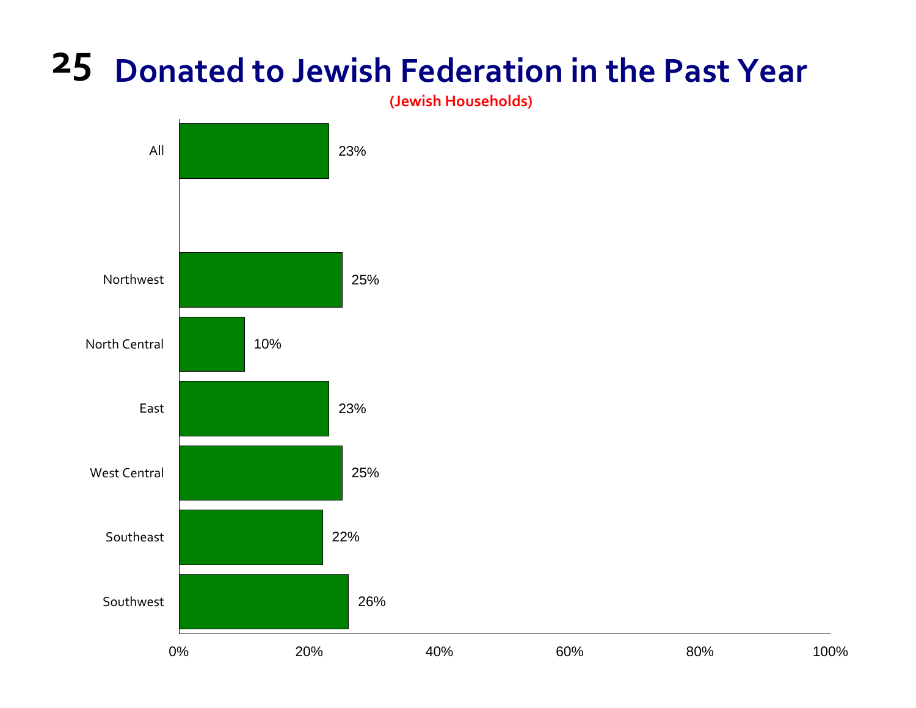# 25 Donated to Jewish Federation in the Past Year

(Jewish Households)

| Region | Percent |
|---|---|
| All | 23% |
| Northwest | 25% |
| North Central | 10% |
| East | 23% |
| West Central | 25% |
| Southeast | 22% |
| Southwest | 26% |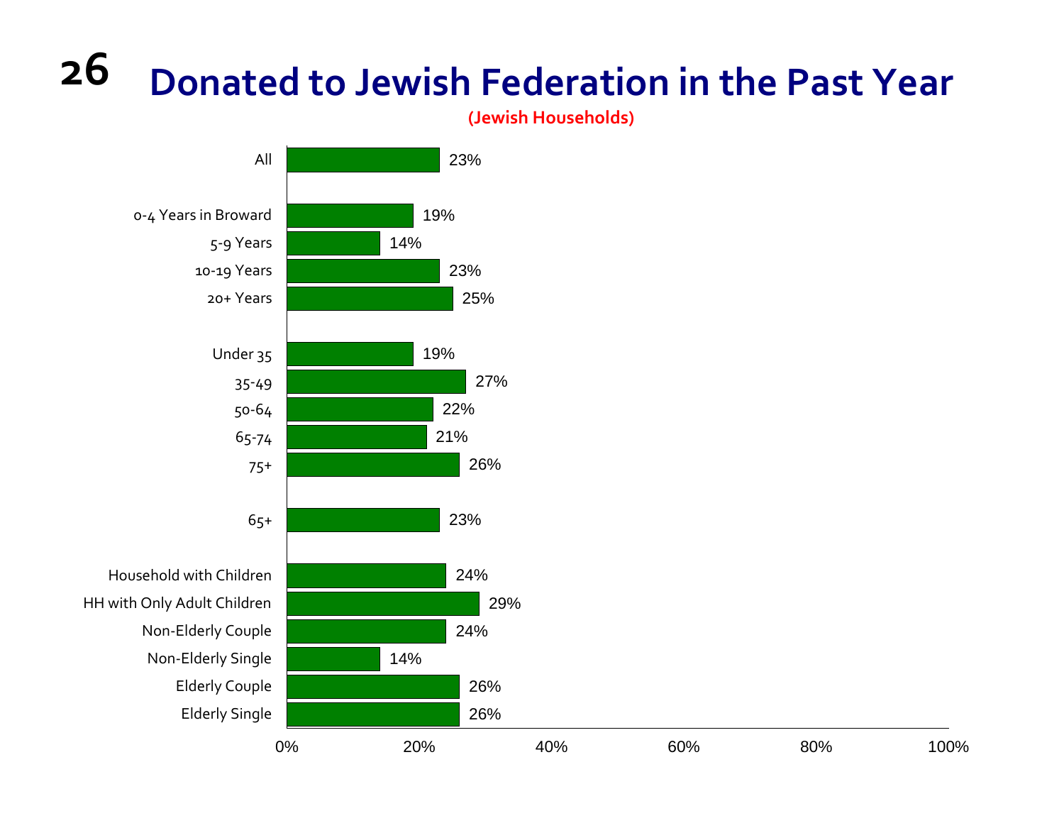# Donated to Jewish Federation in the Past Year

**(Jewish Households)**

| Group | Percent |
|---|---|
| All | 23% |
| 0-4 Years in Broward | 19% |
| 5-9 Years | 14% |
| 10-19 Years | 23% |
| 20+ Years | 25% |
| Under 35 | 19% |
| 35-49 | 27% |
| 50-64 | 22% |
| 65-74 | 21% |
| 75+ | 26% |
| 65+ | 23% |
| Household with Children | 24% |
| HH with Only Adult Children | 29% |
| Non-Elderly Couple | 24% |
| Non-Elderly Single | 14% |
| Elderly Couple | 26% |
| Elderly Single | 26% |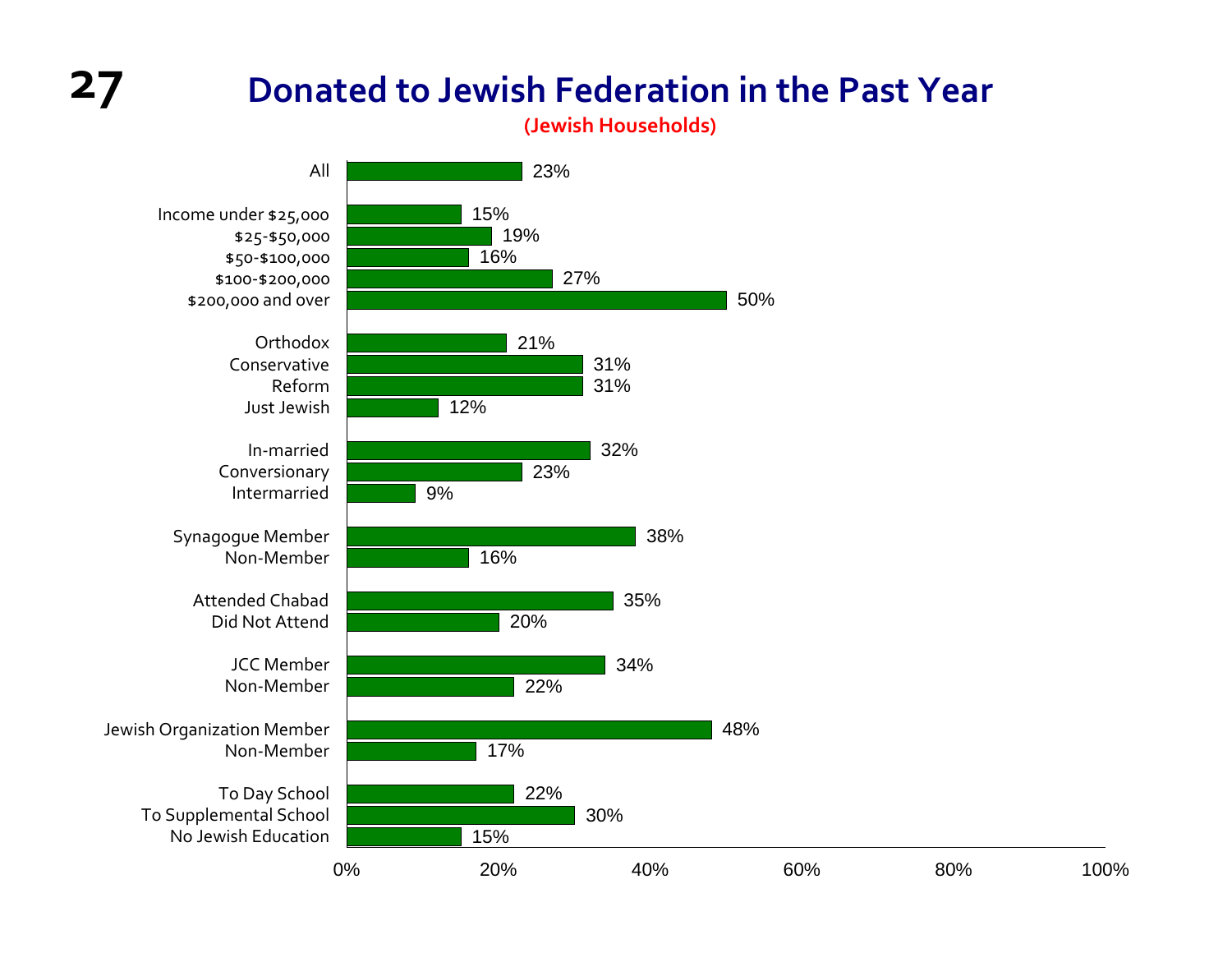# Donated to Jewish Federation in the Past Year

**(Jewish Households)**

| Category | Percent |
| --- | --- |
| All | 23% |
| Income under $25,000 | 15% |
| $25-$50,000 | 19% |
| $50-$100,000 | 16% |
| $100-$200,000 | 27% |
| $200,000 and over | 50% |
| Orthodox | 21% |
| Conservative | 31% |
| Reform | 31% |
| Just Jewish | 12% |
| In-married | 32% |
| Conversionary | 23% |
| Intermarried | 9% |
| Synagogue Member | 38% |
| Non-Member | 16% |
| Attended Chabad | 35% |
| Did Not Attend | 20% |
| JCC Member | 34% |
| Non-Member | 22% |
| Jewish Organization Member | 48% |
| Non-Member | 17% |
| To Day School | 22% |
| To Supplemental School | 30% |
| No Jewish Education | 15% |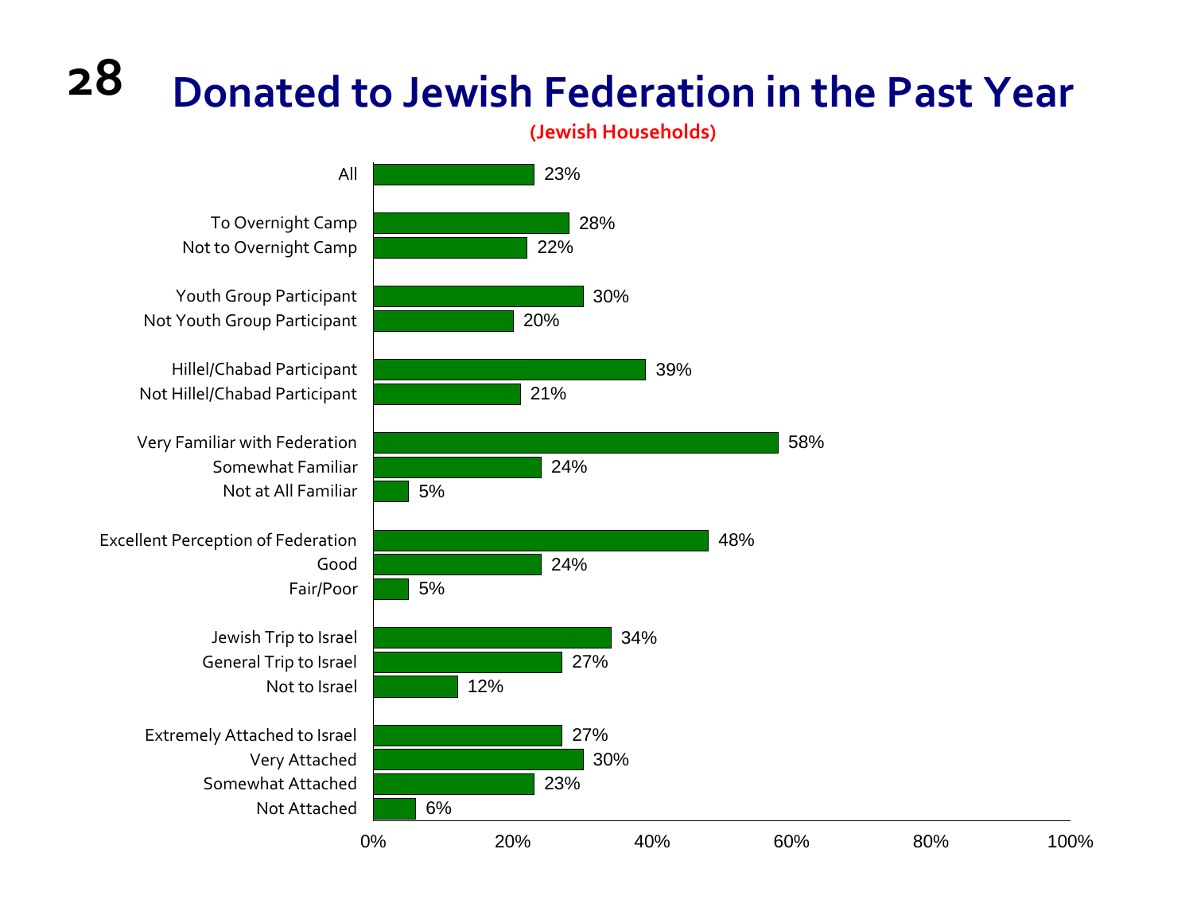# Donated to Jewish Federation in the Past Year

**(Jewish Households)**

| Group | Percent |
|---|---|
| All | 23% |
| To Overnight Camp | 28% |
| Not to Overnight Camp | 22% |
| Youth Group Participant | 30% |
| Not Youth Group Participant | 20% |
| Hillel/Chabad Participant | 39% |
| Not Hillel/Chabad Participant | 21% |
| Very Familiar with Federation | 58% |
| Somewhat Familiar | 24% |
| Not at All Familiar | 5% |
| Excellent Perception of Federation | 48% |
| Good | 24% |
| Fair/Poor | 5% |
| Jewish Trip to Israel | 34% |
| General Trip to Israel | 27% |
| Not to Israel | 12% |
| Extremely Attached to Israel | 27% |
| Very Attached | 30% |
| Somewhat Attached | 23% |
| Not Attached | 6% |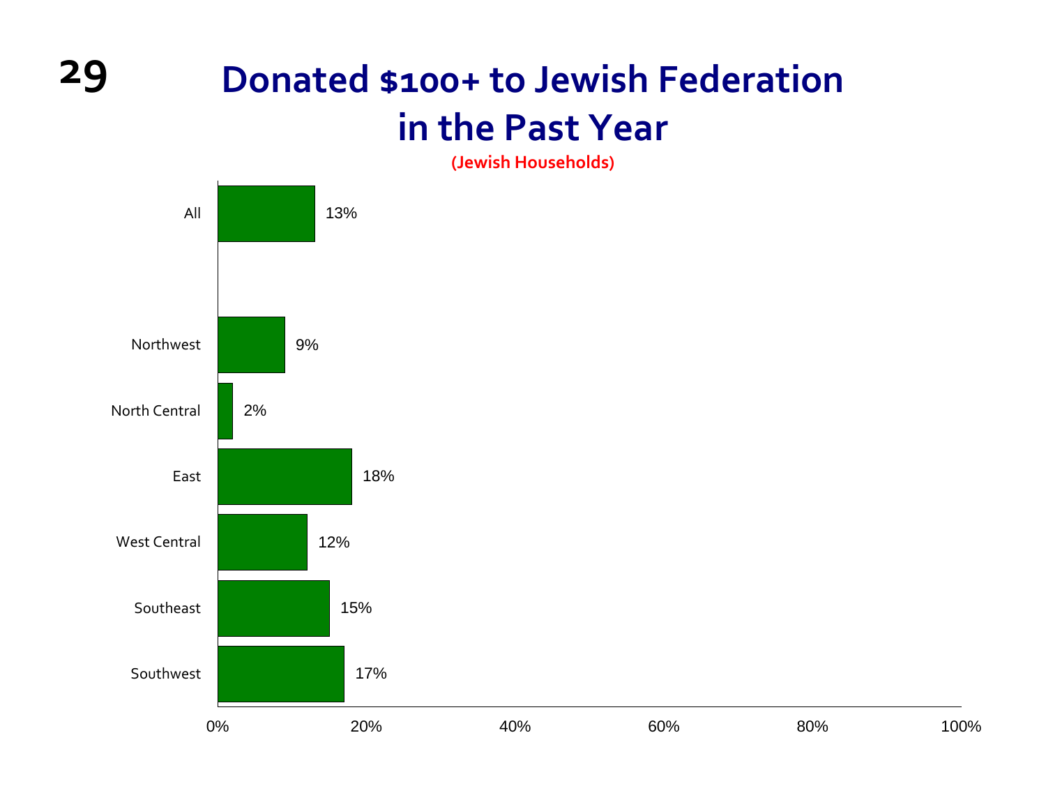# Donated $100+ to Jewish Federation in the Past Year

(Jewish Households)

| Region | Percentage |
|---|---|
| All | 13% |
| Northwest | 9% |
| North Central | 2% |
| East | 18% |
| West Central | 12% |
| Southeast | 15% |
| Southwest | 17% |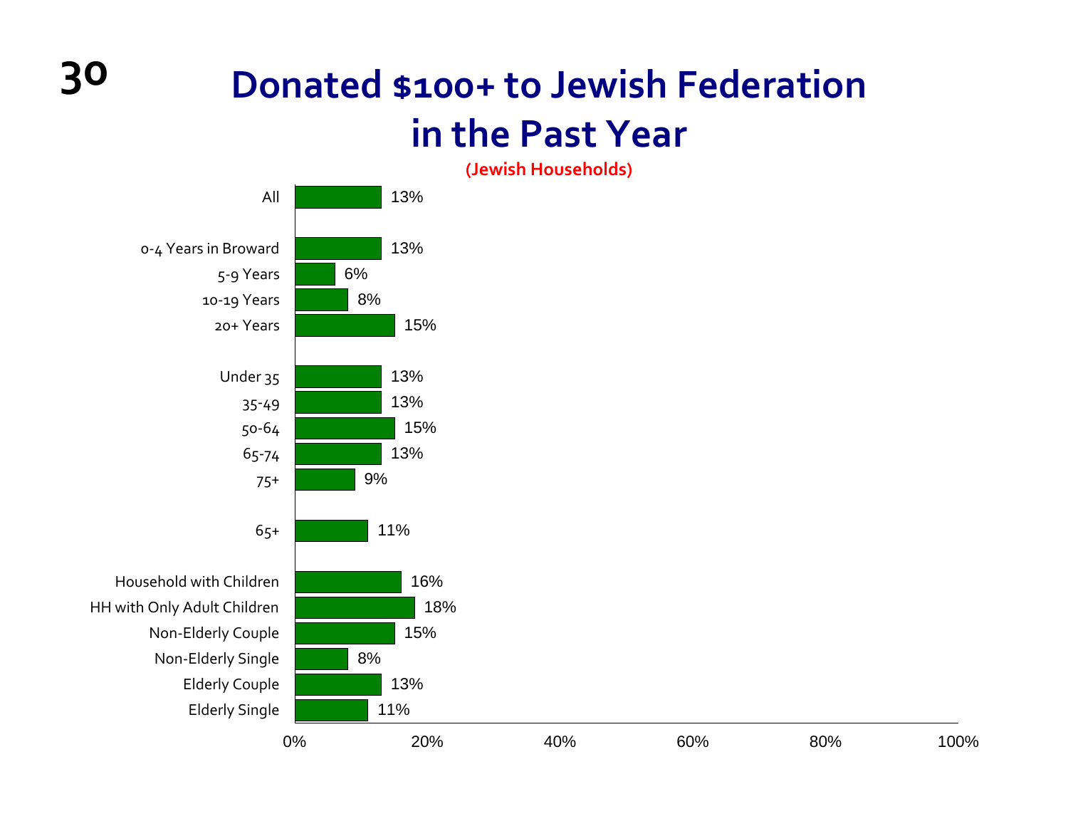# Donated $100+ to Jewish Federation in the Past Year

**(Jewish Households)**

| Group | Percent |
|---|---|
| All | 13% |
| 0-4 Years in Broward | 13% |
| 5-9 Years | 6% |
| 10-19 Years | 8% |
| 20+ Years | 15% |
| Under 35 | 13% |
| 35-49 | 13% |
| 50-64 | 15% |
| 65-74 | 13% |
| 75+ | 9% |
| 65+ | 11% |
| Household with Children | 16% |
| HH with Only Adult Children | 18% |
| Non-Elderly Couple | 15% |
| Non-Elderly Single | 8% |
| Elderly Couple | 13% |
| Elderly Single | 11% |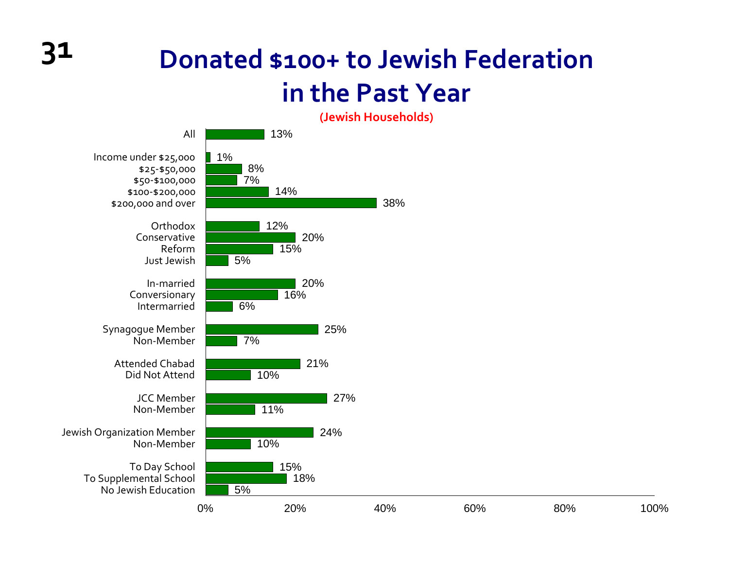# Donated $100+ to Jewish Federation in the Past Year

**(Jewish Households)**

| Group | Percent |
|---|---|
| All | 13% |
| Income under $25,000 | 1% |
| $25-$50,000 | 8% |
| $50-$100,000 | 7% |
| $100-$200,000 | 14% |
| $200,000 and over | 38% |
| Orthodox | 12% |
| Conservative | 20% |
| Reform | 15% |
| Just Jewish | 5% |
| In-married | 20% |
| Conversionary | 16% |
| Intermarried | 6% |
| Synagogue Member | 25% |
| Non-Member | 7% |
| Attended Chabad | 21% |
| Did Not Attend | 10% |
| JCC Member | 27% |
| Non-Member | 11% |
| Jewish Organization Member | 24% |
| Non-Member | 10% |
| To Day School | 15% |
| To Supplemental School | 18% |
| No Jewish Education | 5% |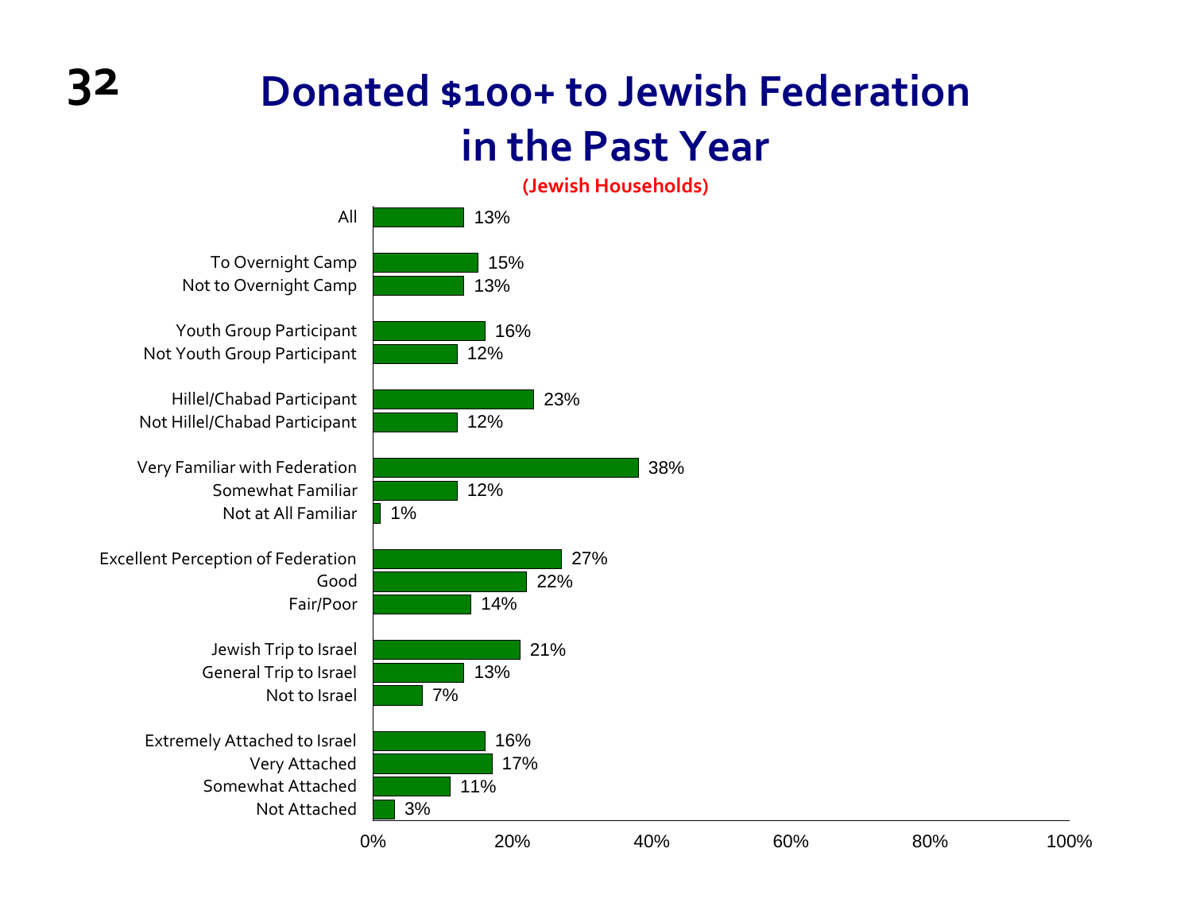# Donated $100+ to Jewish Federation in the Past Year

**(Jewish Households)**

| Group | Percent |
| --- | --- |
| All | 13% |
| To Overnight Camp | 15% |
| Not to Overnight Camp | 13% |
| Youth Group Participant | 16% |
| Not Youth Group Participant | 12% |
| Hillel/Chabad Participant | 23% |
| Not Hillel/Chabad Participant | 12% |
| Very Familiar with Federation | 38% |
| Somewhat Familiar | 12% |
| Not at All Familiar | 1% |
| Excellent Perception of Federation | 27% |
| Good | 22% |
| Fair/Poor | 14% |
| Jewish Trip to Israel | 21% |
| General Trip to Israel | 13% |
| Not to Israel | 7% |
| Extremely Attached to Israel | 16% |
| Very Attached | 17% |
| Somewhat Attached | 11% |
| Not Attached | 3% |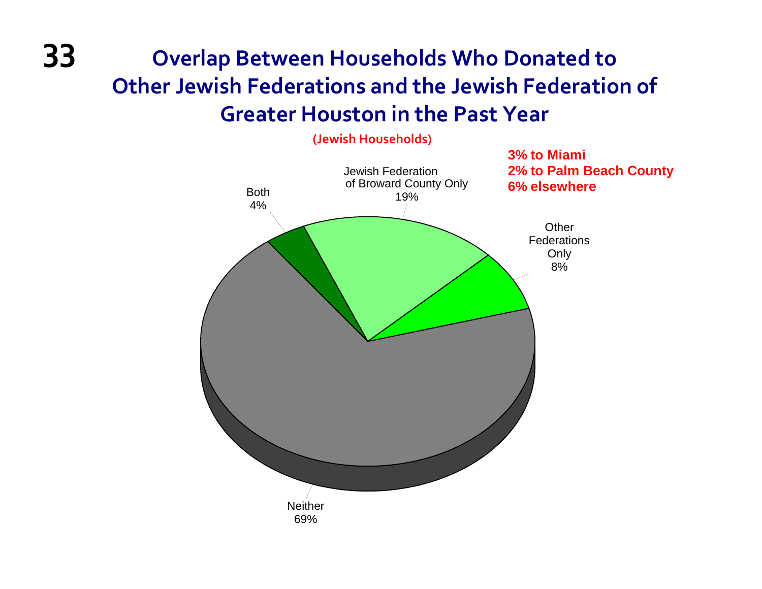# Overlap Between Households Who Donated to Other Jewish Federations and the Jewish Federation of Greater Houston in the Past Year

(Jewish Households)

**3% to Miami**
**2% to Palm Beach County**
**6% elsewhere**

| Category | Percentage |
|---|---|
| Both | 4% |
| Jewish Federation of Broward County Only | 19% |
| Other Federations Only | 8% |
| Neither | 69% |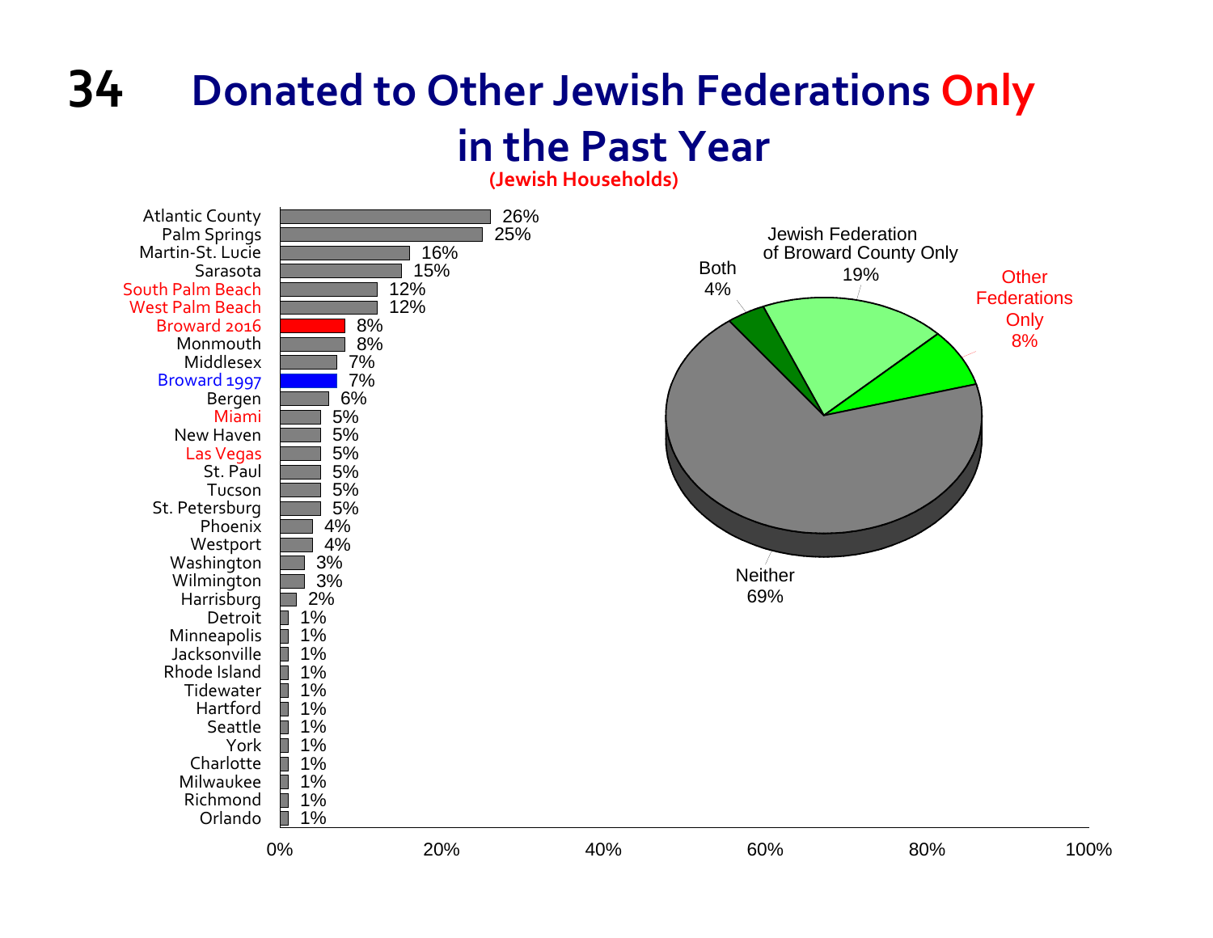# Donated to Other Jewish Federations Only in the Past Year

(Jewish Households)

| Community | Percent |
|---|---|
| Atlantic County | 26% |
| Palm Springs | 25% |
| Martin-St. Lucie | 16% |
| Sarasota | 15% |
| South Palm Beach | 12% |
| West Palm Beach | 12% |
| Broward 2016 | 8% |
| Monmouth | 8% |
| Middlesex | 7% |
| Broward 1997 | 7% |
| Bergen | 6% |
| Miami | 5% |
| New Haven | 5% |
| Las Vegas | 5% |
| St. Paul | 5% |
| Tucson | 5% |
| St. Petersburg | 5% |
| Phoenix | 4% |
| Westport | 4% |
| Washington | 3% |
| Wilmington | 3% |
| Harrisburg | 2% |
| Detroit | 1% |
| Minneapolis | 1% |
| Jacksonville | 1% |
| Rhode Island | 1% |
| Tidewater | 1% |
| Hartford | 1% |
| Seattle | 1% |
| York | 1% |
| Charlotte | 1% |
| Milwaukee | 1% |
| Richmond | 1% |
| Orlando | 1% |

| Category | Percent |
|---|---|
| Jewish Federation of Broward County Only | 19% |
| Other Federations Only | 8% |
| Both | 4% |
| Neither | 69% |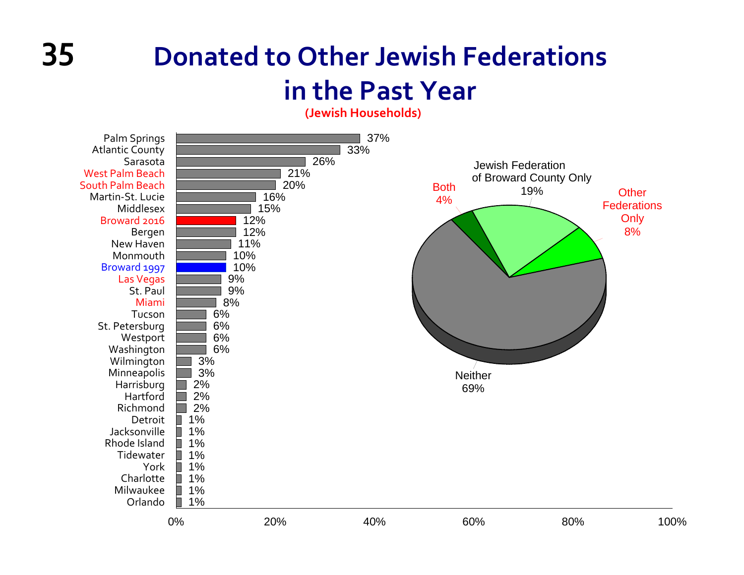# Donated to Other Jewish Federations in the Past Year

**(Jewish Households)**

| Community | Percentage |
| --- | --- |
| Palm Springs | 37% |
| Atlantic County | 33% |
| Sarasota | 26% |
| West Palm Beach | 21% |
| South Palm Beach | 20% |
| Martin-St. Lucie | 16% |
| Middlesex | 15% |
| Broward 2016 | 12% |
| Bergen | 12% |
| New Haven | 11% |
| Monmouth | 10% |
| Broward 1997 | 10% |
| Las Vegas | 9% |
| St. Paul | 9% |
| Miami | 8% |
| Tucson | 6% |
| St. Petersburg | 6% |
| Westport | 6% |
| Washington | 6% |
| Wilmington | 3% |
| Minneapolis | 3% |
| Harrisburg | 2% |
| Hartford | 2% |
| Richmond | 2% |
| Detroit | 1% |
| Jacksonville | 1% |
| Rhode Island | 1% |
| Tidewater | 1% |
| York | 1% |
| Charlotte | 1% |
| Milwaukee | 1% |
| Orlando | 1% |

| Category | Percentage |
| --- | --- |
| Jewish Federation of Broward County Only | 19% |
| Other Federations Only | 8% |
| Both | 4% |
| Neither | 69% |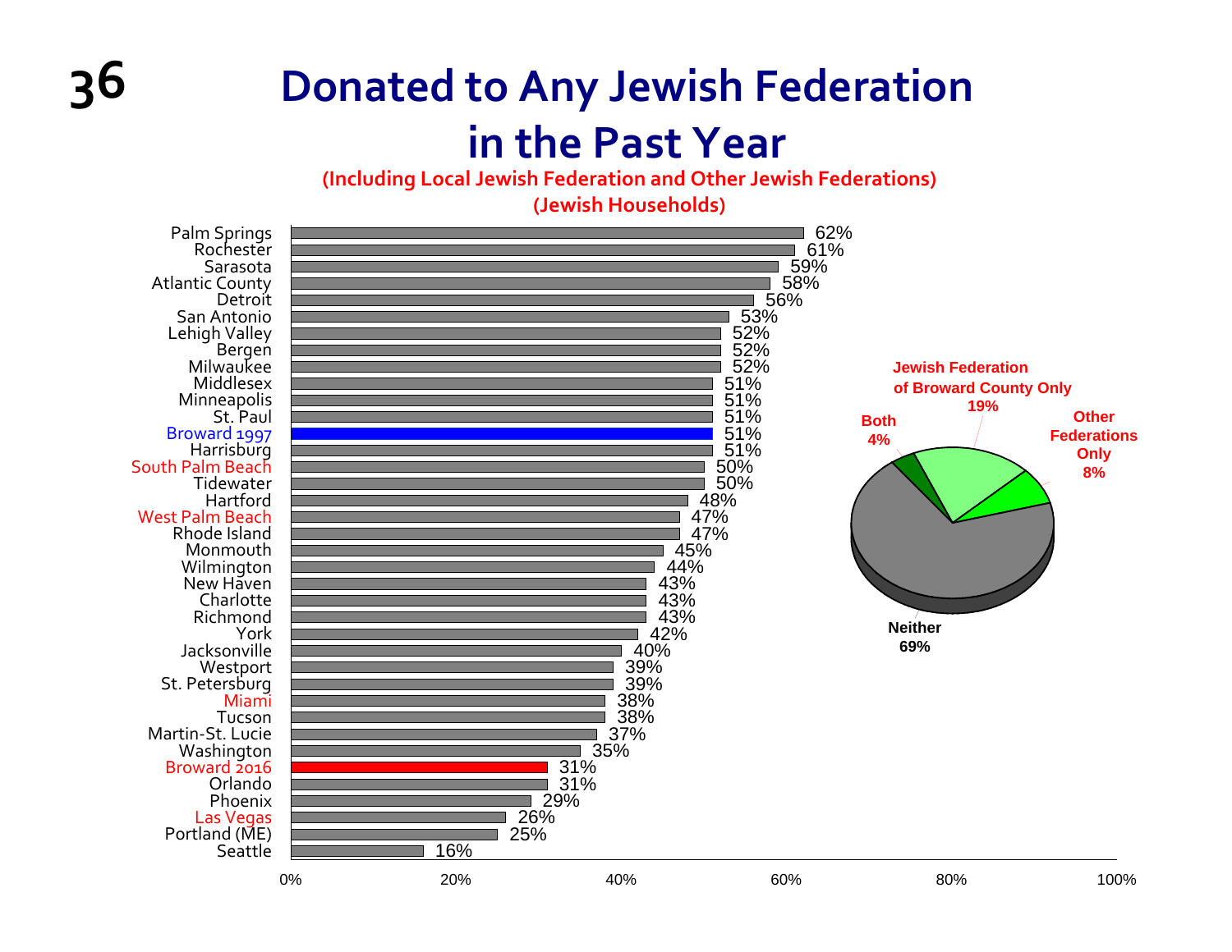# Donated to Any Jewish Federation in the Past Year

**(Including Local Jewish Federation and Other Jewish Federations)**

**(Jewish Households)**

| Community | Percentage |
|---|---|
| Palm Springs | 62% |
| Rochester | 61% |
| Sarasota | 59% |
| Atlantic County | 58% |
| Detroit | 56% |
| San Antonio | 53% |
| Lehigh Valley | 52% |
| Bergen | 52% |
| Milwaukee | 52% |
| Middlesex | 51% |
| Minneapolis | 51% |
| St. Paul | 51% |
| Broward 1997 | 51% |
| Harrisburg | 51% |
| South Palm Beach | 50% |
| Tidewater | 50% |
| Hartford | 48% |
| West Palm Beach | 47% |
| Rhode Island | 47% |
| Monmouth | 45% |
| Wilmington | 44% |
| New Haven | 43% |
| Charlotte | 43% |
| Richmond | 43% |
| York | 42% |
| Jacksonville | 40% |
| Westport | 39% |
| St. Petersburg | 39% |
| Miami | 38% |
| Tucson | 38% |
| Martin-St. Lucie | 37% |
| Washington | 35% |
| Broward 2016 | 31% |
| Orlando | 31% |
| Phoenix | 29% |
| Las Vegas | 26% |
| Portland (ME) | 25% |
| Seattle | 16% |

| Category | Percentage |
|---|---|
| Jewish Federation of Broward County Only | 19% |
| Other Federations Only | 8% |
| Both | 4% |
| Neither | 69% |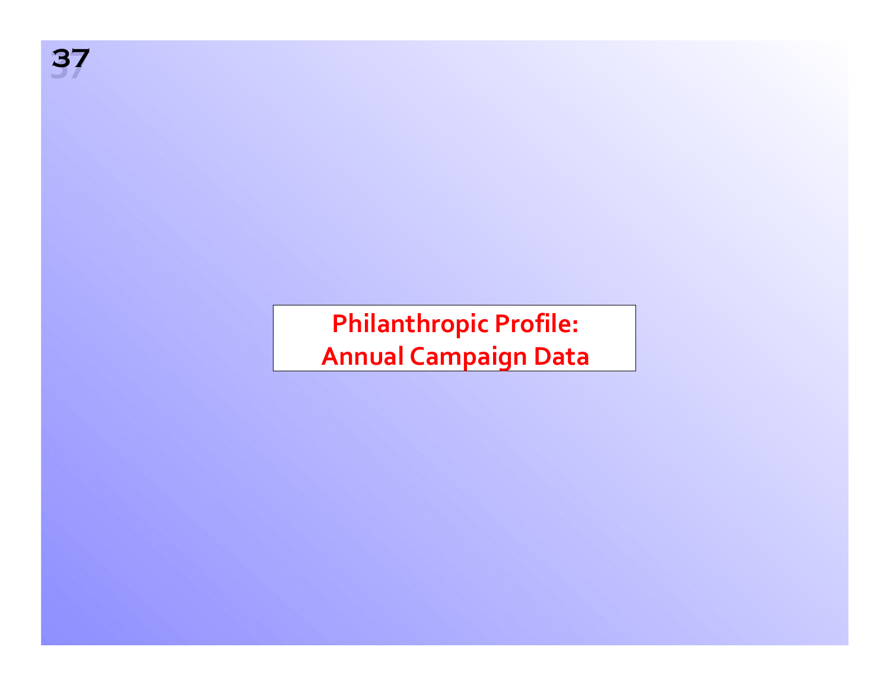## Philanthropic Profile: Annual Campaign Data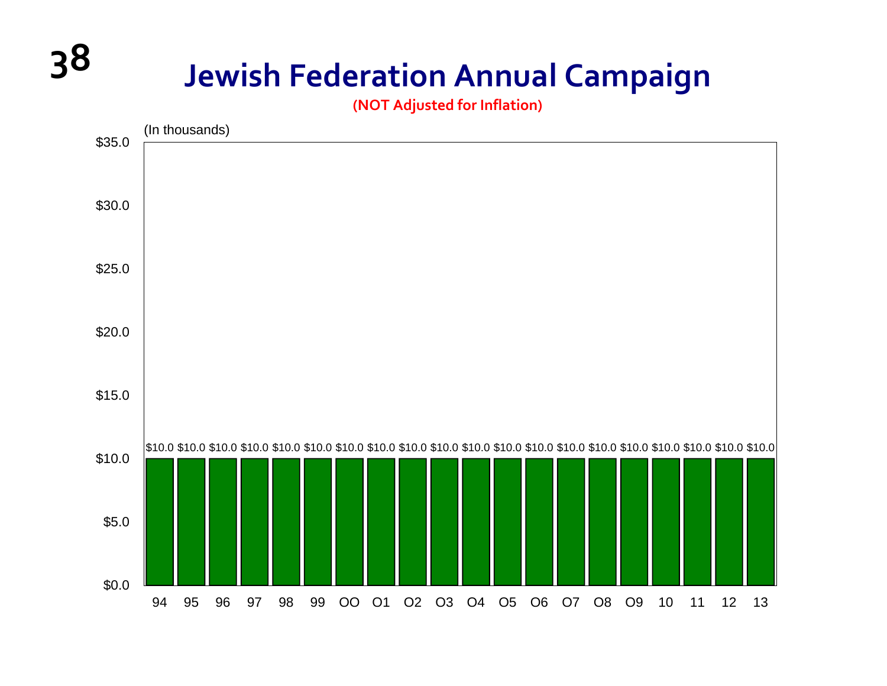# Jewish Federation Annual Campaign

**(NOT Adjusted for Inflation)**

(In thousands)

| Year | Amount |
|---|---|
| 94 | $10.0 |
| 95 | $10.0 |
| 96 | $10.0 |
| 97 | $10.0 |
| 98 | $10.0 |
| 99 | $10.0 |
| OO | $10.0 |
| O1 | $10.0 |
| O2 | $10.0 |
| O3 | $10.0 |
| O4 | $10.0 |
| O5 | $10.0 |
| O6 | $10.0 |
| O7 | $10.0 |
| O8 | $10.0 |
| O9 | $10.0 |
| 10 | $10.0 |
| 11 | $10.0 |
| 12 | $10.0 |
| 13 | $10.0 |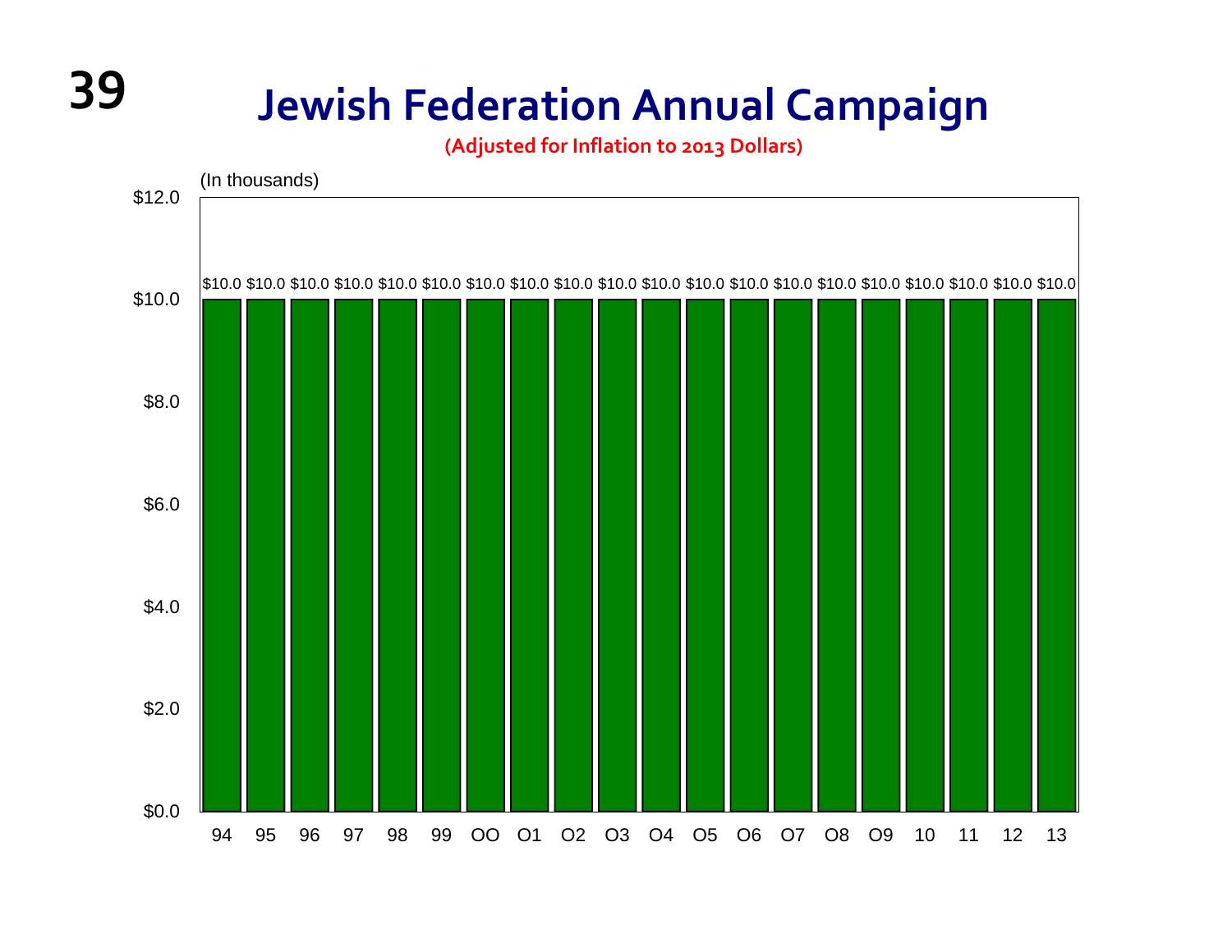# Jewish Federation Annual Campaign

**(Adjusted for Inflation to 2013 Dollars)**

(In thousands)

| Year | Amount |
|---|---|
| 94 | $10.0 |
| 95 | $10.0 |
| 96 | $10.0 |
| 97 | $10.0 |
| 98 | $10.0 |
| 99 | $10.0 |
| OO | $10.0 |
| O1 | $10.0 |
| O2 | $10.0 |
| O3 | $10.0 |
| O4 | $10.0 |
| O5 | $10.0 |
| O6 | $10.0 |
| O7 | $10.0 |
| O8 | $10.0 |
| O9 | $10.0 |
| 10 | $10.0 |
| 11 | $10.0 |
| 12 | $10.0 |
| 13 | $10.0 |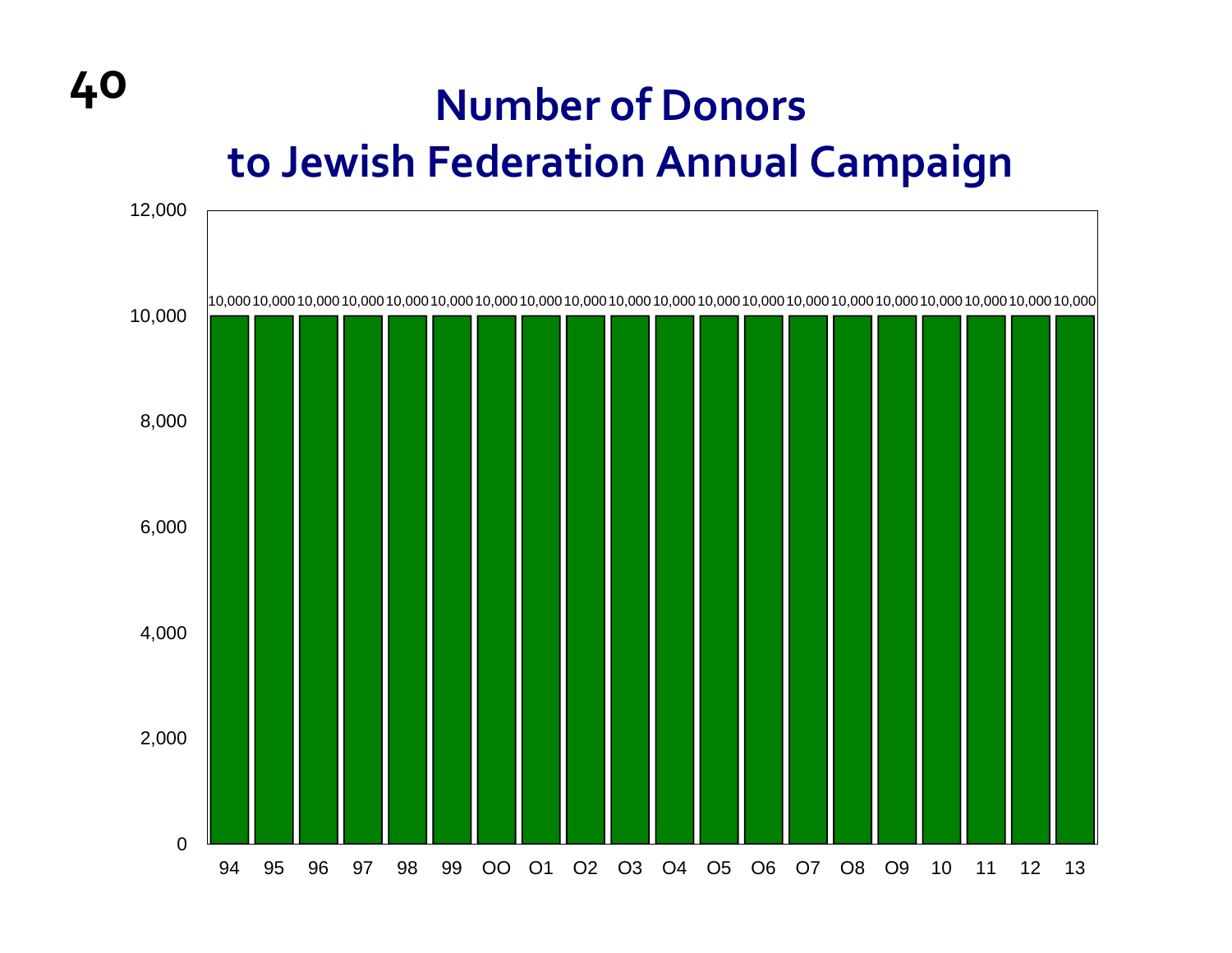# Number of Donors to Jewish Federation Annual Campaign

| Year | Number of Donors |
|---|---|
| 94 | 10,000 |
| 95 | 10,000 |
| 96 | 10,000 |
| 97 | 10,000 |
| 98 | 10,000 |
| 99 | 10,000 |
| OO | 10,000 |
| O1 | 10,000 |
| O2 | 10,000 |
| O3 | 10,000 |
| O4 | 10,000 |
| O5 | 10,000 |
| O6 | 10,000 |
| O7 | 10,000 |
| O8 | 10,000 |
| O9 | 10,000 |
| 10 | 10,000 |
| 11 | 10,000 |
| 12 | 10,000 |
| 13 | 10,000 |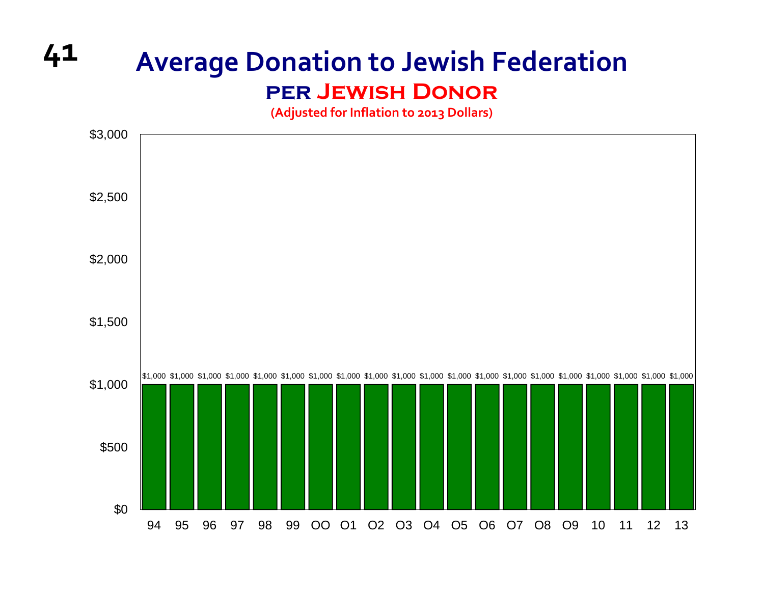# Average Donation to Jewish Federation

## per Jewish Donor

(Adjusted for Inflation to 2013 Dollars)

| Year | Average Donation |
|---|---|
| 94 | $1,000 |
| 95 | $1,000 |
| 96 | $1,000 |
| 97 | $1,000 |
| 98 | $1,000 |
| 99 | $1,000 |
| OO | $1,000 |
| O1 | $1,000 |
| O2 | $1,000 |
| O3 | $1,000 |
| O4 | $1,000 |
| O5 | $1,000 |
| O6 | $1,000 |
| O7 | $1,000 |
| O8 | $1,000 |
| O9 | $1,000 |
| 10 | $1,000 |
| 11 | $1,000 |
| 12 | $1,000 |
| 13 | $1,000 |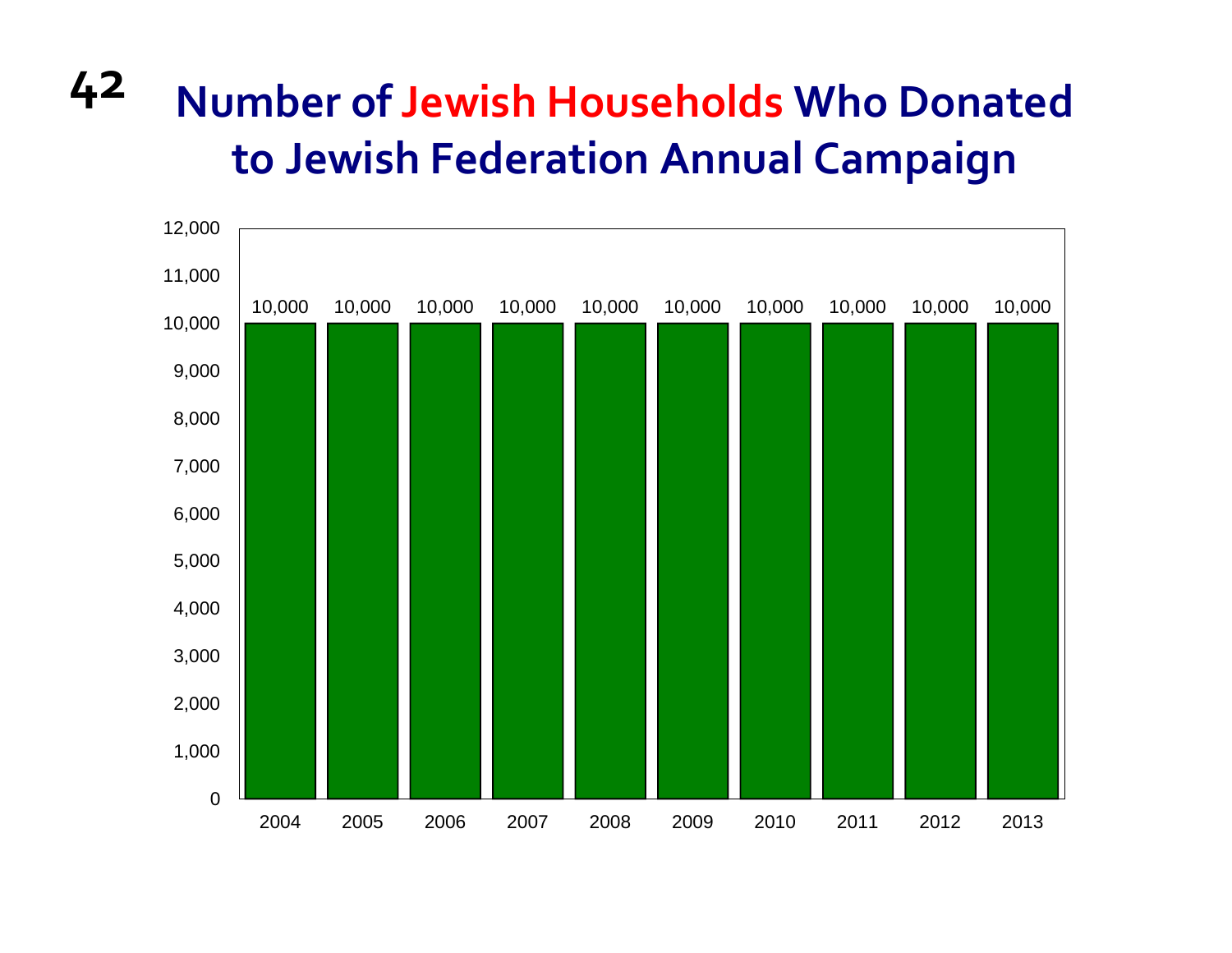# Number of Jewish Households Who Donated to Jewish Federation Annual Campaign

| Year | Households |
|---|---|
| 2004 | 10,000 |
| 2005 | 10,000 |
| 2006 | 10,000 |
| 2007 | 10,000 |
| 2008 | 10,000 |
| 2009 | 10,000 |
| 2010 | 10,000 |
| 2011 | 10,000 |
| 2012 | 10,000 |
| 2013 | 10,000 |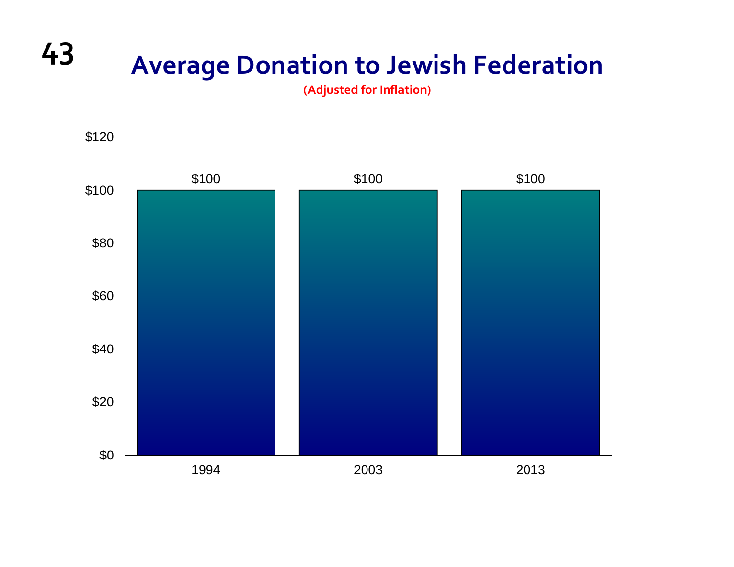## Average Donation to Jewish Federation

(Adjusted for Inflation)

| Year | Average Donation |
|---|---|
| 1994 | $100 |
| 2003 | $100 |
| 2013 | $100 |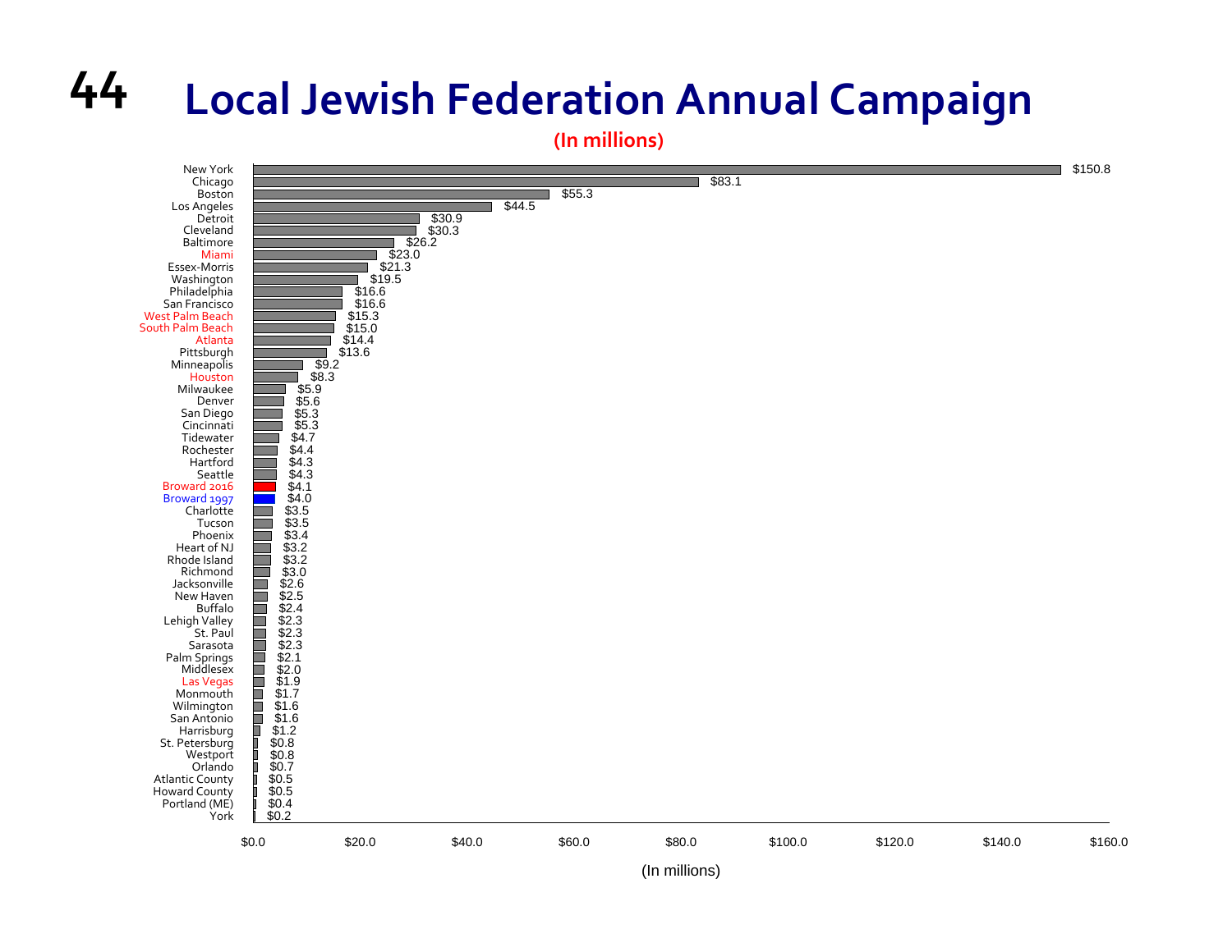# Local Jewish Federation Annual Campaign

**(In millions)**

| Community | Annual Campaign (In millions) |
|---|---|
| New York | $150.8 |
| Chicago | $83.1 |
| Boston | $55.3 |
| Los Angeles | $44.5 |
| Detroit | $30.9 |
| Cleveland | $30.3 |
| Baltimore | $26.2 |
| Miami | $23.0 |
| Essex-Morris | $21.3 |
| Washington | $19.5 |
| Philadelphia | $16.6 |
| San Francisco | $16.6 |
| West Palm Beach | $15.3 |
| South Palm Beach | $15.0 |
| Atlanta | $14.4 |
| Pittsburgh | $13.6 |
| Minneapolis | $9.2 |
| Houston | $8.3 |
| Milwaukee | $5.9 |
| Denver | $5.6 |
| San Diego | $5.3 |
| Cincinnati | $5.3 |
| Tidewater | $4.7 |
| Rochester | $4.4 |
| Hartford | $4.3 |
| Seattle | $4.3 |
| Broward 2016 | $4.1 |
| Broward 1997 | $4.0 |
| Charlotte | $3.5 |
| Tucson | $3.5 |
| Phoenix | $3.4 |
| Heart of NJ | $3.2 |
| Rhode Island | $3.2 |
| Richmond | $3.0 |
| Jacksonville | $2.6 |
| New Haven | $2.5 |
| Buffalo | $2.4 |
| Lehigh Valley | $2.3 |
| St. Paul | $2.3 |
| Sarasota | $2.3 |
| Palm Springs | $2.1 |
| Middlesex | $2.0 |
| Las Vegas | $1.9 |
| Monmouth | $1.7 |
| Wilmington | $1.6 |
| San Antonio | $1.6 |
| Harrisburg | $1.2 |
| St. Petersburg | $0.8 |
| Westport | $0.8 |
| Orlando | $0.7 |
| Atlantic County | $0.5 |
| Howard County | $0.5 |
| Portland (ME) | $0.4 |
| York | $0.2 |

(In millions)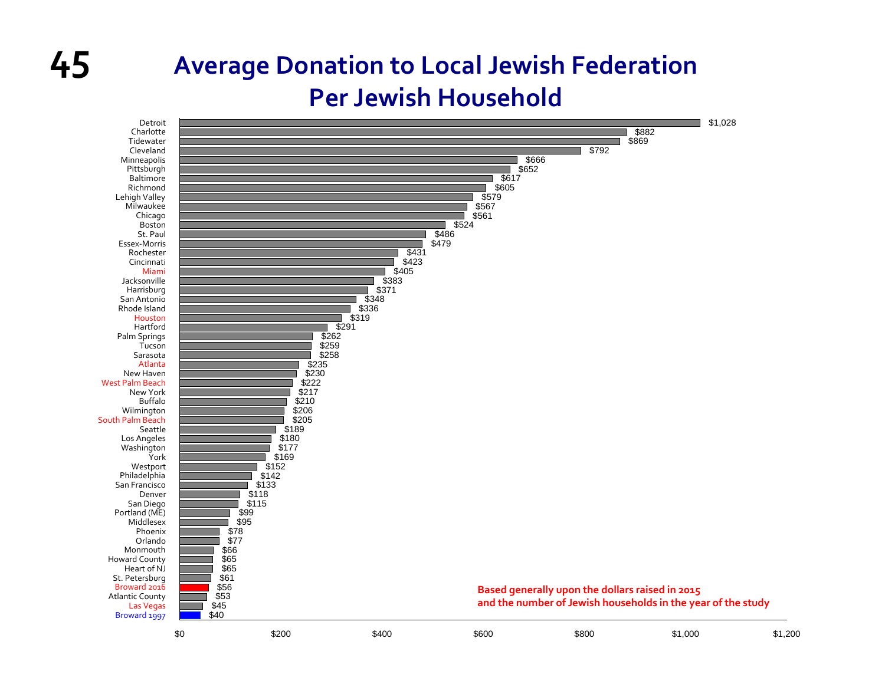# Average Donation to Local Jewish Federation Per Jewish Household

| Community | Average Donation |
|---|---|
| Detroit | $1,028 |
| Charlotte | $882 |
| Tidewater | $869 |
| Cleveland | $792 |
| Minneapolis | $666 |
| Pittsburgh | $652 |
| Baltimore | $617 |
| Richmond | $605 |
| Lehigh Valley | $579 |
| Milwaukee | $567 |
| Chicago | $561 |
| Boston | $524 |
| St. Paul | $486 |
| Essex-Morris | $479 |
| Rochester | $431 |
| Cincinnati | $423 |
| Miami | $405 |
| Jacksonville | $383 |
| Harrisburg | $371 |
| San Antonio | $348 |
| Rhode Island | $336 |
| Houston | $319 |
| Hartford | $291 |
| Palm Springs | $262 |
| Tucson | $259 |
| Sarasota | $258 |
| Atlanta | $235 |
| New Haven | $230 |
| West Palm Beach | $222 |
| New York | $217 |
| Buffalo | $210 |
| Wilmington | $206 |
| South Palm Beach | $205 |
| Seattle | $189 |
| Los Angeles | $180 |
| Washington | $177 |
| York | $169 |
| Westport | $152 |
| Philadelphia | $142 |
| San Francisco | $133 |
| Denver | $118 |
| San Diego | $115 |
| Portland (ME) | $99 |
| Middlesex | $95 |
| Phoenix | $78 |
| Orlando | $77 |
| Monmouth | $66 |
| Howard County | $65 |
| Heart of NJ | $65 |
| St. Petersburg | $61 |
| Broward 2016 | $56 |
| Atlantic County | $53 |
| Las Vegas | $45 |
| Broward 1997 | $40 |

**Based generally upon the dollars raised in 2015 and the number of Jewish households in the year of the study**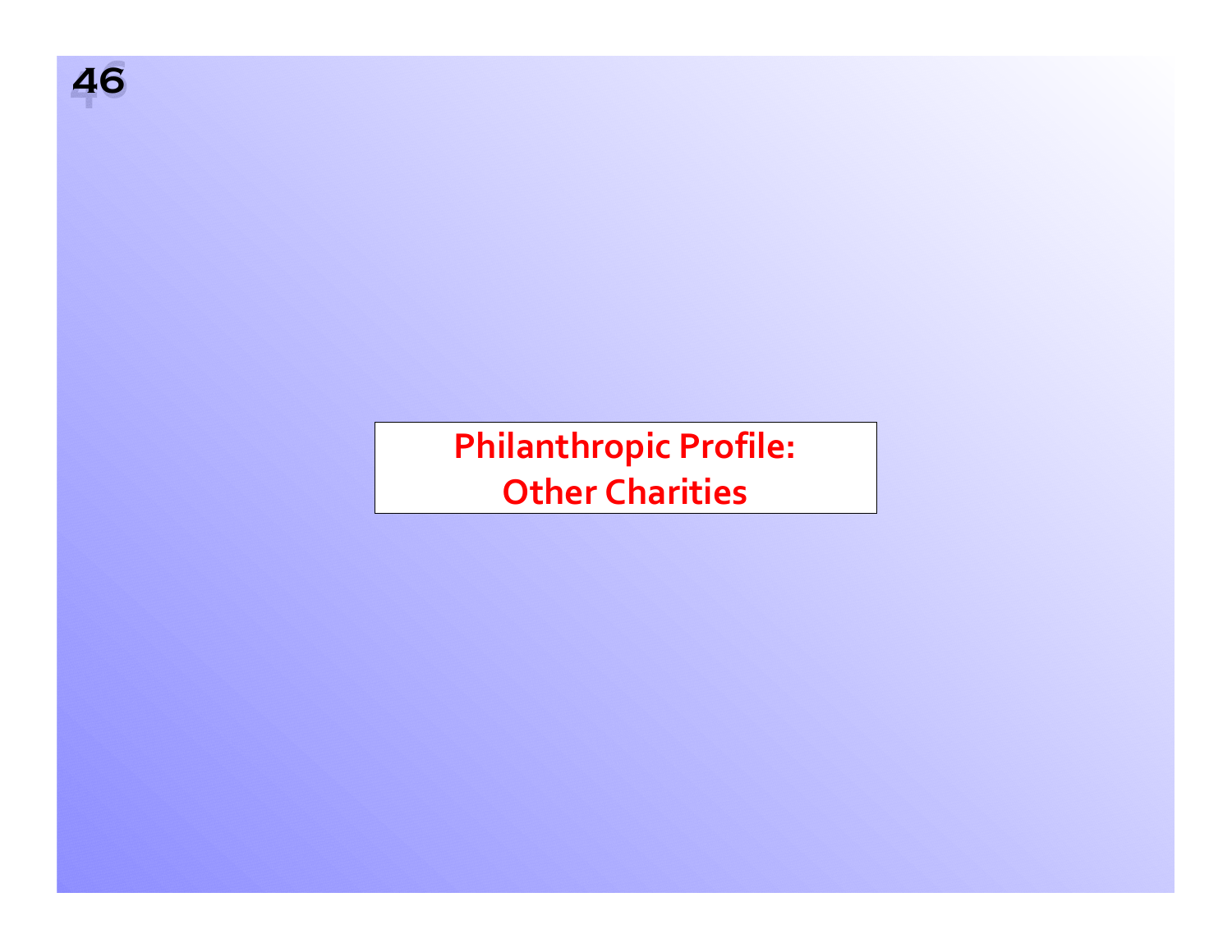# Philanthropic Profile: Other Charities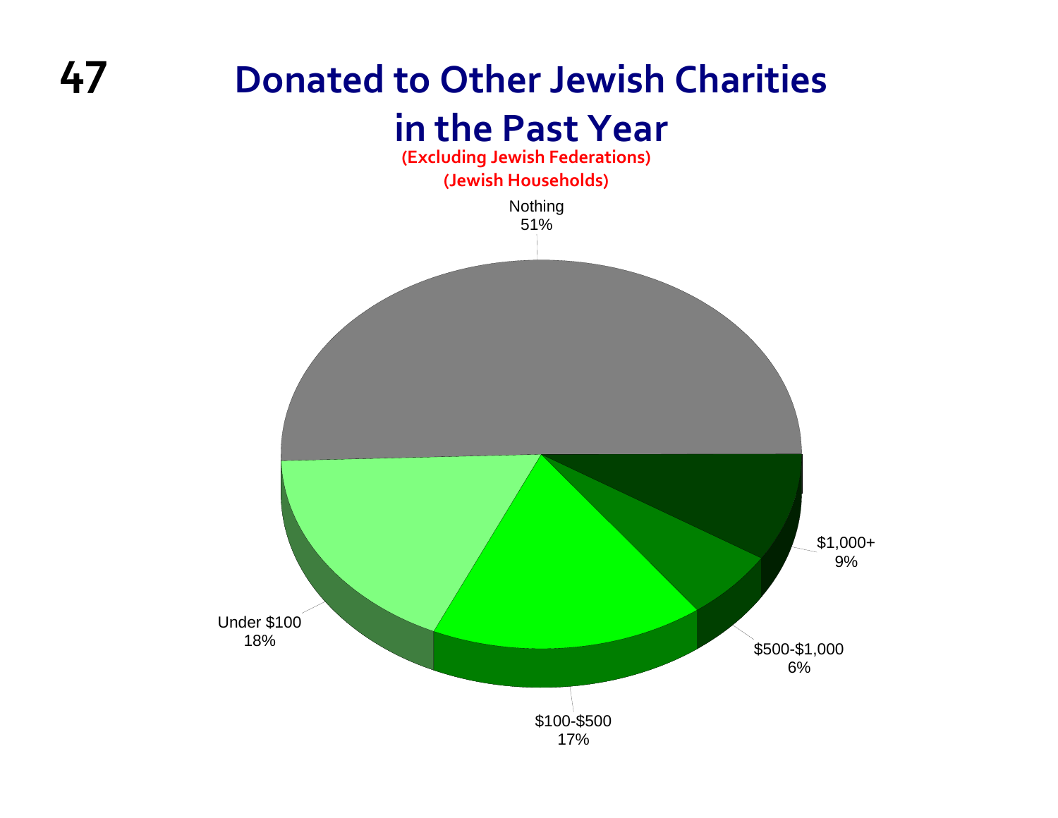# Donated to Other Jewish Charities in the Past Year

**(Excluding Jewish Federations)**
**(Jewish Households)**

| Category | Percent |
|---|---|
| Nothing | 51% |
| Under $100 | 18% |
| $100-$500 | 17% |
| $500-$1,000 | 6% |
| $1,000+ | 9% |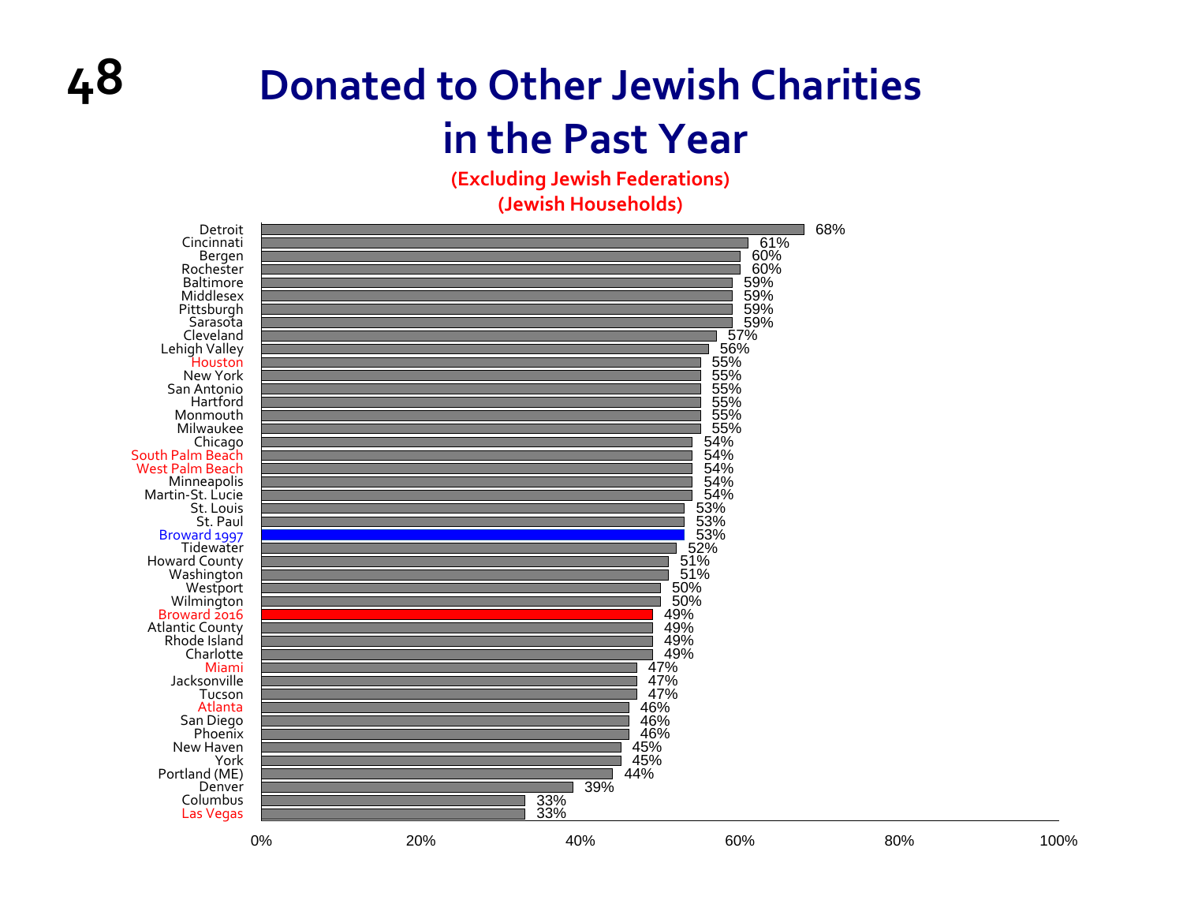# Donated to Other Jewish Charities in the Past Year

**(Excluding Jewish Federations)**
**(Jewish Households)**

| Community | Percentage |
|---|---|
| Detroit | 68% |
| Cincinnati | 61% |
| Bergen | 60% |
| Rochester | 60% |
| Baltimore | 59% |
| Middlesex | 59% |
| Pittsburgh | 59% |
| Sarasota | 59% |
| Cleveland | 57% |
| Lehigh Valley | 56% |
| Houston | 55% |
| New York | 55% |
| San Antonio | 55% |
| Hartford | 55% |
| Monmouth | 55% |
| Milwaukee | 55% |
| Chicago | 54% |
| South Palm Beach | 54% |
| West Palm Beach | 54% |
| Minneapolis | 54% |
| Martin-St. Lucie | 54% |
| St. Louis | 53% |
| St. Paul | 53% |
| Broward 1997 | 53% |
| Tidewater | 52% |
| Howard County | 51% |
| Washington | 51% |
| Westport | 50% |
| Wilmington | 50% |
| Broward 2016 | 49% |
| Atlantic County | 49% |
| Rhode Island | 49% |
| Charlotte | 49% |
| Miami | 47% |
| Jacksonville | 47% |
| Tucson | 47% |
| Atlanta | 46% |
| San Diego | 46% |
| Phoenix | 46% |
| New Haven | 45% |
| York | 45% |
| Portland (ME) | 44% |
| Denver | 39% |
| Columbus | 33% |
| Las Vegas | 33% |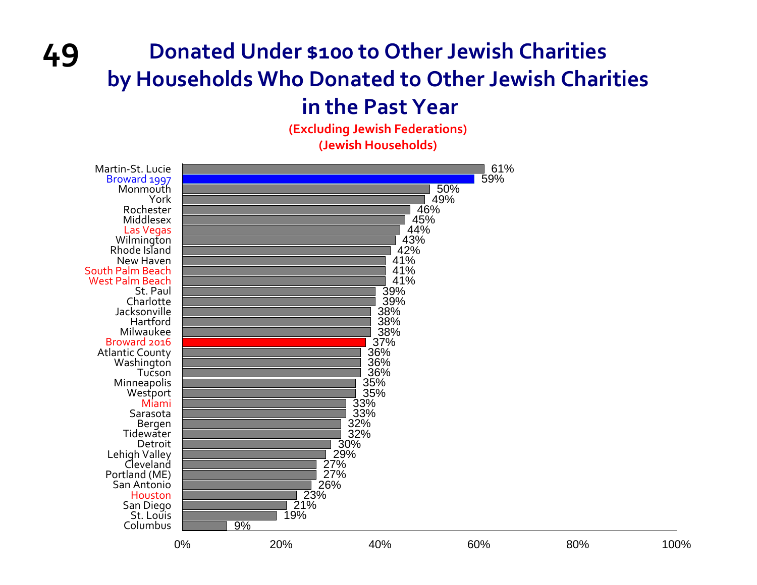# Donated Under $100 to Other Jewish Charities by Households Who Donated to Other Jewish Charities in the Past Year

(Excluding Jewish Federations)
(Jewish Households)

| Community | Percentage |
|---|---|
| Martin-St. Lucie | 61% |
| Broward 1997 | 59% |
| Monmouth | 50% |
| York | 49% |
| Rochester | 46% |
| Middlesex | 45% |
| Las Vegas | 44% |
| Wilmington | 43% |
| Rhode Island | 42% |
| New Haven | 41% |
| South Palm Beach | 41% |
| West Palm Beach | 41% |
| St. Paul | 39% |
| Charlotte | 39% |
| Jacksonville | 38% |
| Hartford | 38% |
| Milwaukee | 38% |
| Broward 2016 | 37% |
| Atlantic County | 36% |
| Washington | 36% |
| Tucson | 36% |
| Minneapolis | 35% |
| Westport | 35% |
| Miami | 33% |
| Sarasota | 33% |
| Bergen | 32% |
| Tidewater | 32% |
| Detroit | 30% |
| Lehigh Valley | 29% |
| Cleveland | 27% |
| Portland (ME) | 27% |
| San Antonio | 26% |
| Houston | 23% |
| San Diego | 21% |
| St. Louis | 19% |
| Columbus | 9% |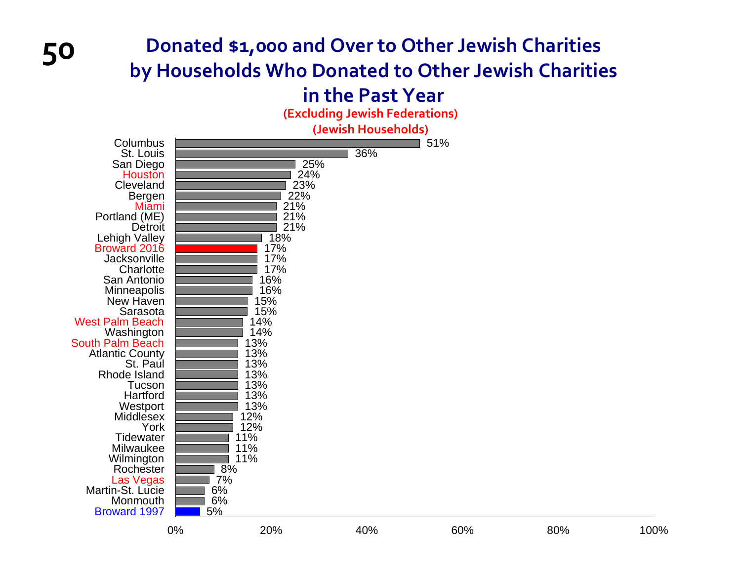# Donated $1,000 and Over to Other Jewish Charities by Households Who Donated to Other Jewish Charities in the Past Year

(Excluding Jewish Federations)

(Jewish Households)

| Community | Percentage |
|---|---|
| Columbus | 51% |
| St. Louis | 36% |
| San Diego | 25% |
| Houston | 24% |
| Cleveland | 23% |
| Bergen | 22% |
| Miami | 21% |
| Portland (ME) | 21% |
| Detroit | 21% |
| Lehigh Valley | 18% |
| Broward 2016 | 17% |
| Jacksonville | 17% |
| Charlotte | 17% |
| San Antonio | 16% |
| Minneapolis | 16% |
| New Haven | 15% |
| Sarasota | 15% |
| West Palm Beach | 14% |
| Washington | 14% |
| South Palm Beach | 13% |
| Atlantic County | 13% |
| St. Paul | 13% |
| Rhode Island | 13% |
| Tucson | 13% |
| Hartford | 13% |
| Westport | 13% |
| Middlesex | 12% |
| York | 12% |
| Tidewater | 11% |
| Milwaukee | 11% |
| Wilmington | 11% |
| Rochester | 8% |
| Las Vegas | 7% |
| Martin-St. Lucie | 6% |
| Monmouth | 6% |
| Broward 1997 | 5% |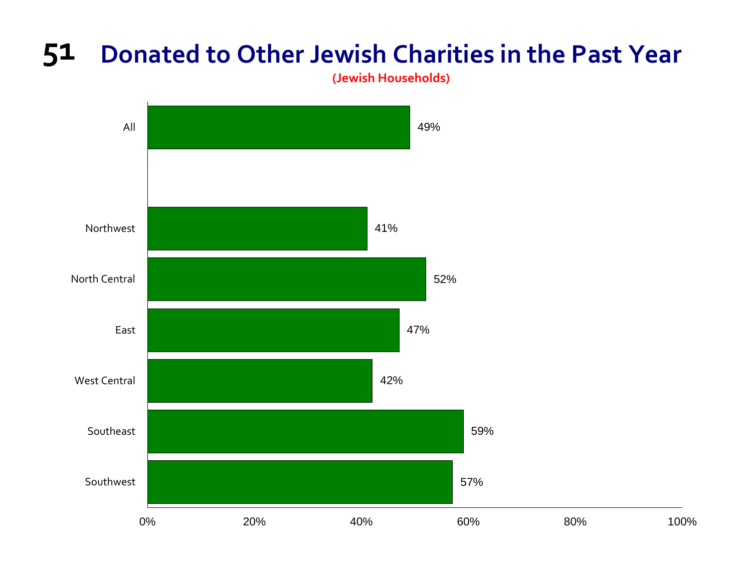# 51 Donated to Other Jewish Charities in the Past Year

(Jewish Households)

| Area | Percentage |
|---|---|
| All | 49% |
| Northwest | 41% |
| North Central | 52% |
| East | 47% |
| West Central | 42% |
| Southeast | 59% |
| Southwest | 57% |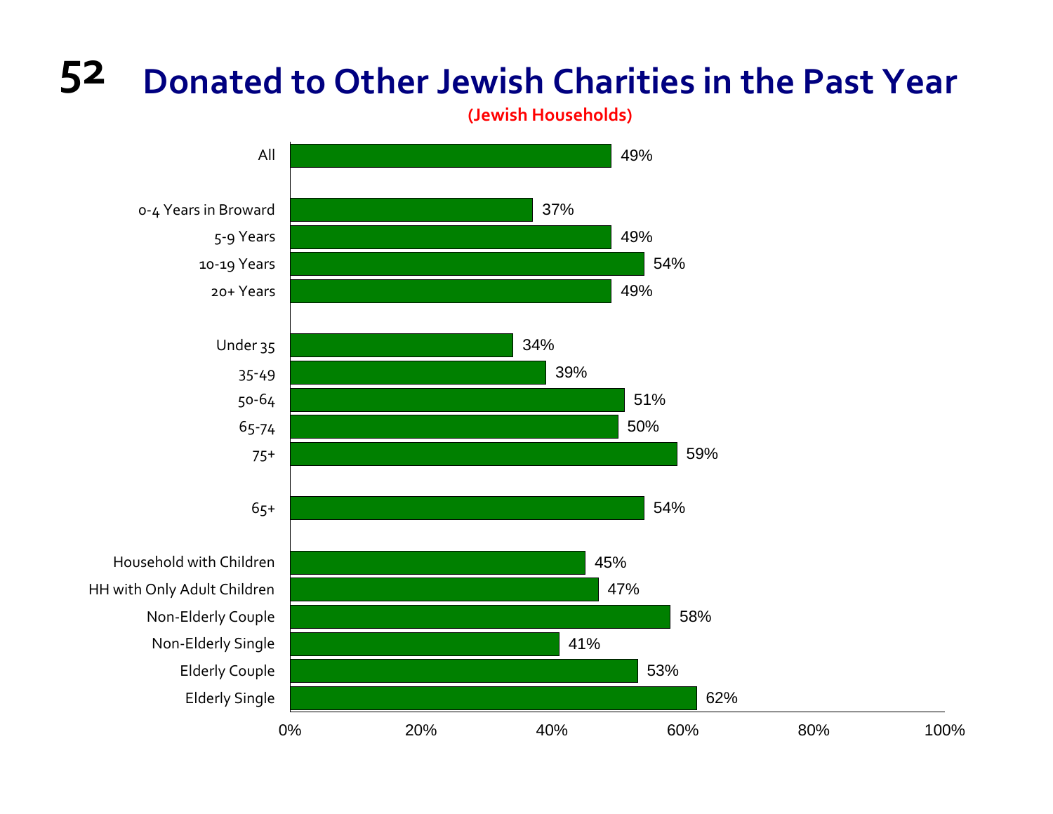# Donated to Other Jewish Charities in the Past Year

**(Jewish Households)**

| Group | Percent |
| --- | --- |
| All | 49% |
| 0-4 Years in Broward | 37% |
| 5-9 Years | 49% |
| 10-19 Years | 54% |
| 20+ Years | 49% |
| Under 35 | 34% |
| 35-49 | 39% |
| 50-64 | 51% |
| 65-74 | 50% |
| 75+ | 59% |
| 65+ | 54% |
| Household with Children | 45% |
| HH with Only Adult Children | 47% |
| Non-Elderly Couple | 58% |
| Non-Elderly Single | 41% |
| Elderly Couple | 53% |
| Elderly Single | 62% |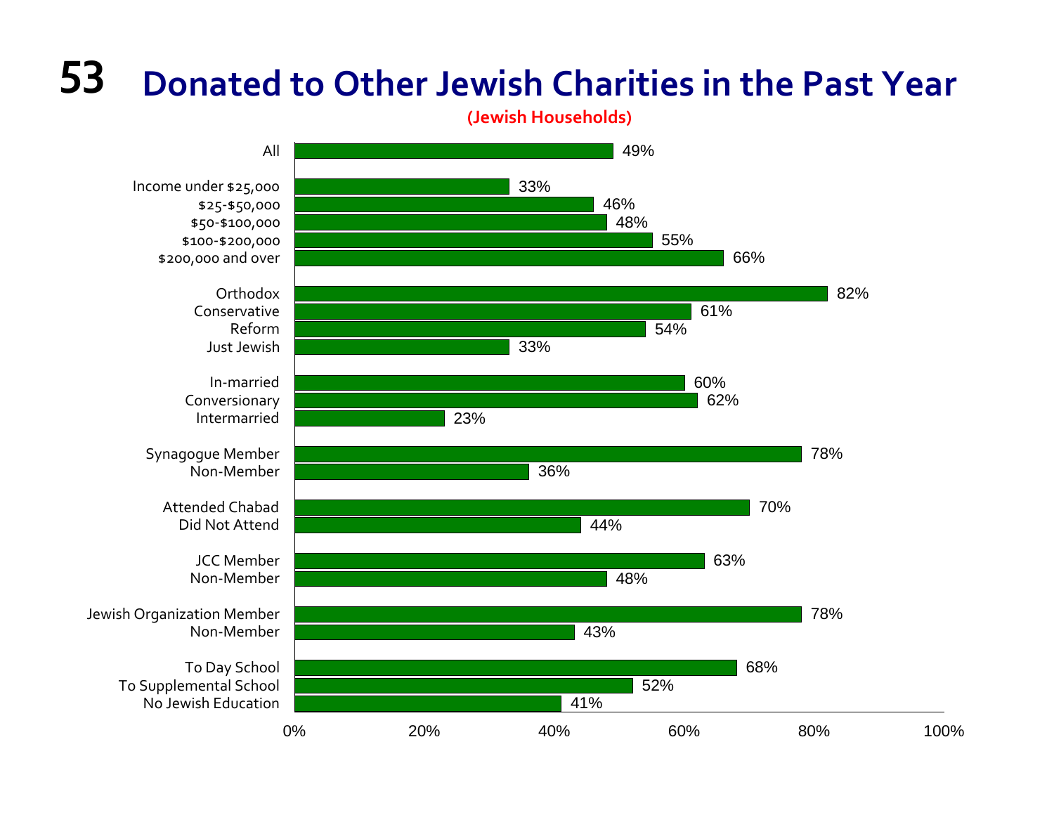# Donated to Other Jewish Charities in the Past Year

**(Jewish Households)**

| Category | Percent |
|---|---|
| All | 49% |
| Income under $25,000 | 33% |
| $25-$50,000 | 46% |
| $50-$100,000 | 48% |
| $100-$200,000 | 55% |
| $200,000 and over | 66% |
| Orthodox | 82% |
| Conservative | 61% |
| Reform | 54% |
| Just Jewish | 33% |
| In-married | 60% |
| Conversionary | 62% |
| Intermarried | 23% |
| Synagogue Member | 78% |
| Non-Member | 36% |
| Attended Chabad | 70% |
| Did Not Attend | 44% |
| JCC Member | 63% |
| Non-Member | 48% |
| Jewish Organization Member | 78% |
| Non-Member | 43% |
| To Day School | 68% |
| To Supplemental School | 52% |
| No Jewish Education | 41% |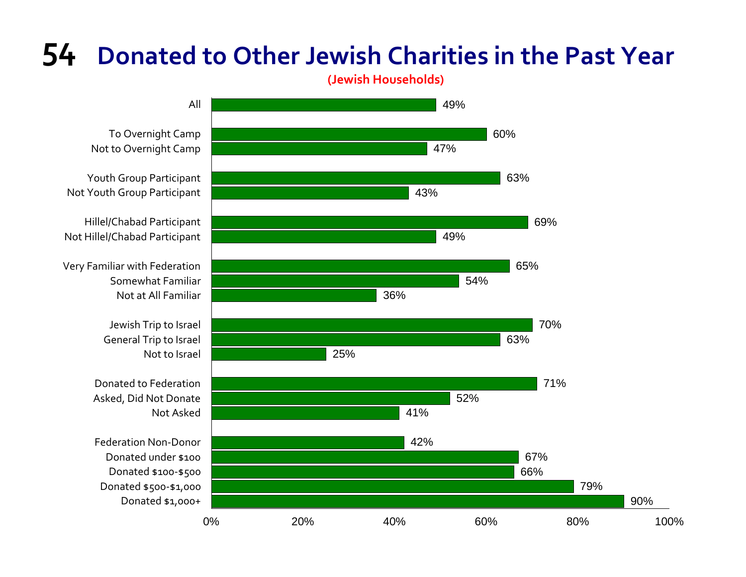# 54 Donated to Other Jewish Charities in the Past Year

**(Jewish Households)**

| Category | Percent |
|---|---|
| All | 49% |
| To Overnight Camp | 60% |
| Not to Overnight Camp | 47% |
| Youth Group Participant | 63% |
| Not Youth Group Participant | 43% |
| Hillel/Chabad Participant | 69% |
| Not Hillel/Chabad Participant | 49% |
| Very Familiar with Federation | 65% |
| Somewhat Familiar | 54% |
| Not at All Familiar | 36% |
| Jewish Trip to Israel | 70% |
| General Trip to Israel | 63% |
| Not to Israel | 25% |
| Donated to Federation | 71% |
| Asked, Did Not Donate | 52% |
| Not Asked | 41% |
| Federation Non-Donor | 42% |
| Donated under $100 | 67% |
| Donated $100-$500 | 66% |
| Donated $500-$1,000 | 79% |
| Donated $1,000+ | 90% |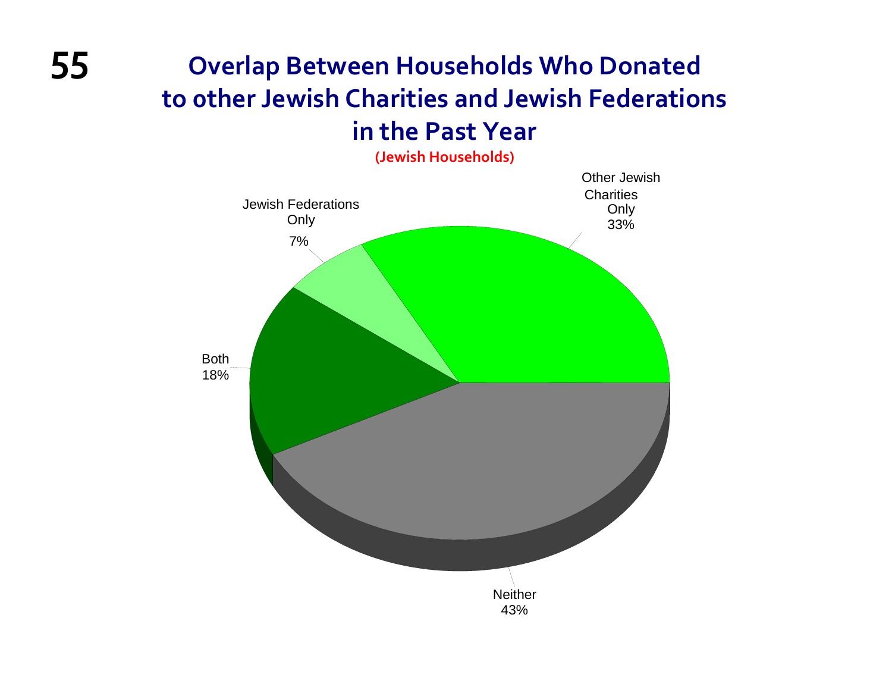# Overlap Between Households Who Donated to other Jewish Charities and Jewish Federations in the Past Year

**(Jewish Households)**

| Category | Percentage |
|---|---|
| Other Jewish Charities Only | 33% |
| Jewish Federations Only | 7% |
| Both | 18% |
| Neither | 43% |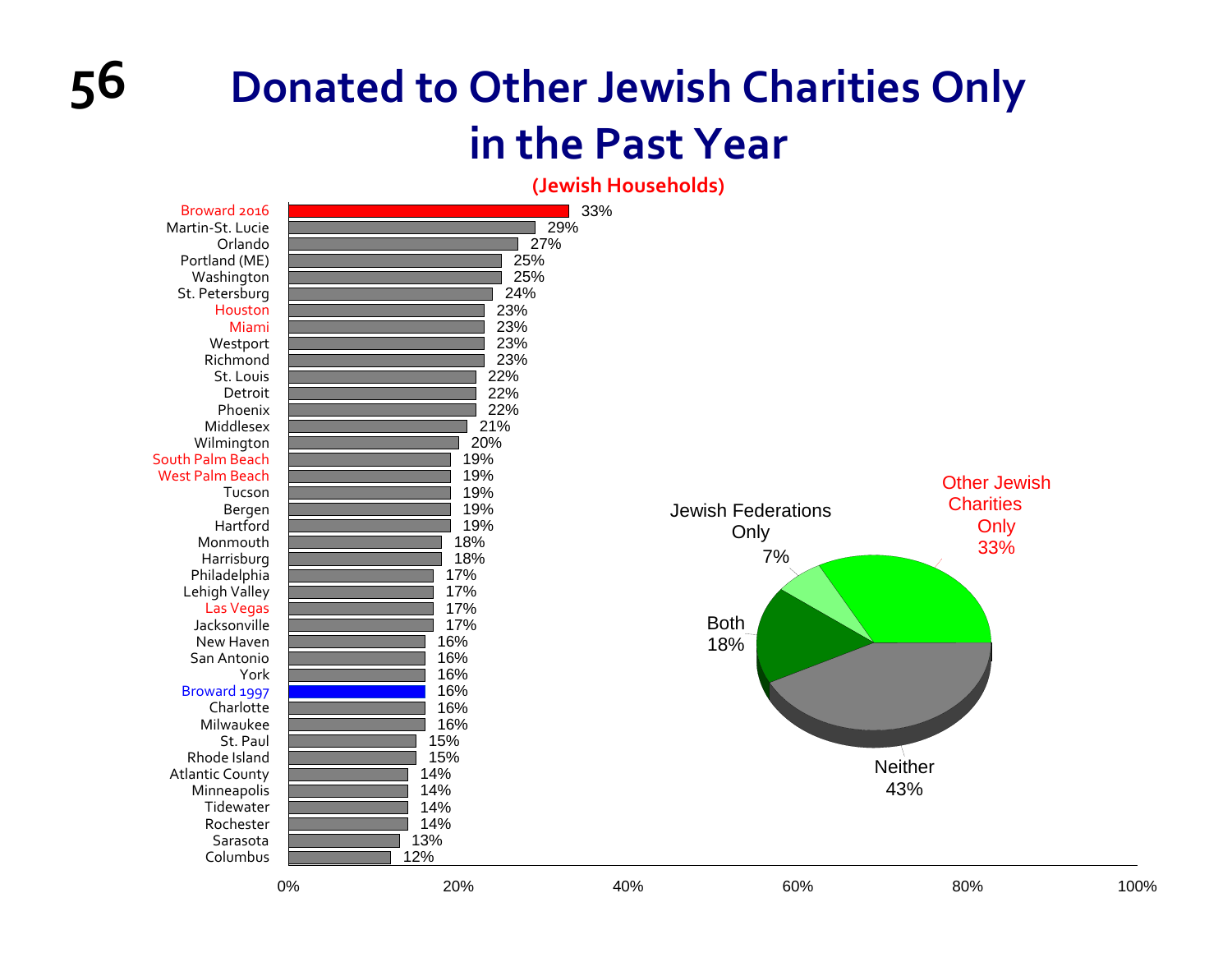# Donated to Other Jewish Charities Only in the Past Year

**(Jewish Households)**

| Community | Percentage |
|---|---|
| Broward 2016 | 33% |
| Martin-St. Lucie | 29% |
| Orlando | 27% |
| Portland (ME) | 25% |
| Washington | 25% |
| St. Petersburg | 24% |
| Houston | 23% |
| Miami | 23% |
| Westport | 23% |
| Richmond | 23% |
| St. Louis | 22% |
| Detroit | 22% |
| Phoenix | 22% |
| Middlesex | 21% |
| Wilmington | 20% |
| South Palm Beach | 19% |
| West Palm Beach | 19% |
| Tucson | 19% |
| Bergen | 19% |
| Hartford | 19% |
| Monmouth | 18% |
| Harrisburg | 18% |
| Philadelphia | 17% |
| Lehigh Valley | 17% |
| Las Vegas | 17% |
| Jacksonville | 17% |
| New Haven | 16% |
| San Antonio | 16% |
| York | 16% |
| Broward 1997 | 16% |
| Charlotte | 16% |
| Milwaukee | 16% |
| St. Paul | 15% |
| Rhode Island | 15% |
| Atlantic County | 14% |
| Minneapolis | 14% |
| Tidewater | 14% |
| Rochester | 14% |
| Sarasota | 13% |
| Columbus | 12% |

| Category | Percentage |
|---|---|
| Other Jewish Charities Only | 33% |
| Jewish Federations Only | 7% |
| Both | 18% |
| Neither | 43% |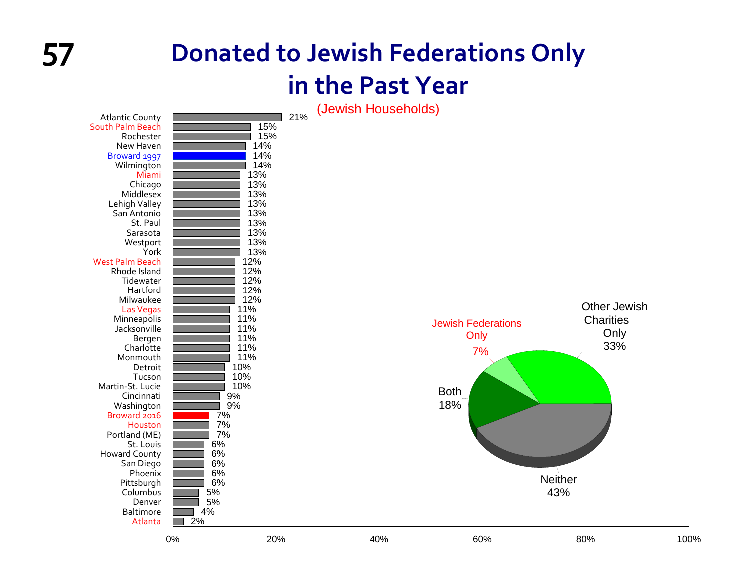# Donated to Jewish Federations Only in the Past Year

(Jewish Households)

| Community | Percent |
|---|---|
| Atlantic County | 21% |
| South Palm Beach | 15% |
| Rochester | 15% |
| New Haven | 14% |
| Broward 1997 | 14% |
| Wilmington | 14% |
| Miami | 13% |
| Chicago | 13% |
| Middlesex | 13% |
| Lehigh Valley | 13% |
| San Antonio | 13% |
| St. Paul | 13% |
| Sarasota | 13% |
| Westport | 13% |
| York | 13% |
| West Palm Beach | 12% |
| Rhode Island | 12% |
| Tidewater | 12% |
| Hartford | 12% |
| Milwaukee | 12% |
| Las Vegas | 11% |
| Minneapolis | 11% |
| Jacksonville | 11% |
| Bergen | 11% |
| Charlotte | 11% |
| Monmouth | 11% |
| Detroit | 10% |
| Tucson | 10% |
| Martin-St. Lucie | 10% |
| Cincinnati | 9% |
| Washington | 9% |
| Broward 2016 | 7% |
| Houston | 7% |
| Portland (ME) | 7% |
| St. Louis | 6% |
| Howard County | 6% |
| San Diego | 6% |
| Phoenix | 6% |
| Pittsburgh | 6% |
| Columbus | 5% |
| Denver | 5% |
| Baltimore | 4% |
| Atlanta | 2% |

| Category | Percent |
|---|---|
| Jewish Federations Only | 7% |
| Other Jewish Charities Only | 33% |
| Both | 18% |
| Neither | 43% |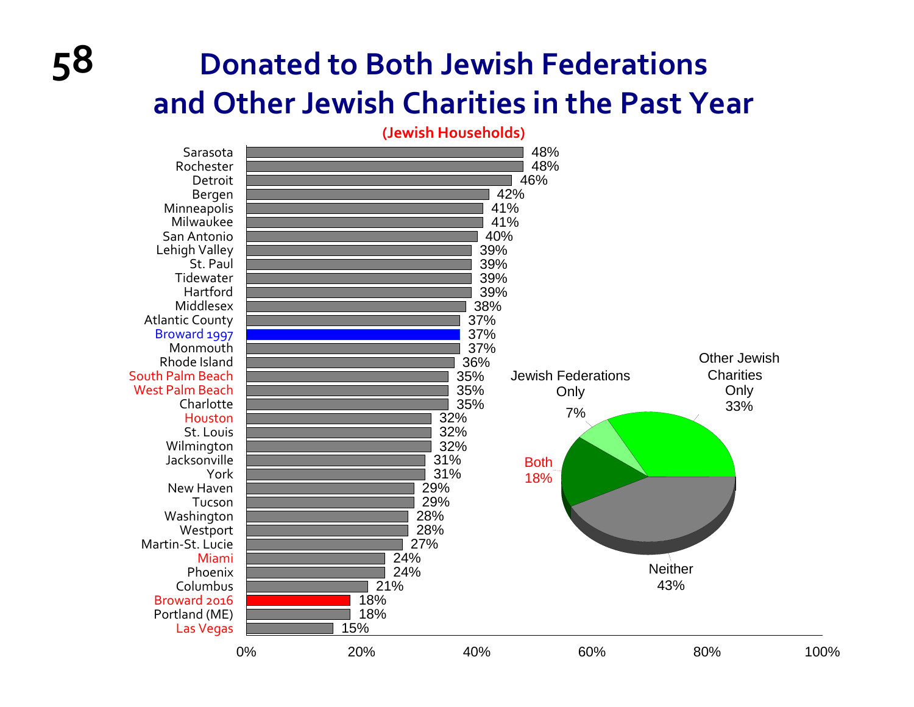# Donated to Both Jewish Federations and Other Jewish Charities in the Past Year

(Jewish Households)

| Community | Percentage |
|---|---|
| Sarasota | 48% |
| Rochester | 48% |
| Detroit | 46% |
| Bergen | 42% |
| Minneapolis | 41% |
| Milwaukee | 41% |
| San Antonio | 40% |
| Lehigh Valley | 39% |
| St. Paul | 39% |
| Tidewater | 39% |
| Hartford | 39% |
| Middlesex | 38% |
| Atlantic County | 37% |
| Broward 1997 | 37% |
| Monmouth | 37% |
| Rhode Island | 36% |
| South Palm Beach | 35% |
| West Palm Beach | 35% |
| Charlotte | 35% |
| Houston | 32% |
| St. Louis | 32% |
| Wilmington | 32% |
| Jacksonville | 31% |
| York | 31% |
| New Haven | 29% |
| Tucson | 29% |
| Washington | 28% |
| Westport | 28% |
| Martin-St. Lucie | 27% |
| Miami | 24% |
| Phoenix | 24% |
| Columbus | 21% |
| Broward 2016 | 18% |
| Portland (ME) | 18% |
| Las Vegas | 15% |

| Category | Percentage |
|---|---|
| Jewish Federations Only | 7% |
| Other Jewish Charities Only | 33% |
| Both | 18% |
| Neither | 43% |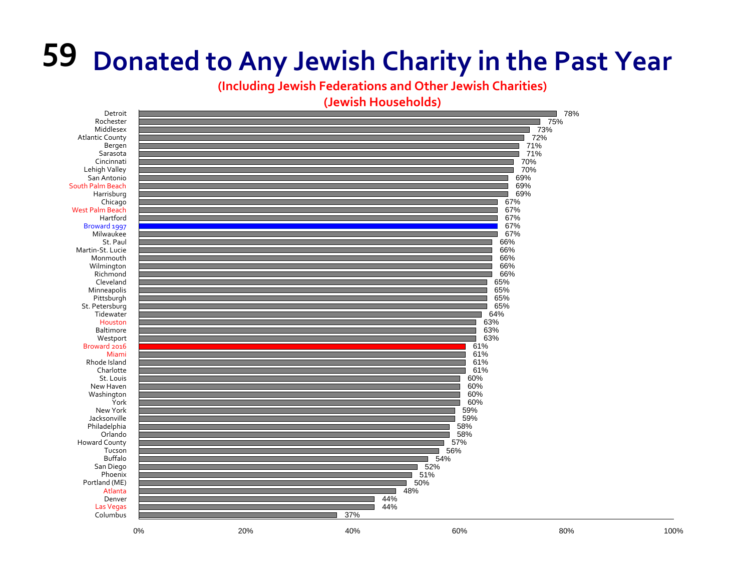# 59 Donated to Any Jewish Charity in the Past Year

**(Including Jewish Federations and Other Jewish Charities)**

**(Jewish Households)**

| Community | Percentage |
|---|---|
| Detroit | 78% |
| Rochester | 75% |
| Middlesex | 73% |
| Atlantic County | 72% |
| Bergen | 71% |
| Sarasota | 71% |
| Cincinnati | 70% |
| Lehigh Valley | 70% |
| San Antonio | 69% |
| South Palm Beach | 69% |
| Harrisburg | 69% |
| Chicago | 67% |
| West Palm Beach | 67% |
| Hartford | 67% |
| Broward 1997 | 67% |
| Milwaukee | 67% |
| St. Paul | 66% |
| Martin-St. Lucie | 66% |
| Monmouth | 66% |
| Wilmington | 66% |
| Richmond | 66% |
| Cleveland | 65% |
| Minneapolis | 65% |
| Pittsburgh | 65% |
| St. Petersburg | 65% |
| Tidewater | 64% |
| Houston | 63% |
| Baltimore | 63% |
| Westport | 63% |
| Broward 2016 | 61% |
| Miami | 61% |
| Rhode Island | 61% |
| Charlotte | 61% |
| St. Louis | 60% |
| New Haven | 60% |
| Washington | 60% |
| York | 60% |
| New York | 59% |
| Jacksonville | 59% |
| Philadelphia | 58% |
| Orlando | 58% |
| Howard County | 57% |
| Tucson | 56% |
| Buffalo | 54% |
| San Diego | 52% |
| Phoenix | 51% |
| Portland (ME) | 50% |
| Atlanta | 48% |
| Denver | 44% |
| Las Vegas | 44% |
| Columbus | 37% |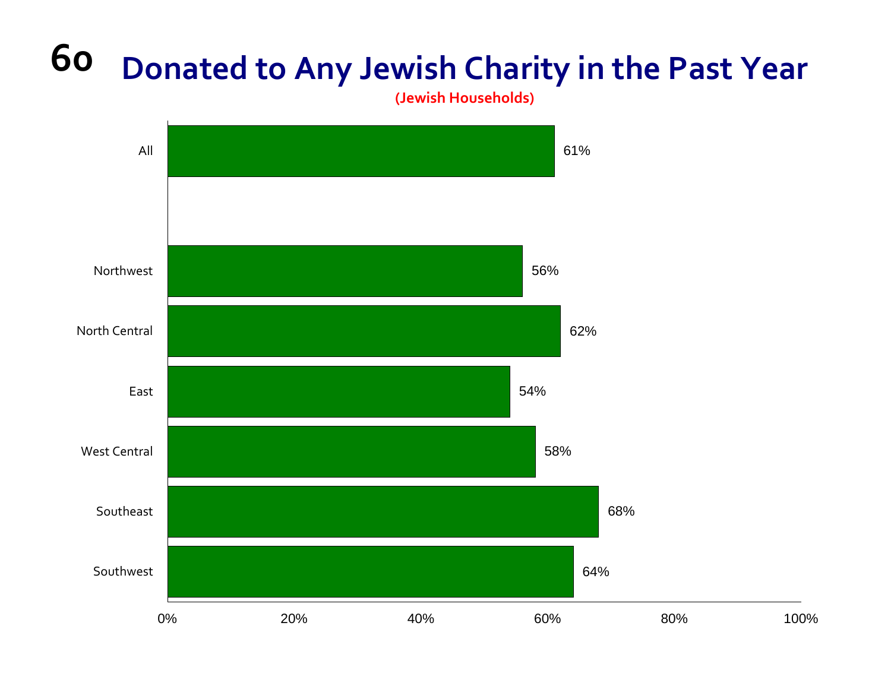# Donated to Any Jewish Charity in the Past Year

(Jewish Households)

| Region | Percentage |
|---|---|
| All | 61% |
| Northwest | 56% |
| North Central | 62% |
| East | 54% |
| West Central | 58% |
| Southeast | 68% |
| Southwest | 64% |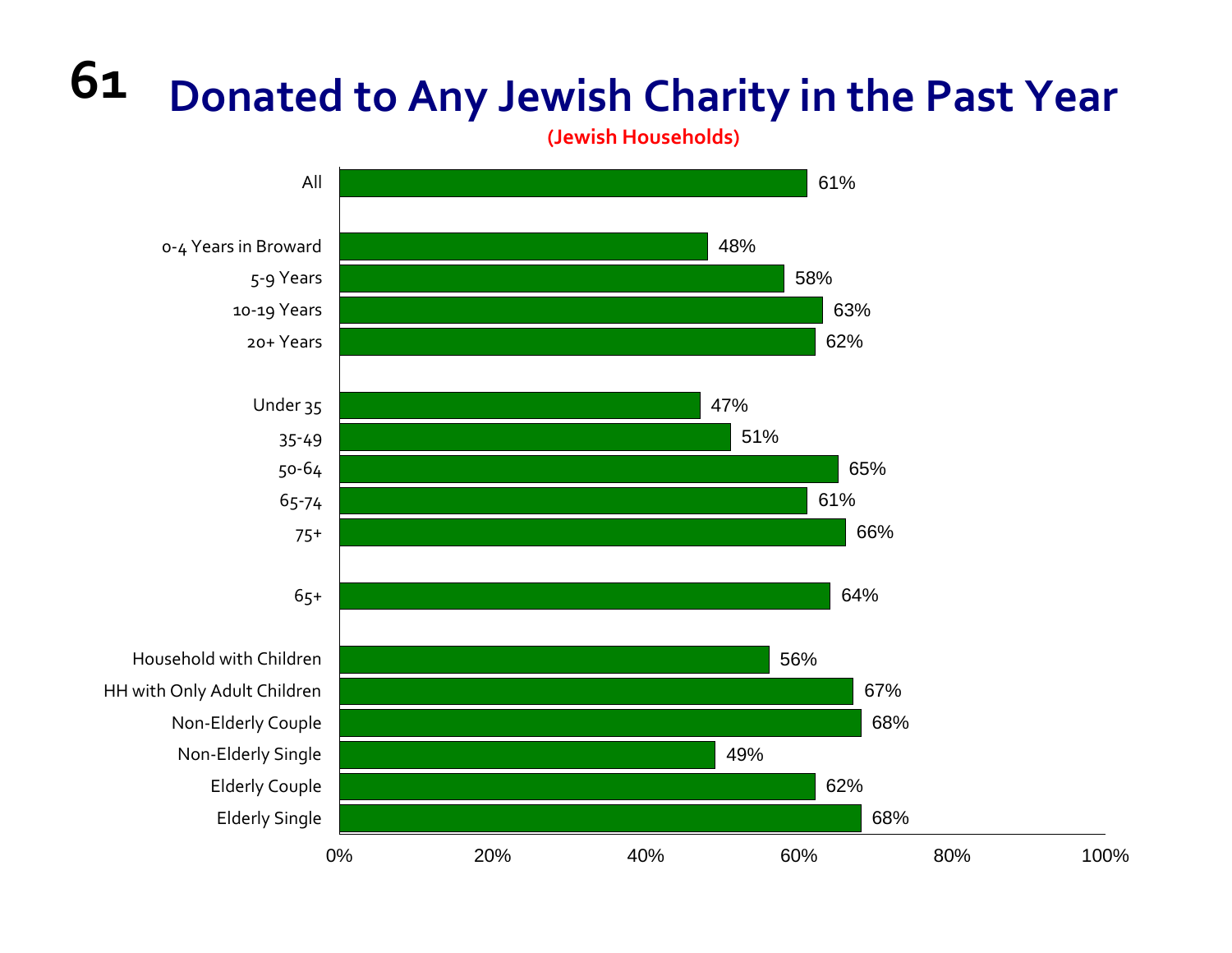# Donated to Any Jewish Charity in the Past Year

**(Jewish Households)**

| Category | Percent |
|---|---|
| All | 61% |
| 0-4 Years in Broward | 48% |
| 5-9 Years | 58% |
| 10-19 Years | 63% |
| 20+ Years | 62% |
| Under 35 | 47% |
| 35-49 | 51% |
| 50-64 | 65% |
| 65-74 | 61% |
| 75+ | 66% |
| 65+ | 64% |
| Household with Children | 56% |
| HH with Only Adult Children | 67% |
| Non-Elderly Couple | 68% |
| Non-Elderly Single | 49% |
| Elderly Couple | 62% |
| Elderly Single | 68% |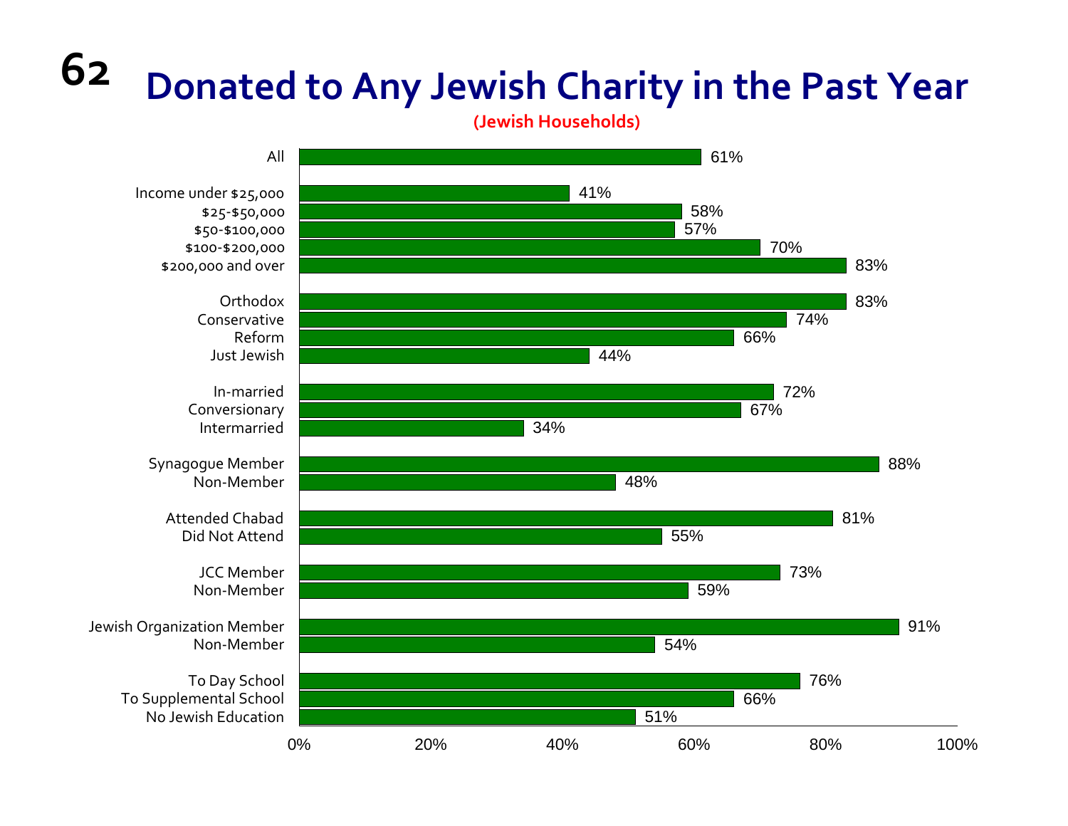# Donated to Any Jewish Charity in the Past Year

**(Jewish Households)**

| Category | Percent |
| --- | --- |
| All | 61% |
| Income under $25,000 | 41% |
| $25-$50,000 | 58% |
| $50-$100,000 | 57% |
| $100-$200,000 | 70% |
| $200,000 and over | 83% |
| Orthodox | 83% |
| Conservative | 74% |
| Reform | 66% |
| Just Jewish | 44% |
| In-married | 72% |
| Conversionary | 67% |
| Intermarried | 34% |
| Synagogue Member | 88% |
| Non-Member | 48% |
| Attended Chabad | 81% |
| Did Not Attend | 55% |
| JCC Member | 73% |
| Non-Member | 59% |
| Jewish Organization Member | 91% |
| Non-Member | 54% |
| To Day School | 76% |
| To Supplemental School | 66% |
| No Jewish Education | 51% |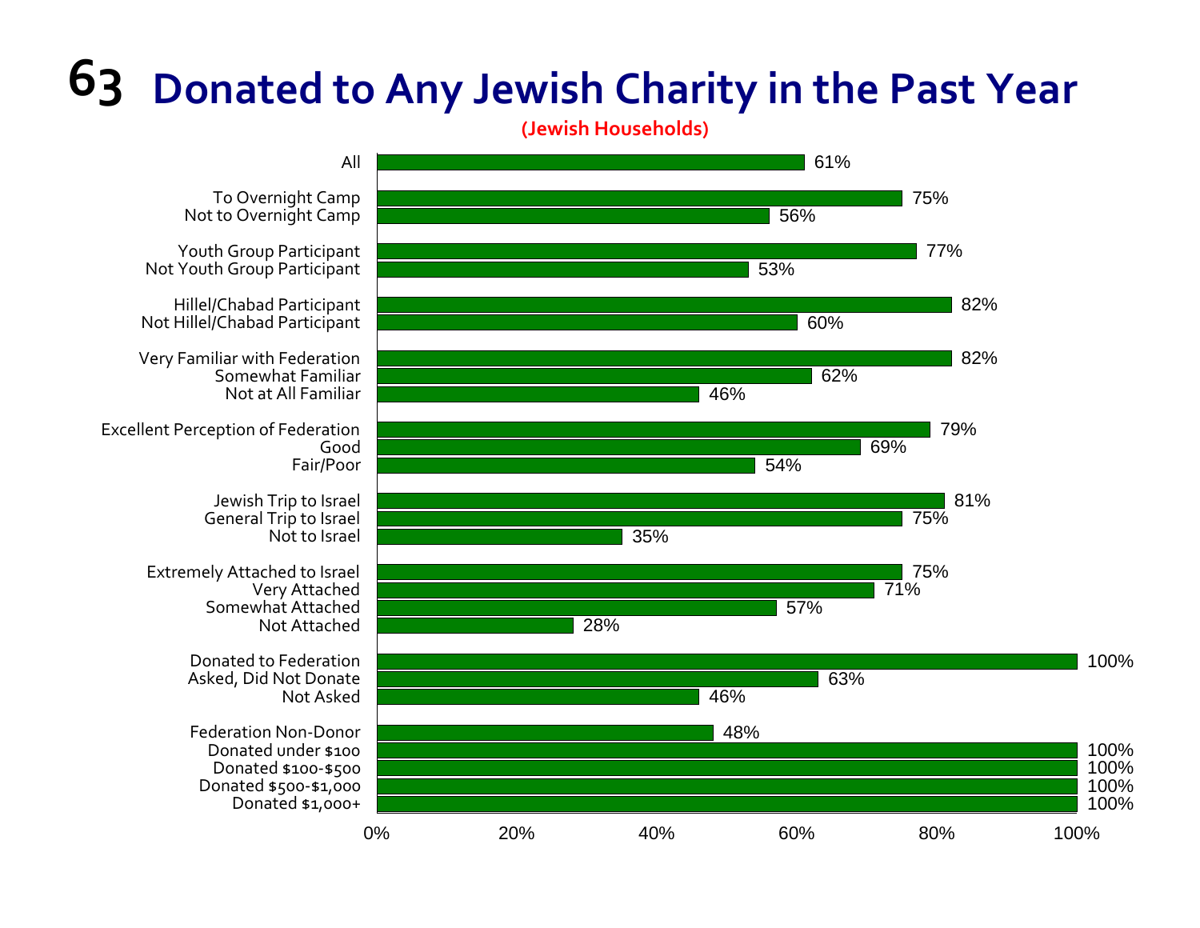# Donated to Any Jewish Charity in the Past Year

**(Jewish Households)**

| Category | Percent |
|---|---|
| All | 61% |
| To Overnight Camp | 75% |
| Not to Overnight Camp | 56% |
| Youth Group Participant | 77% |
| Not Youth Group Participant | 53% |
| Hillel/Chabad Participant | 82% |
| Not Hillel/Chabad Participant | 60% |
| Very Familiar with Federation | 82% |
| Somewhat Familiar | 62% |
| Not at All Familiar | 46% |
| Excellent Perception of Federation | 79% |
| Good | 69% |
| Fair/Poor | 54% |
| Jewish Trip to Israel | 81% |
| General Trip to Israel | 75% |
| Not to Israel | 35% |
| Extremely Attached to Israel | 75% |
| Very Attached | 71% |
| Somewhat Attached | 57% |
| Not Attached | 28% |
| Donated to Federation | 100% |
| Asked, Did Not Donate | 63% |
| Not Asked | 46% |
| Federation Non-Donor | 48% |
| Donated under $100 | 100% |
| Donated $100-$500 | 100% |
| Donated $500-$1,000 | 100% |
| Donated $1,000+ | 100% |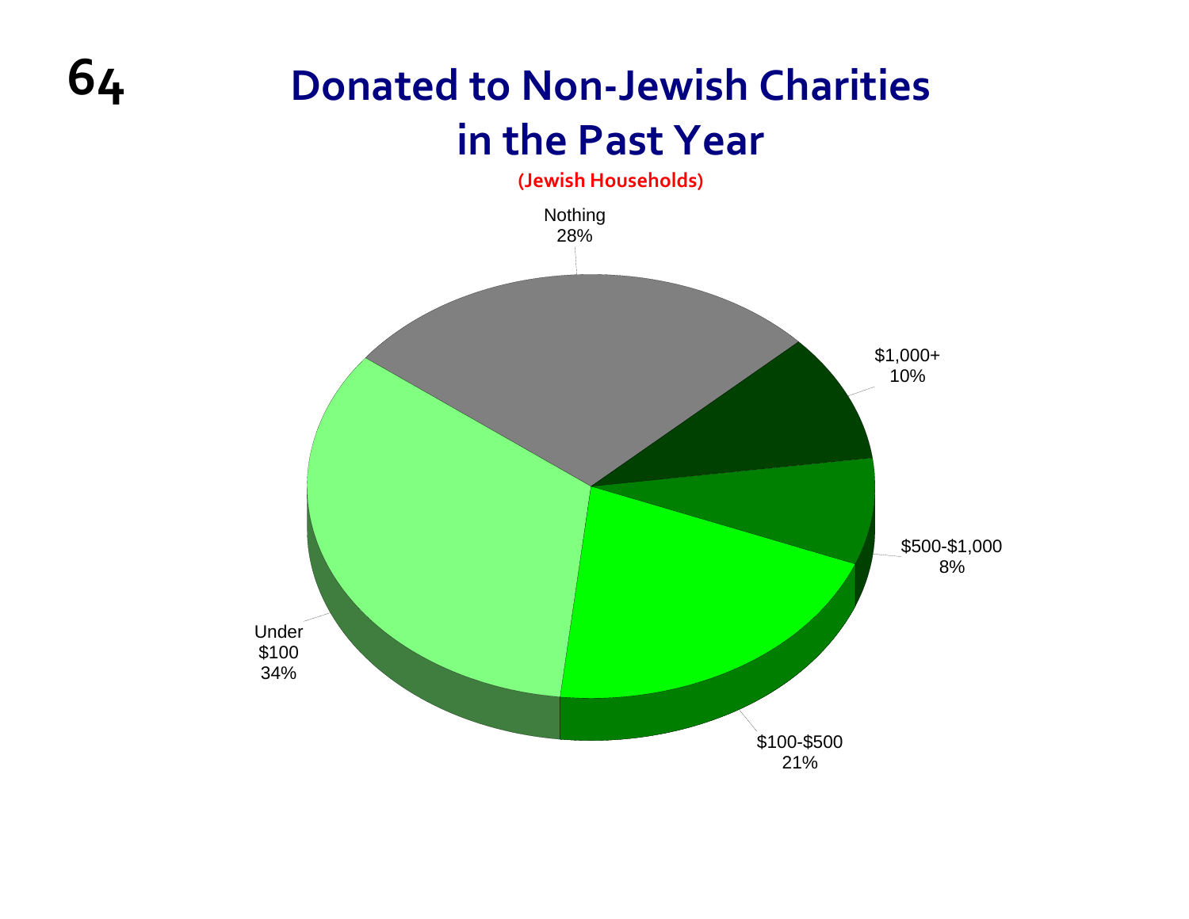# Donated to Non-Jewish Charities in the Past Year

(Jewish Households)

Nothing 28%

$1,000+ 10%

$500-$1,000 8%

$100-$500 21%

Under $100 34%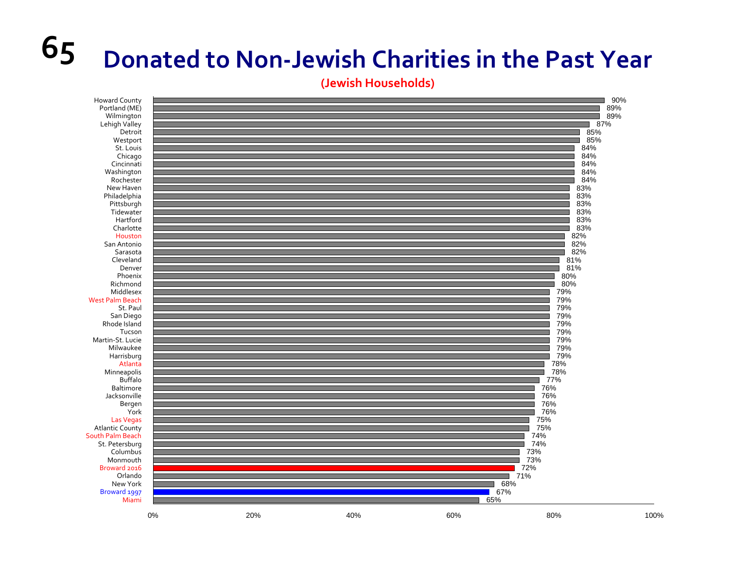# Donated to Non-Jewish Charities in the Past Year

**(Jewish Households)**

| Community | Percentage |
|---|---|
| Howard County | 90% |
| Portland (ME) | 89% |
| Wilmington | 89% |
| Lehigh Valley | 87% |
| Detroit | 85% |
| Westport | 85% |
| St. Louis | 84% |
| Chicago | 84% |
| Cincinnati | 84% |
| Washington | 84% |
| Rochester | 84% |
| New Haven | 83% |
| Philadelphia | 83% |
| Pittsburgh | 83% |
| Tidewater | 83% |
| Hartford | 83% |
| Charlotte | 83% |
| Houston | 82% |
| San Antonio | 82% |
| Sarasota | 82% |
| Cleveland | 81% |
| Denver | 81% |
| Phoenix | 80% |
| Richmond | 80% |
| Middlesex | 79% |
| West Palm Beach | 79% |
| St. Paul | 79% |
| San Diego | 79% |
| Rhode Island | 79% |
| Tucson | 79% |
| Martin-St. Lucie | 79% |
| Milwaukee | 79% |
| Harrisburg | 79% |
| Atlanta | 78% |
| Minneapolis | 78% |
| Buffalo | 77% |
| Baltimore | 76% |
| Jacksonville | 76% |
| Bergen | 76% |
| York | 76% |
| Las Vegas | 75% |
| Atlantic County | 75% |
| South Palm Beach | 74% |
| St. Petersburg | 74% |
| Columbus | 73% |
| Monmouth | 73% |
| Broward 2016 | 72% |
| Orlando | 71% |
| New York | 68% |
| Broward 1997 | 67% |
| Miami | 65% |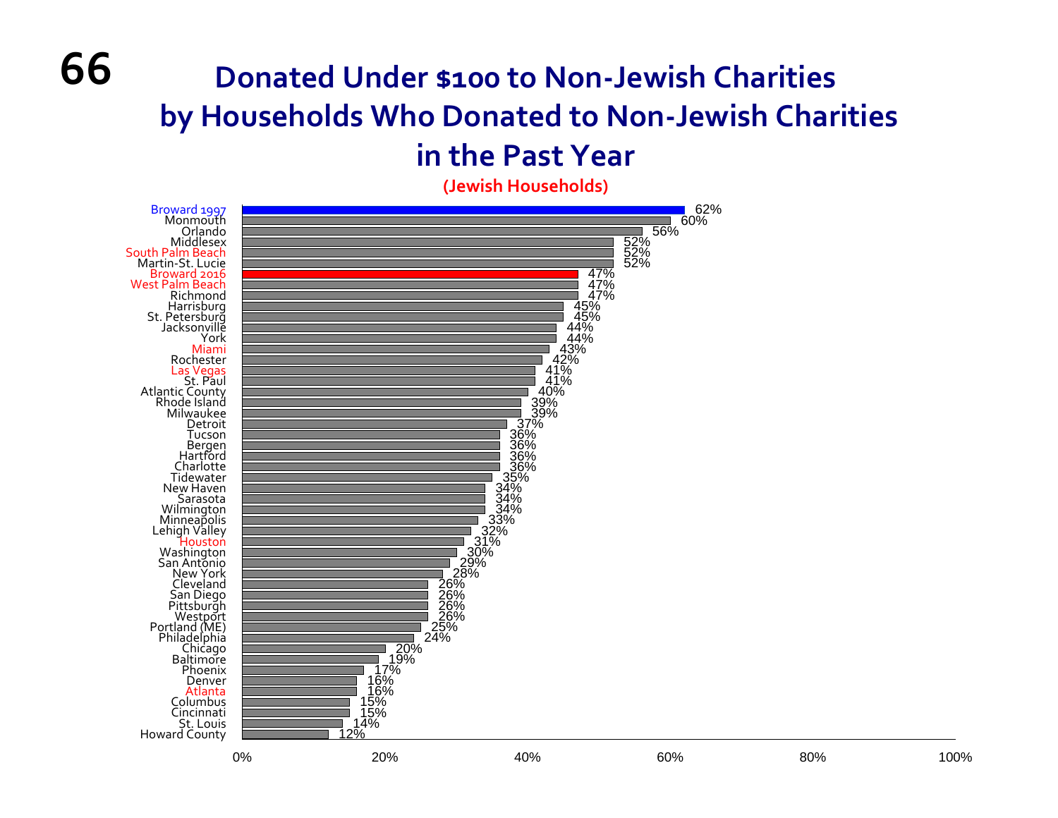# Donated Under $100 to Non-Jewish Charities by Households Who Donated to Non-Jewish Charities in the Past Year

**(Jewish Households)**

| Community | Percentage |
|---|---|
| Broward 1997 | 62% |
| Monmouth | 60% |
| Orlando | 56% |
| Middlesex | 52% |
| South Palm Beach | 52% |
| Martin-St. Lucie | 52% |
| Broward 2016 | 47% |
| West Palm Beach | 47% |
| Richmond | 47% |
| Harrisburg | 45% |
| St. Petersburg | 45% |
| Jacksonville | 44% |
| York | 44% |
| Miami | 43% |
| Rochester | 42% |
| Las Vegas | 41% |
| St. Paul | 41% |
| Atlantic County | 40% |
| Rhode Island | 39% |
| Milwaukee | 39% |
| Detroit | 37% |
| Tucson | 36% |
| Bergen | 36% |
| Hartford | 36% |
| Charlotte | 36% |
| Tidewater | 35% |
| New Haven | 34% |
| Sarasota | 34% |
| Wilmington | 34% |
| Minneapolis | 33% |
| Lehigh Valley | 32% |
| Houston | 31% |
| Washington | 30% |
| San Antonio | 29% |
| New York | 28% |
| Cleveland | 26% |
| San Diego | 26% |
| Pittsburgh | 26% |
| Westport | 26% |
| Portland (ME) | 25% |
| Philadelphia | 24% |
| Chicago | 20% |
| Baltimore | 19% |
| Phoenix | 17% |
| Denver | 16% |
| Atlanta | 16% |
| Columbus | 15% |
| Cincinnati | 15% |
| St. Louis | 14% |
| Howard County | 12% |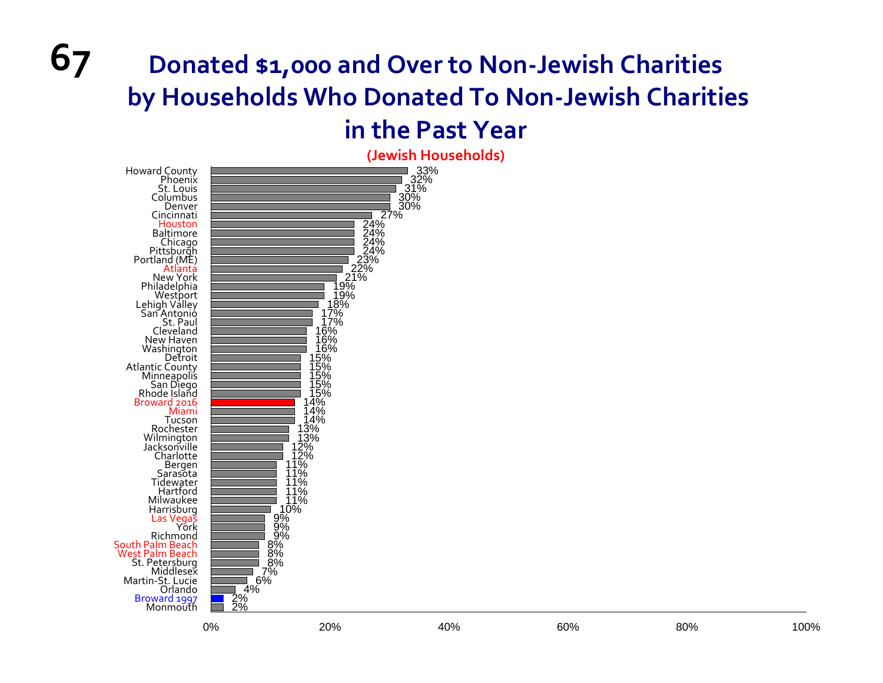# Donated $1,000 and Over to Non-Jewish Charities by Households Who Donated To Non-Jewish Charities in the Past Year

(Jewish Households)

| Community | Percentage |
|---|---|
| Howard County | 33% |
| Phoenix | 32% |
| St. Louis | 31% |
| Columbus | 30% |
| Denver | 30% |
| Cincinnati | 27% |
| Houston | 24% |
| Baltimore | 24% |
| Chicago | 24% |
| Pittsburgh | 24% |
| Portland (ME) | 23% |
| Atlanta | 22% |
| New York | 21% |
| Philadelphia | 19% |
| Westport | 19% |
| Lehigh Valley | 18% |
| San Antonio | 17% |
| St. Paul | 17% |
| Cleveland | 16% |
| New Haven | 16% |
| Washington | 16% |
| Detroit | 15% |
| Atlantic County | 15% |
| Minneapolis | 15% |
| San Diego | 15% |
| Rhode Island | 15% |
| Broward 2016 | 14% |
| Miami | 14% |
| Tucson | 14% |
| Rochester | 13% |
| Wilmington | 13% |
| Jacksonville | 12% |
| Charlotte | 12% |
| Bergen | 11% |
| Sarasota | 11% |
| Tidewater | 11% |
| Hartford | 11% |
| Milwaukee | 11% |
| Harrisburg | 10% |
| Las Vegas | 9% |
| York | 9% |
| Richmond | 9% |
| South Palm Beach | 8% |
| West Palm Beach | 8% |
| St. Petersburg | 8% |
| Middlesex | 7% |
| Martin-St. Lucie | 6% |
| Orlando | 4% |
| Broward 1997 | 2% |
| Monmouth | 2% |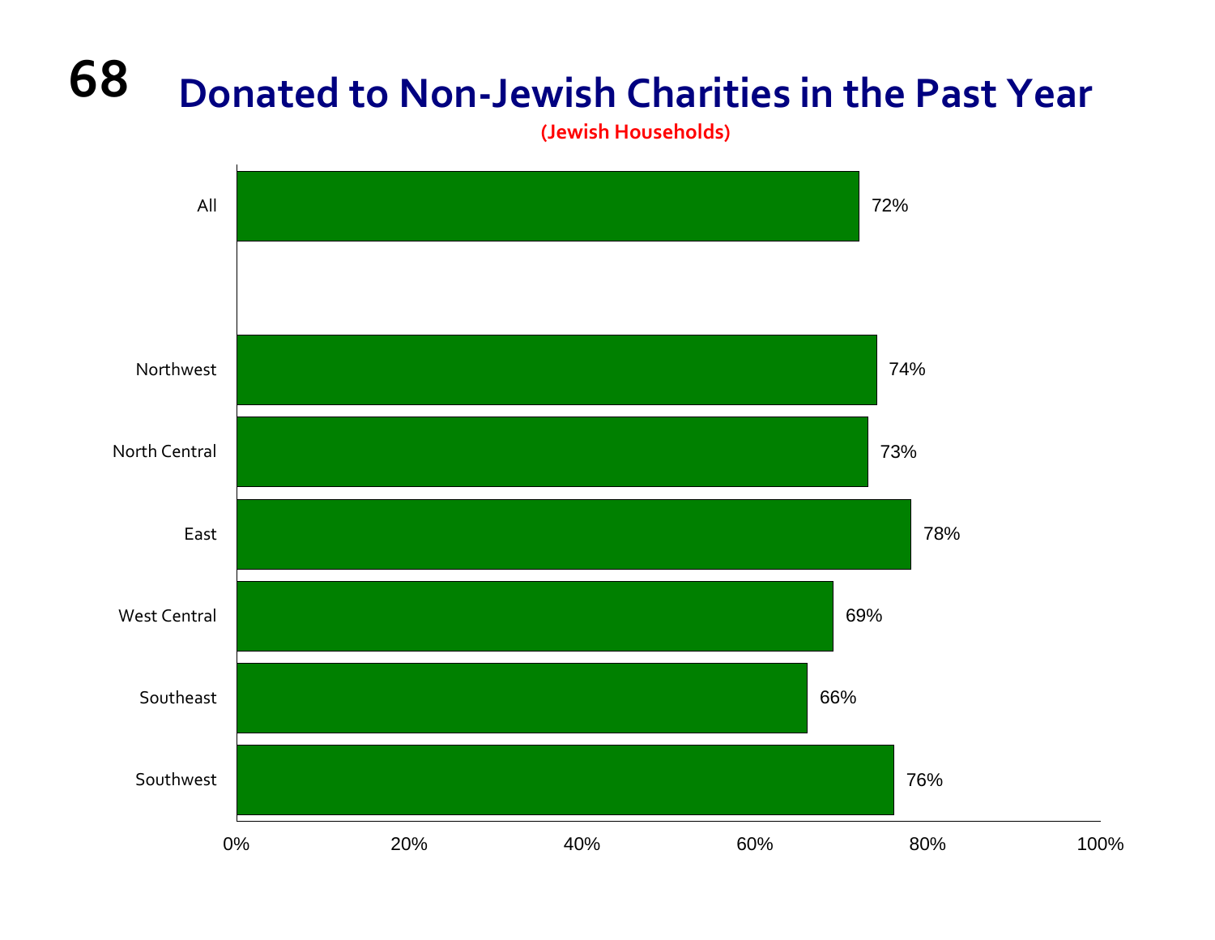# Donated to Non-Jewish Charities in the Past Year

**(Jewish Households)**

| Region | Percent |
| --- | --- |
| All | 72% |
| Northwest | 74% |
| North Central | 73% |
| East | 78% |
| West Central | 69% |
| Southeast | 66% |
| Southwest | 76% |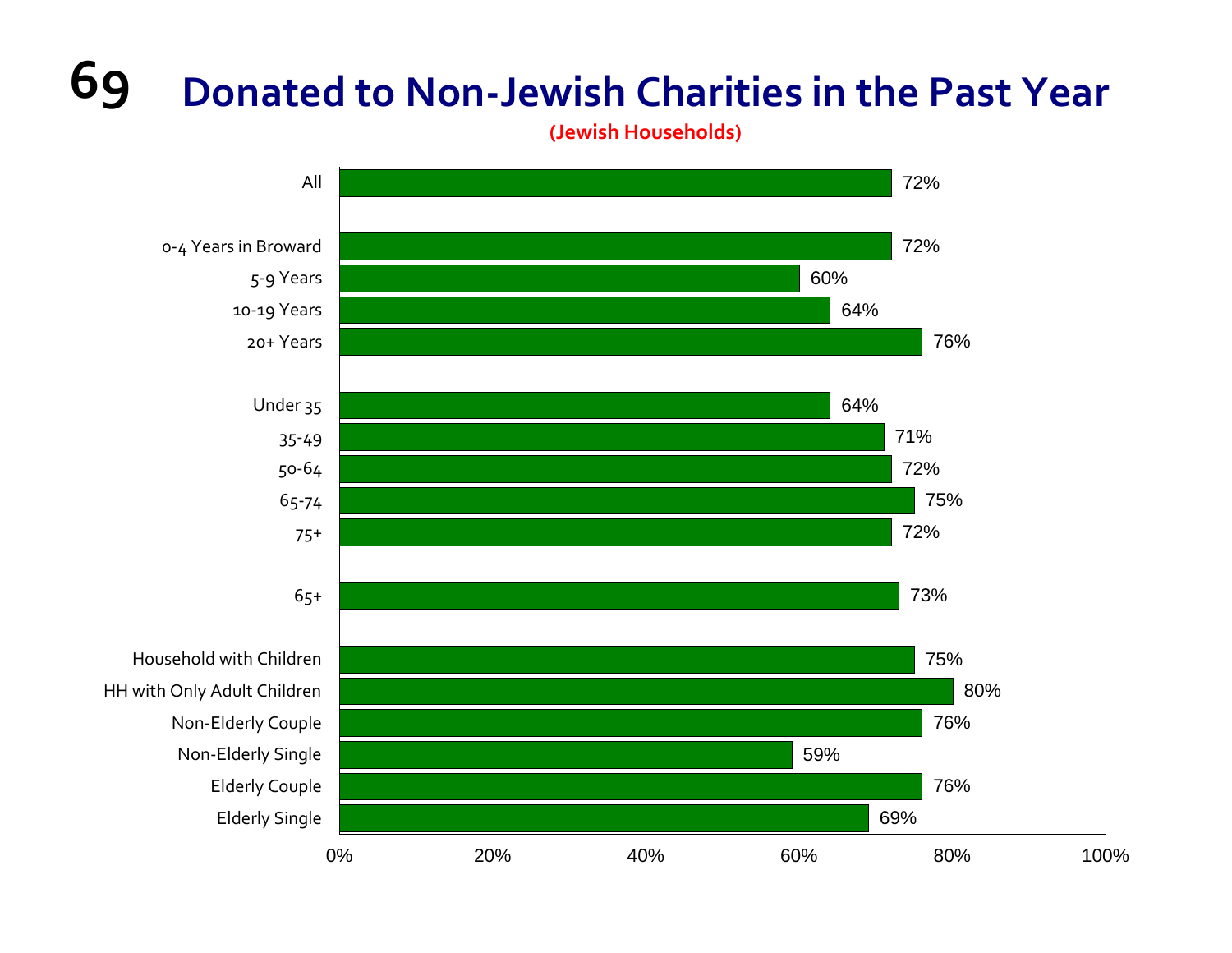# 69 Donated to Non-Jewish Charities in the Past Year

**(Jewish Households)**

| Category | Percent |
|---|---|
| All | 72% |
| 0-4 Years in Broward | 72% |
| 5-9 Years | 60% |
| 10-19 Years | 64% |
| 20+ Years | 76% |
| Under 35 | 64% |
| 35-49 | 71% |
| 50-64 | 72% |
| 65-74 | 75% |
| 75+ | 72% |
| 65+ | 73% |
| Household with Children | 75% |
| HH with Only Adult Children | 80% |
| Non-Elderly Couple | 76% |
| Non-Elderly Single | 59% |
| Elderly Couple | 76% |
| Elderly Single | 69% |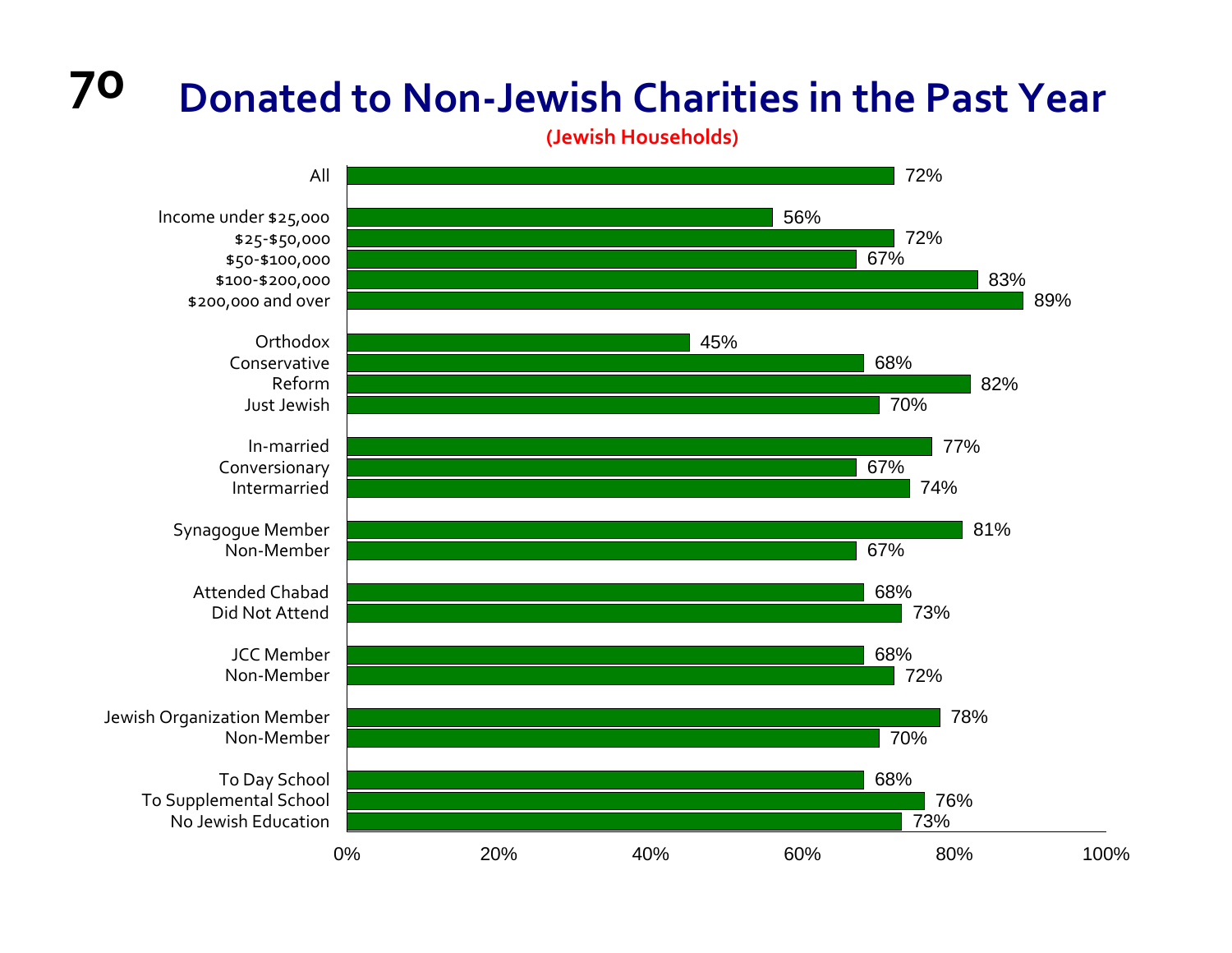# Donated to Non-Jewish Charities in the Past Year

**(Jewish Households)**

| Group | Percent |
|---|---|
| All | 72% |
| Income under $25,000 | 56% |
| $25-$50,000 | 72% |
| $50-$100,000 | 67% |
| $100-$200,000 | 83% |
| $200,000 and over | 89% |
| Orthodox | 45% |
| Conservative | 68% |
| Reform | 82% |
| Just Jewish | 70% |
| In-married | 77% |
| Conversionary | 67% |
| Intermarried | 74% |
| Synagogue Member | 81% |
| Non-Member | 67% |
| Attended Chabad | 68% |
| Did Not Attend | 73% |
| JCC Member | 68% |
| Non-Member | 72% |
| Jewish Organization Member | 78% |
| Non-Member | 70% |
| To Day School | 68% |
| To Supplemental School | 76% |
| No Jewish Education | 73% |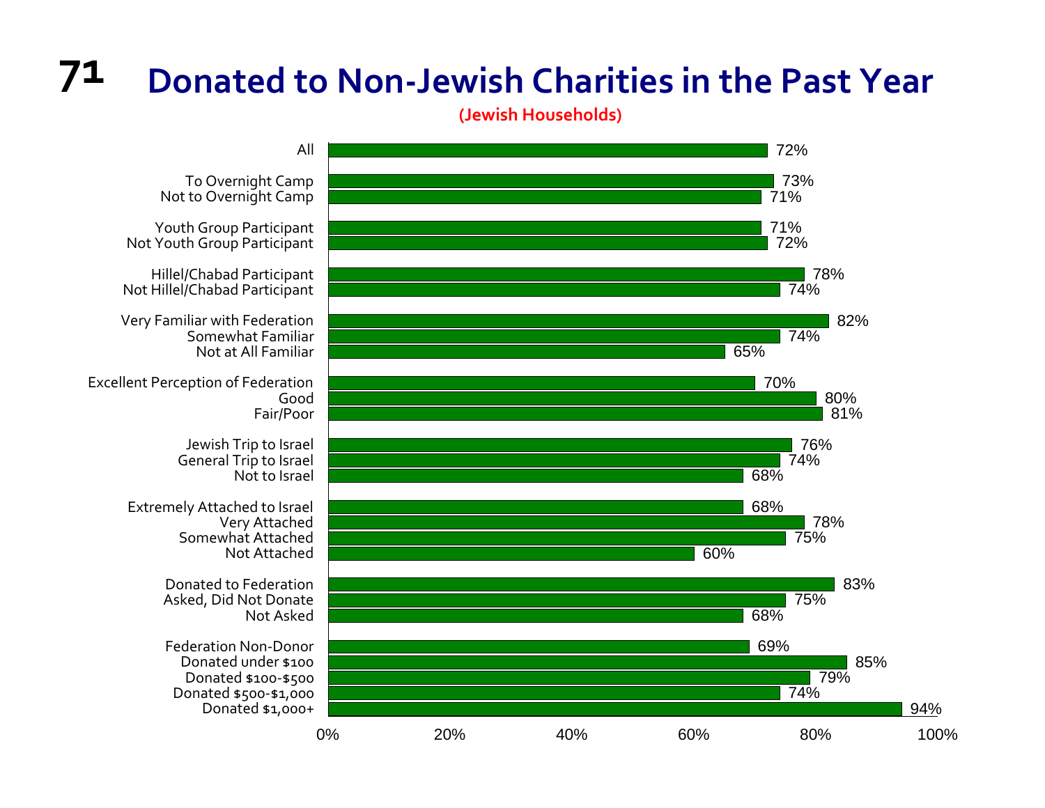# Donated to Non-Jewish Charities in the Past Year

**(Jewish Households)**

| Group | Percent |
|---|---|
| All | 72% |
| To Overnight Camp | 73% |
| Not to Overnight Camp | 71% |
| Youth Group Participant | 71% |
| Not Youth Group Participant | 72% |
| Hillel/Chabad Participant | 78% |
| Not Hillel/Chabad Participant | 74% |
| Very Familiar with Federation | 82% |
| Somewhat Familiar | 74% |
| Not at All Familiar | 65% |
| Excellent Perception of Federation | 70% |
| Good | 80% |
| Fair/Poor | 81% |
| Jewish Trip to Israel | 76% |
| General Trip to Israel | 74% |
| Not to Israel | 68% |
| Extremely Attached to Israel | 68% |
| Very Attached | 78% |
| Somewhat Attached | 75% |
| Not Attached | 60% |
| Donated to Federation | 83% |
| Asked, Did Not Donate | 75% |
| Not Asked | 68% |
| Federation Non-Donor | 69% |
| Donated under $100 | 85% |
| Donated $100-$500 | 79% |
| Donated $500-$1,000 | 74% |
| Donated $1,000+ | 94% |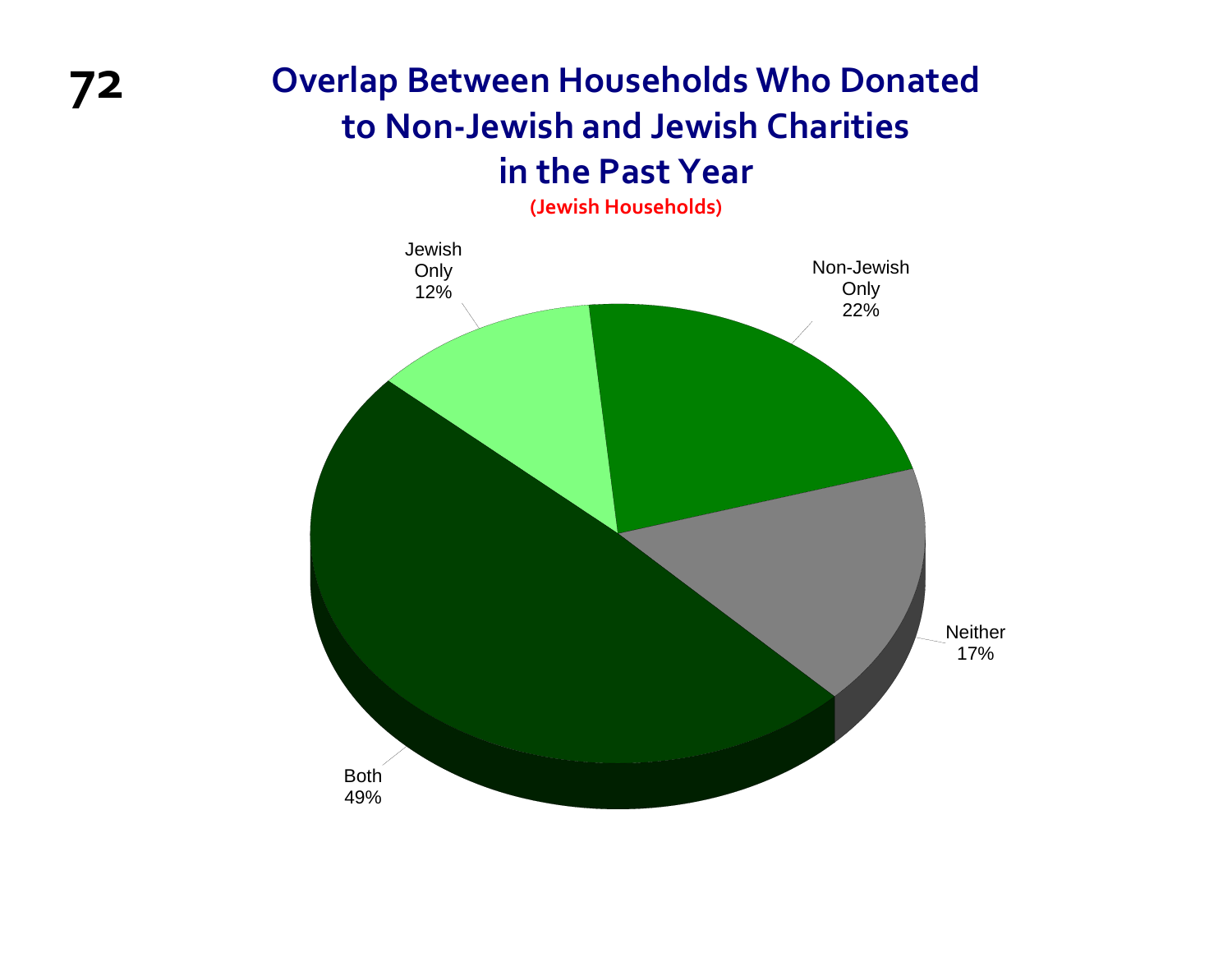# Overlap Between Households Who Donated to Non-Jewish and Jewish Charities in the Past Year

(Jewish Households)

| Category | Percent |
|---|---|
| Jewish Only | 12% |
| Non-Jewish Only | 22% |
| Neither | 17% |
| Both | 49% |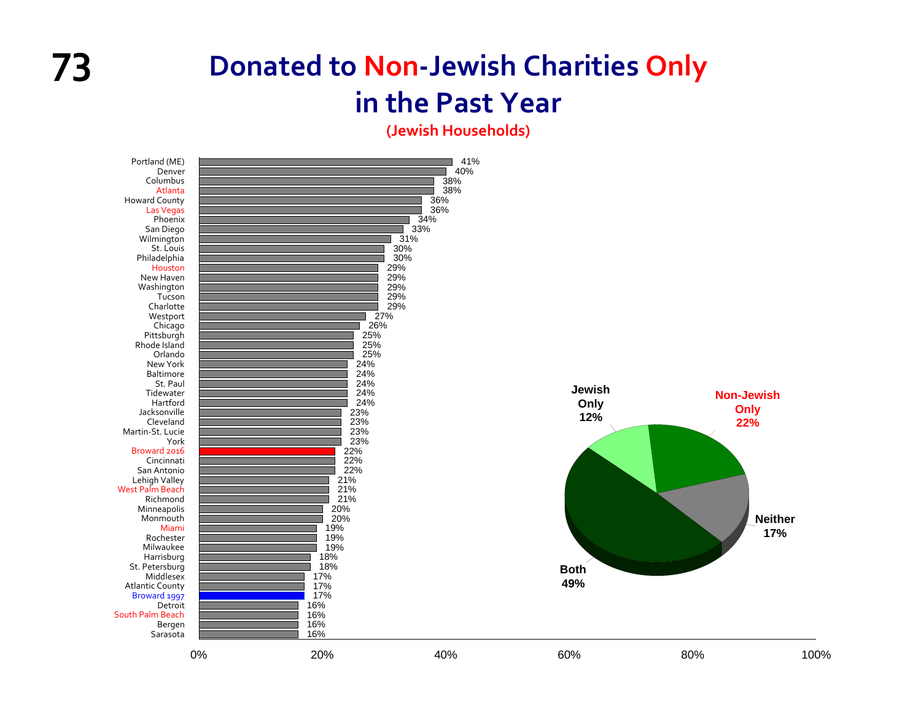# Donated to Non-Jewish Charities Only in the Past Year

**(Jewish Households)**

| Community | Percentage |
|---|---|
| Portland (ME) | 41% |
| Denver | 40% |
| Columbus | 38% |
| Atlanta | 38% |
| Howard County | 36% |
| Las Vegas | 36% |
| Phoenix | 34% |
| San Diego | 33% |
| Wilmington | 31% |
| St. Louis | 30% |
| Philadelphia | 30% |
| Houston | 29% |
| New Haven | 29% |
| Washington | 29% |
| Tucson | 29% |
| Charlotte | 29% |
| Westport | 27% |
| Chicago | 26% |
| Pittsburgh | 25% |
| Rhode Island | 25% |
| Orlando | 25% |
| New York | 24% |
| Baltimore | 24% |
| St. Paul | 24% |
| Tidewater | 24% |
| Hartford | 24% |
| Jacksonville | 23% |
| Cleveland | 23% |
| Martin-St. Lucie | 23% |
| York | 23% |
| Broward 2016 | 22% |
| Cincinnati | 22% |
| San Antonio | 22% |
| Lehigh Valley | 21% |
| West Palm Beach | 21% |
| Richmond | 21% |
| Minneapolis | 20% |
| Monmouth | 20% |
| Miami | 19% |
| Rochester | 19% |
| Milwaukee | 19% |
| Harrisburg | 18% |
| St. Petersburg | 18% |
| Middlesex | 17% |
| Atlantic County | 17% |
| Broward 1997 | 17% |
| Detroit | 16% |
| South Palm Beach | 16% |
| Bergen | 16% |
| Sarasota | 16% |

| Category | Percentage |
|---|---|
| Jewish Only | 12% |
| Non-Jewish Only | 22% |
| Neither | 17% |
| Both | 49% |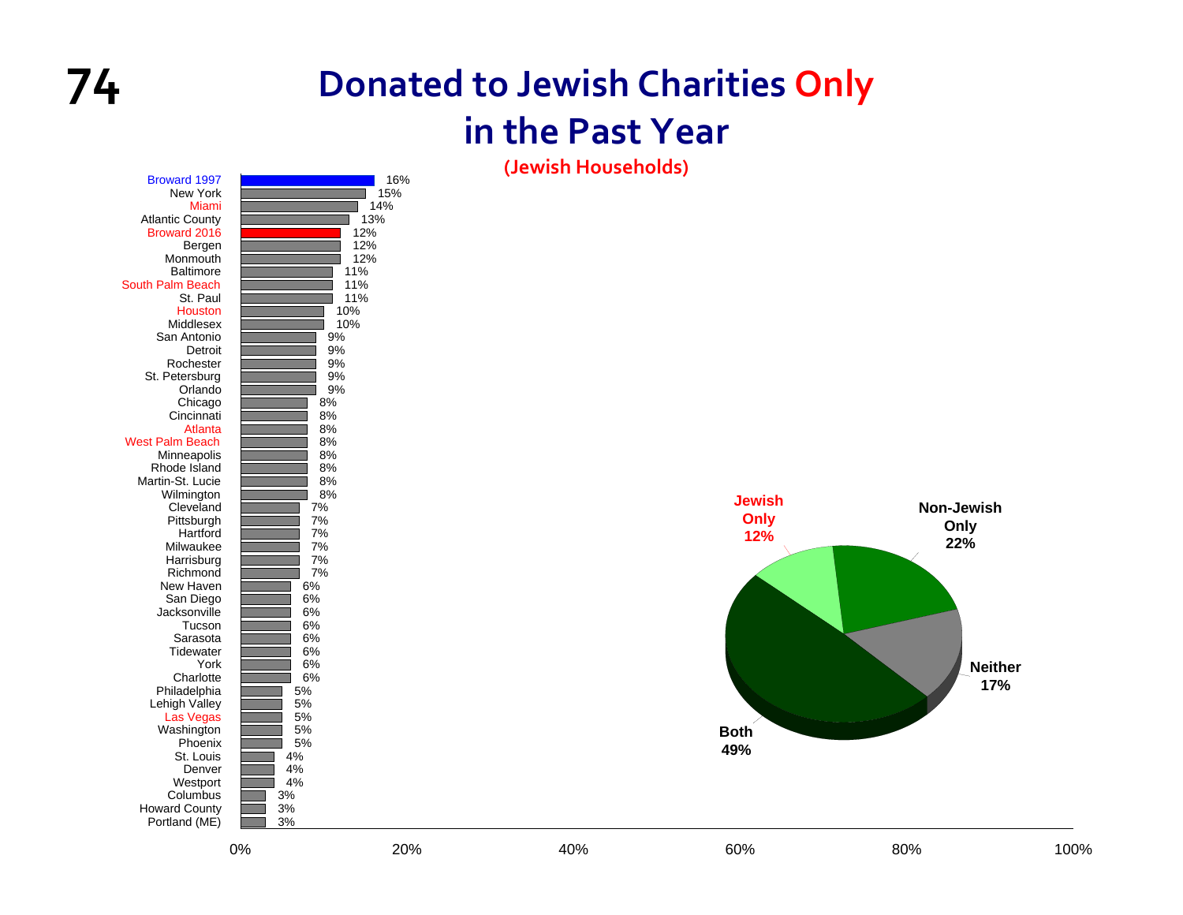# Donated to Jewish Charities Only in the Past Year

**(Jewish Households)**

| Community | Percentage |
|---|---|
| Broward 1997 | 16% |
| New York | 15% |
| Miami | 14% |
| Atlantic County | 13% |
| Broward 2016 | 12% |
| Bergen | 12% |
| Monmouth | 12% |
| Baltimore | 11% |
| South Palm Beach | 11% |
| St. Paul | 11% |
| Houston | 10% |
| Middlesex | 10% |
| San Antonio | 9% |
| Detroit | 9% |
| Rochester | 9% |
| St. Petersburg | 9% |
| Orlando | 9% |
| Chicago | 8% |
| Cincinnati | 8% |
| Atlanta | 8% |
| West Palm Beach | 8% |
| Minneapolis | 8% |
| Rhode Island | 8% |
| Martin-St. Lucie | 8% |
| Wilmington | 8% |
| Cleveland | 7% |
| Pittsburgh | 7% |
| Hartford | 7% |
| Milwaukee | 7% |
| Harrisburg | 7% |
| Richmond | 7% |
| New Haven | 6% |
| San Diego | 6% |
| Jacksonville | 6% |
| Tucson | 6% |
| Sarasota | 6% |
| Tidewater | 6% |
| York | 6% |
| Charlotte | 6% |
| Philadelphia | 5% |
| Lehigh Valley | 5% |
| Las Vegas | 5% |
| Washington | 5% |
| Phoenix | 5% |
| St. Louis | 4% |
| Denver | 4% |
| Westport | 4% |
| Columbus | 3% |
| Howard County | 3% |
| Portland (ME) | 3% |

| Category | Percentage |
|---|---|
| Jewish Only | 12% |
| Non-Jewish Only | 22% |
| Neither | 17% |
| Both | 49% |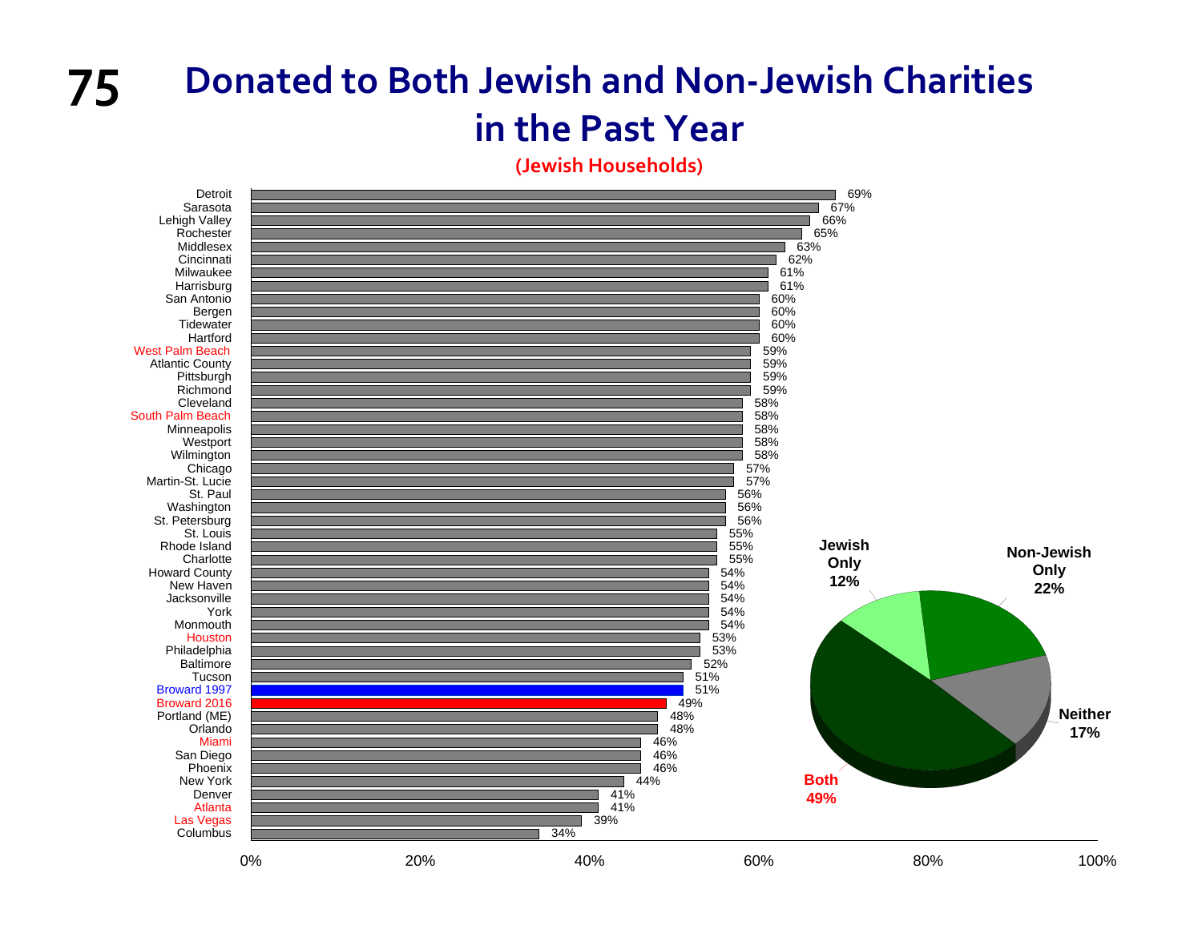# Donated to Both Jewish and Non-Jewish Charities in the Past Year

**(Jewish Households)**

| Community | Percent |
|---|---|
| Detroit | 69% |
| Sarasota | 67% |
| Lehigh Valley | 66% |
| Rochester | 65% |
| Middlesex | 63% |
| Cincinnati | 62% |
| Milwaukee | 61% |
| Harrisburg | 61% |
| San Antonio | 60% |
| Bergen | 60% |
| Tidewater | 60% |
| Hartford | 60% |
| West Palm Beach | 59% |
| Atlantic County | 59% |
| Pittsburgh | 59% |
| Richmond | 59% |
| Cleveland | 58% |
| South Palm Beach | 58% |
| Minneapolis | 58% |
| Westport | 58% |
| Wilmington | 58% |
| Chicago | 57% |
| Martin-St. Lucie | 57% |
| St. Paul | 56% |
| Washington | 56% |
| St. Petersburg | 56% |
| St. Louis | 55% |
| Rhode Island | 55% |
| Charlotte | 55% |
| Howard County | 54% |
| New Haven | 54% |
| Jacksonville | 54% |
| York | 54% |
| Monmouth | 54% |
| Houston | 53% |
| Philadelphia | 53% |
| Baltimore | 52% |
| Tucson | 51% |
| Broward 1997 | 51% |
| Broward 2016 | 49% |
| Portland (ME) | 48% |
| Orlando | 48% |
| Miami | 46% |
| San Diego | 46% |
| Phoenix | 46% |
| New York | 44% |
| Denver | 41% |
| Atlanta | 41% |
| Las Vegas | 39% |
| Columbus | 34% |

| Category | Percent |
|---|---|
| Both | 49% |
| Jewish Only | 12% |
| Non-Jewish Only | 22% |
| Neither | 17% |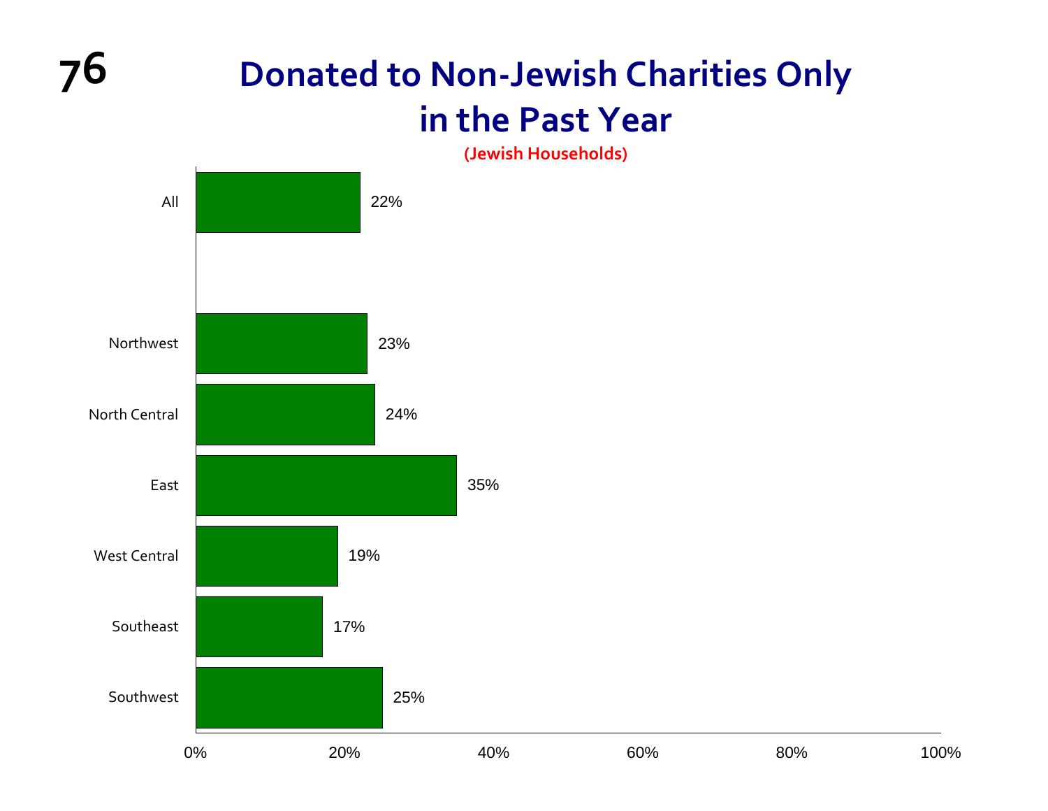# Donated to Non-Jewish Charities Only in the Past Year

(Jewish Households)

| Region | Percent |
|---|---|
| All | 22% |
| Northwest | 23% |
| North Central | 24% |
| East | 35% |
| West Central | 19% |
| Southeast | 17% |
| Southwest | 25% |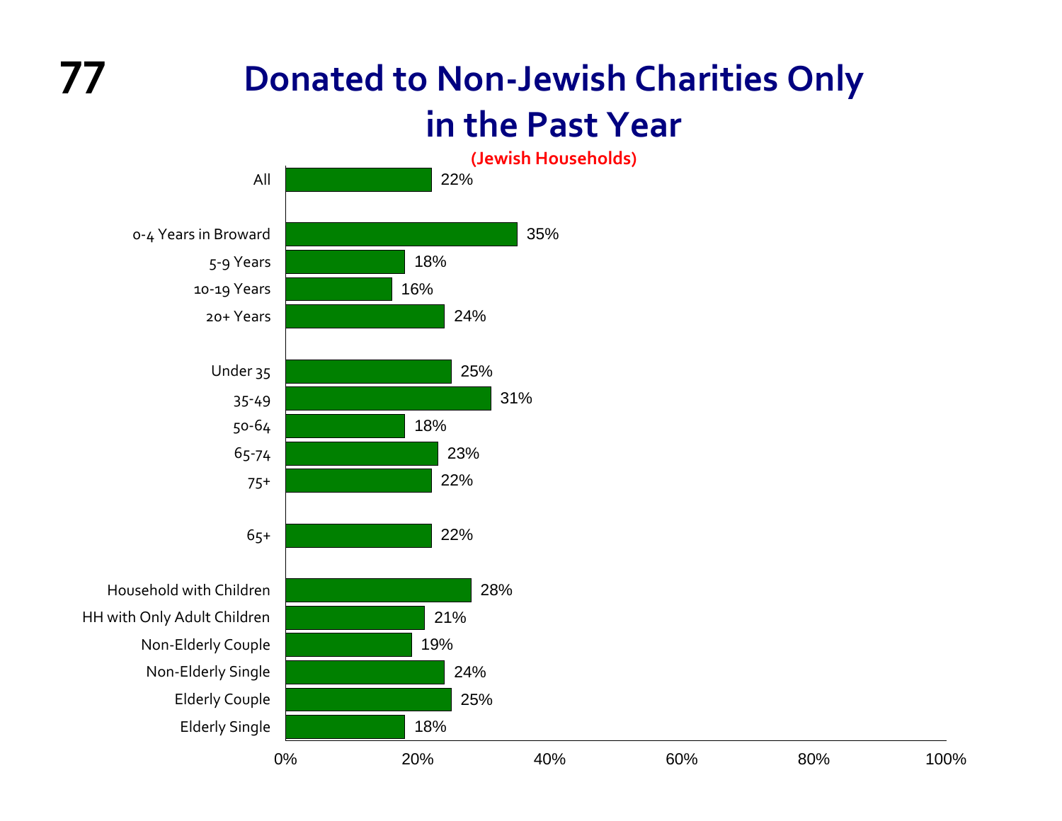# Donated to Non-Jewish Charities Only in the Past Year

**(Jewish Households)**

| Category | Percent |
| --- | --- |
| All | 22% |
| 0-4 Years in Broward | 35% |
| 5-9 Years | 18% |
| 10-19 Years | 16% |
| 20+ Years | 24% |
| Under 35 | 25% |
| 35-49 | 31% |
| 50-64 | 18% |
| 65-74 | 23% |
| 75+ | 22% |
| 65+ | 22% |
| Household with Children | 28% |
| HH with Only Adult Children | 21% |
| Non-Elderly Couple | 19% |
| Non-Elderly Single | 24% |
| Elderly Couple | 25% |
| Elderly Single | 18% |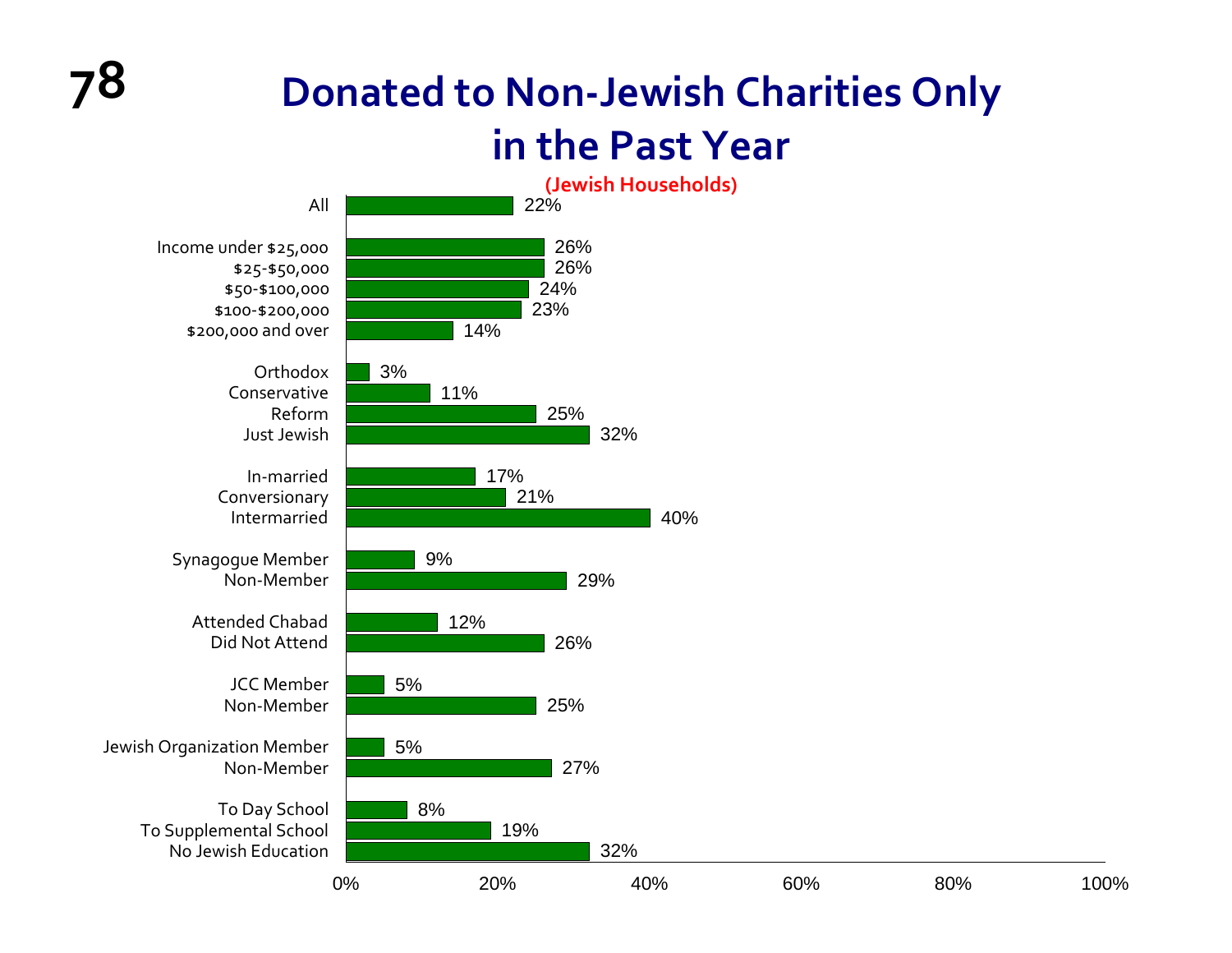# Donated to Non-Jewish Charities Only in the Past Year

(Jewish Households)

| Group | Percent |
|---|---|
| All | 22% |
| Income under $25,000 | 26% |
| $25-$50,000 | 26% |
| $50-$100,000 | 24% |
| $100-$200,000 | 23% |
| $200,000 and over | 14% |
| Orthodox | 3% |
| Conservative | 11% |
| Reform | 25% |
| Just Jewish | 32% |
| In-married | 17% |
| Conversionary | 21% |
| Intermarried | 40% |
| Synagogue Member | 9% |
| Non-Member | 29% |
| Attended Chabad | 12% |
| Did Not Attend | 26% |
| JCC Member | 5% |
| Non-Member | 25% |
| Jewish Organization Member | 5% |
| Non-Member | 27% |
| To Day School | 8% |
| To Supplemental School | 19% |
| No Jewish Education | 32% |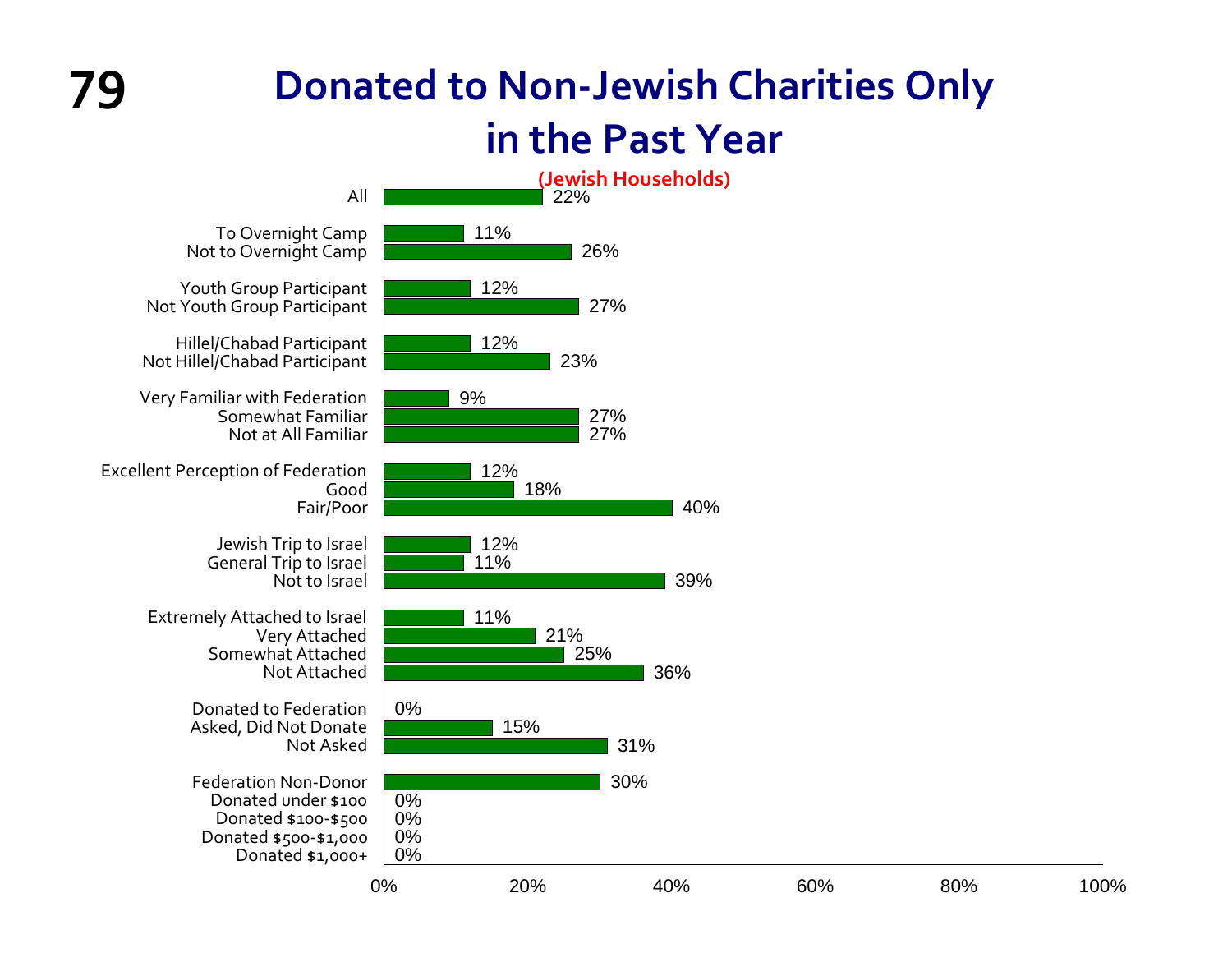# Donated to Non-Jewish Charities Only in the Past Year

**(Jewish Households)**

| Group | Percent |
|---|---|
| All | 22% |
| To Overnight Camp | 11% |
| Not to Overnight Camp | 26% |
| Youth Group Participant | 12% |
| Not Youth Group Participant | 27% |
| Hillel/Chabad Participant | 12% |
| Not Hillel/Chabad Participant | 23% |
| Very Familiar with Federation | 9% |
| Somewhat Familiar | 27% |
| Not at All Familiar | 27% |
| Excellent Perception of Federation | 12% |
| Good | 18% |
| Fair/Poor | 40% |
| Jewish Trip to Israel | 12% |
| General Trip to Israel | 11% |
| Not to Israel | 39% |
| Extremely Attached to Israel | 11% |
| Very Attached | 21% |
| Somewhat Attached | 25% |
| Not Attached | 36% |
| Donated to Federation | 0% |
| Asked, Did Not Donate | 15% |
| Not Asked | 31% |
| Federation Non-Donor | 30% |
| Donated under $100 | 0% |
| Donated $100-$500 | 0% |
| Donated $500-$1,000 | 0% |
| Donated $1,000+ | 0% |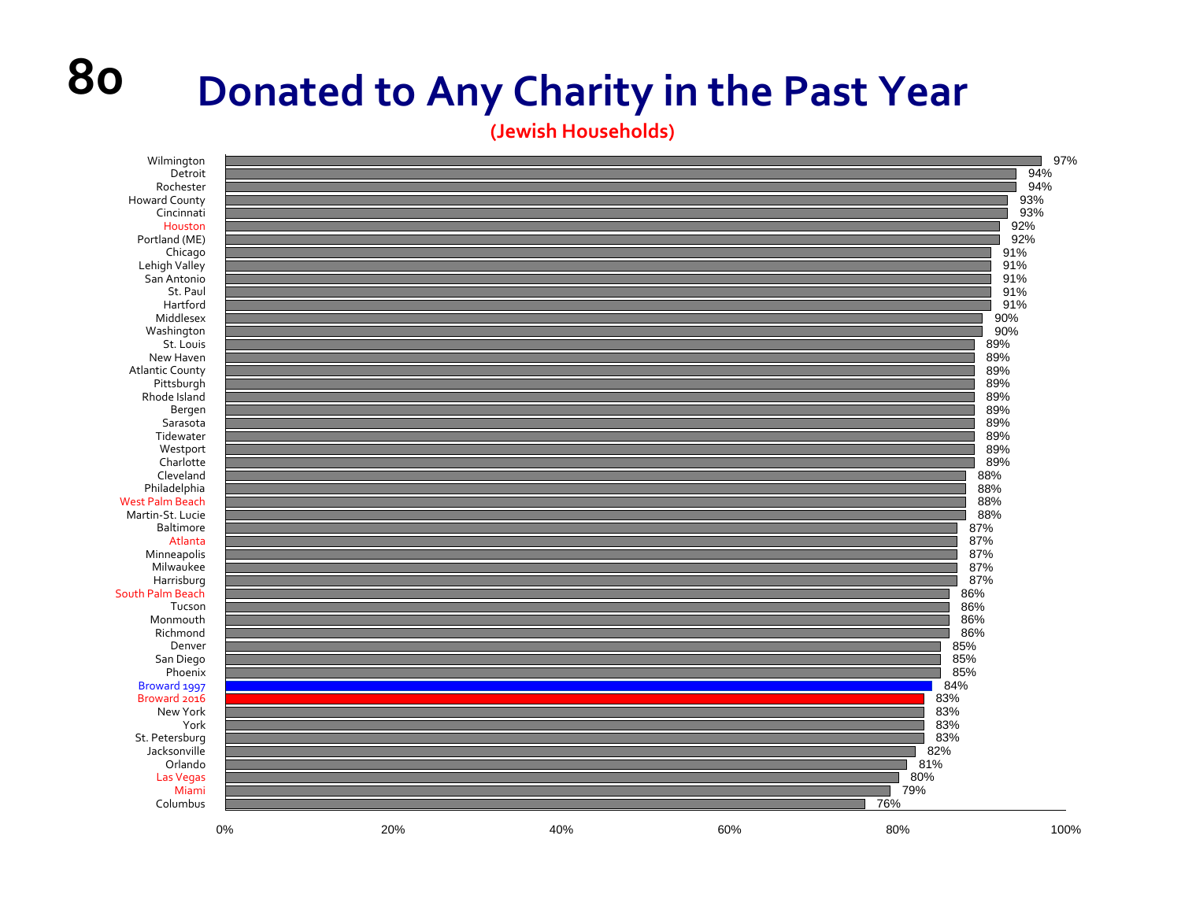# Donated to Any Charity in the Past Year

**(Jewish Households)**

| Community | Percentage |
|---|---|
| Wilmington | 97% |
| Detroit | 94% |
| Rochester | 94% |
| Howard County | 93% |
| Cincinnati | 93% |
| Houston | 92% |
| Portland (ME) | 92% |
| Chicago | 91% |
| Lehigh Valley | 91% |
| San Antonio | 91% |
| St. Paul | 91% |
| Hartford | 91% |
| Middlesex | 90% |
| Washington | 90% |
| St. Louis | 89% |
| New Haven | 89% |
| Atlantic County | 89% |
| Pittsburgh | 89% |
| Rhode Island | 89% |
| Bergen | 89% |
| Sarasota | 89% |
| Tidewater | 89% |
| Westport | 89% |
| Charlotte | 89% |
| Cleveland | 88% |
| Philadelphia | 88% |
| West Palm Beach | 88% |
| Martin-St. Lucie | 88% |
| Baltimore | 87% |
| Atlanta | 87% |
| Minneapolis | 87% |
| Milwaukee | 87% |
| Harrisburg | 87% |
| South Palm Beach | 86% |
| Tucson | 86% |
| Monmouth | 86% |
| Richmond | 86% |
| Denver | 85% |
| San Diego | 85% |
| Phoenix | 85% |
| Broward 1997 | 84% |
| Broward 2016 | 83% |
| New York | 83% |
| York | 83% |
| St. Petersburg | 83% |
| Jacksonville | 82% |
| Orlando | 81% |
| Las Vegas | 80% |
| Miami | 79% |
| Columbus | 76% |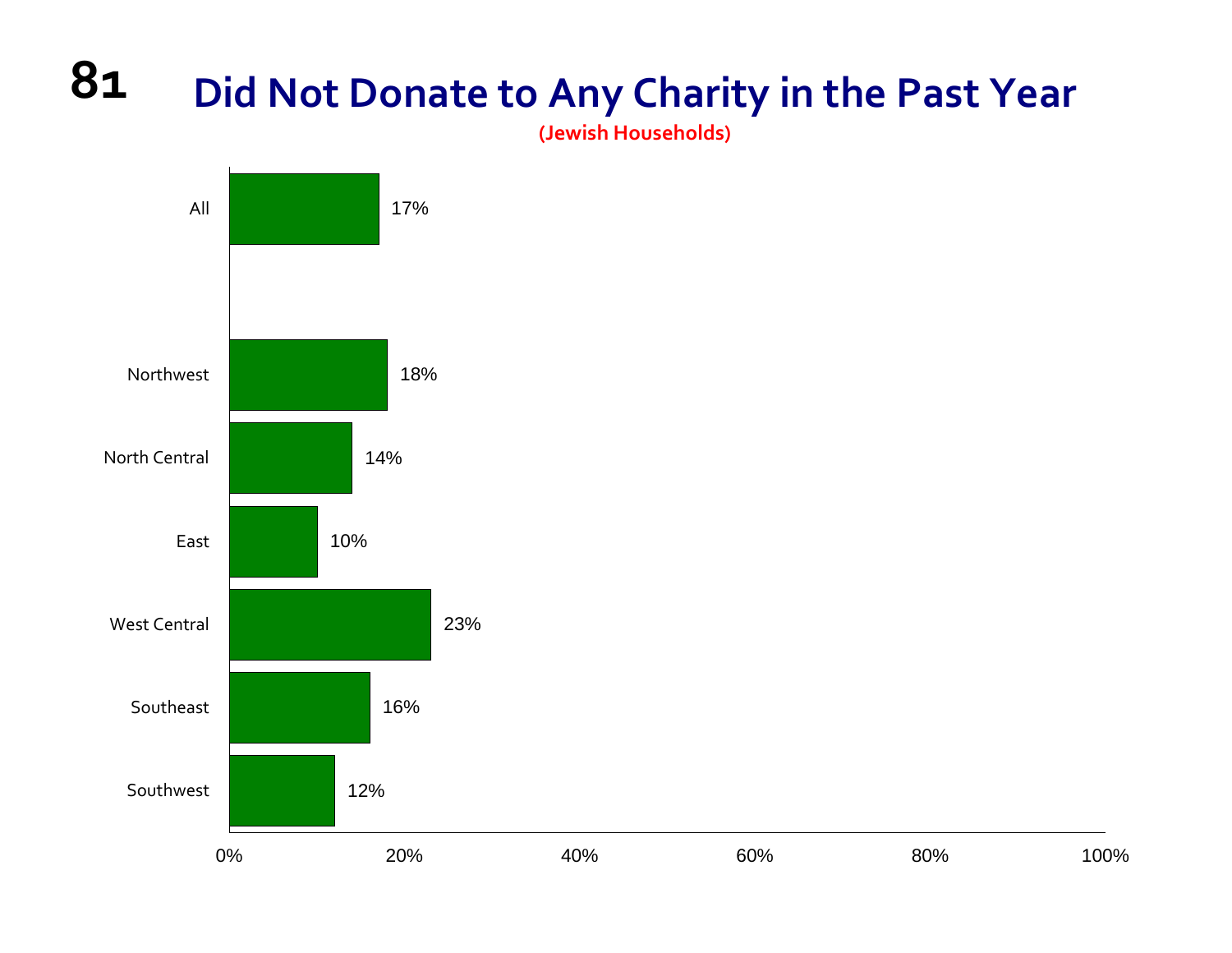# Did Not Donate to Any Charity in the Past Year

(Jewish Households)

| Region | Percent |
|---|---|
| All | 17% |
| Northwest | 18% |
| North Central | 14% |
| East | 10% |
| West Central | 23% |
| Southeast | 16% |
| Southwest | 12% |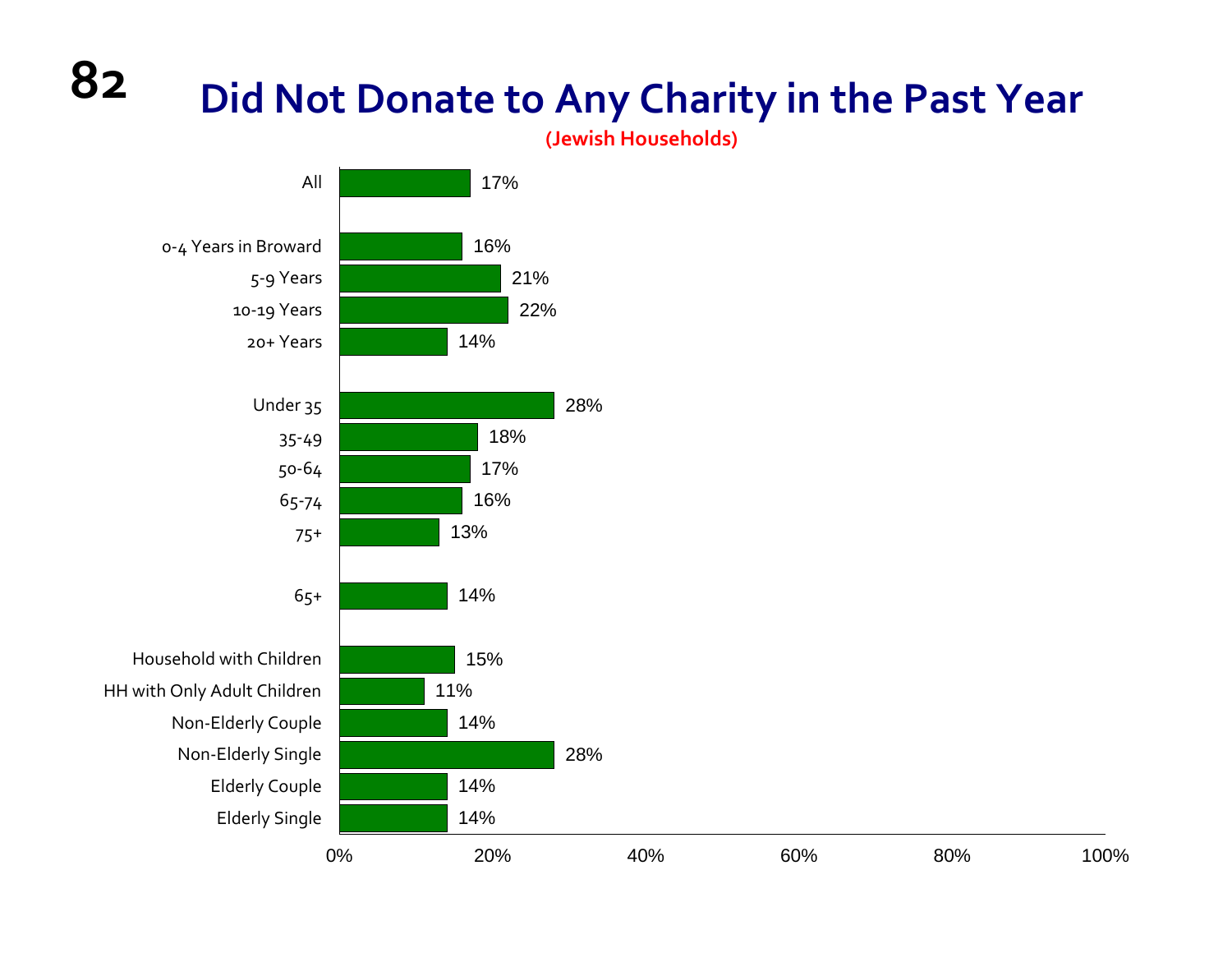# Did Not Donate to Any Charity in the Past Year

**(Jewish Households)**

| Category | Percentage |
| --- | --- |
| All | 17% |
| 0-4 Years in Broward | 16% |
| 5-9 Years | 21% |
| 10-19 Years | 22% |
| 20+ Years | 14% |
| Under 35 | 28% |
| 35-49 | 18% |
| 50-64 | 17% |
| 65-74 | 16% |
| 75+ | 13% |
| 65+ | 14% |
| Household with Children | 15% |
| HH with Only Adult Children | 11% |
| Non-Elderly Couple | 14% |
| Non-Elderly Single | 28% |
| Elderly Couple | 14% |
| Elderly Single | 14% |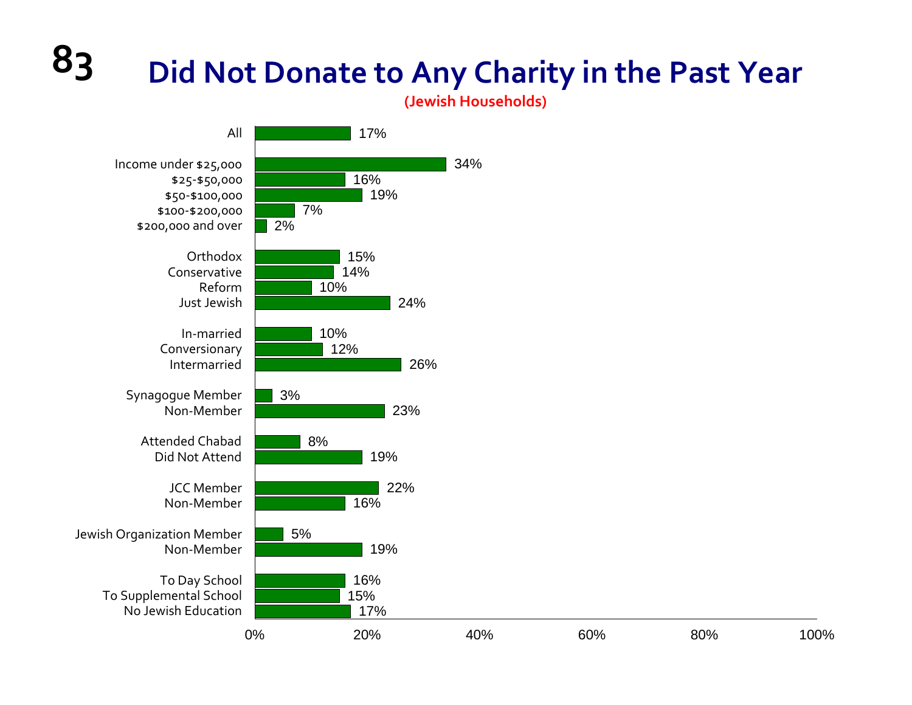# Did Not Donate to Any Charity in the Past Year

**(Jewish Households)**

| Category | Percent |
| --- | --- |
| All | 17% |
| Income under $25,000 | 34% |
| $25-$50,000 | 16% |
| $50-$100,000 | 19% |
| $100-$200,000 | 7% |
| $200,000 and over | 2% |
| Orthodox | 15% |
| Conservative | 14% |
| Reform | 10% |
| Just Jewish | 24% |
| In-married | 10% |
| Conversionary | 12% |
| Intermarried | 26% |
| Synagogue Member | 3% |
| Non-Member | 23% |
| Attended Chabad | 8% |
| Did Not Attend | 19% |
| JCC Member | 22% |
| Non-Member | 16% |
| Jewish Organization Member | 5% |
| Non-Member | 19% |
| To Day School | 16% |
| To Supplemental School | 15% |
| No Jewish Education | 17% |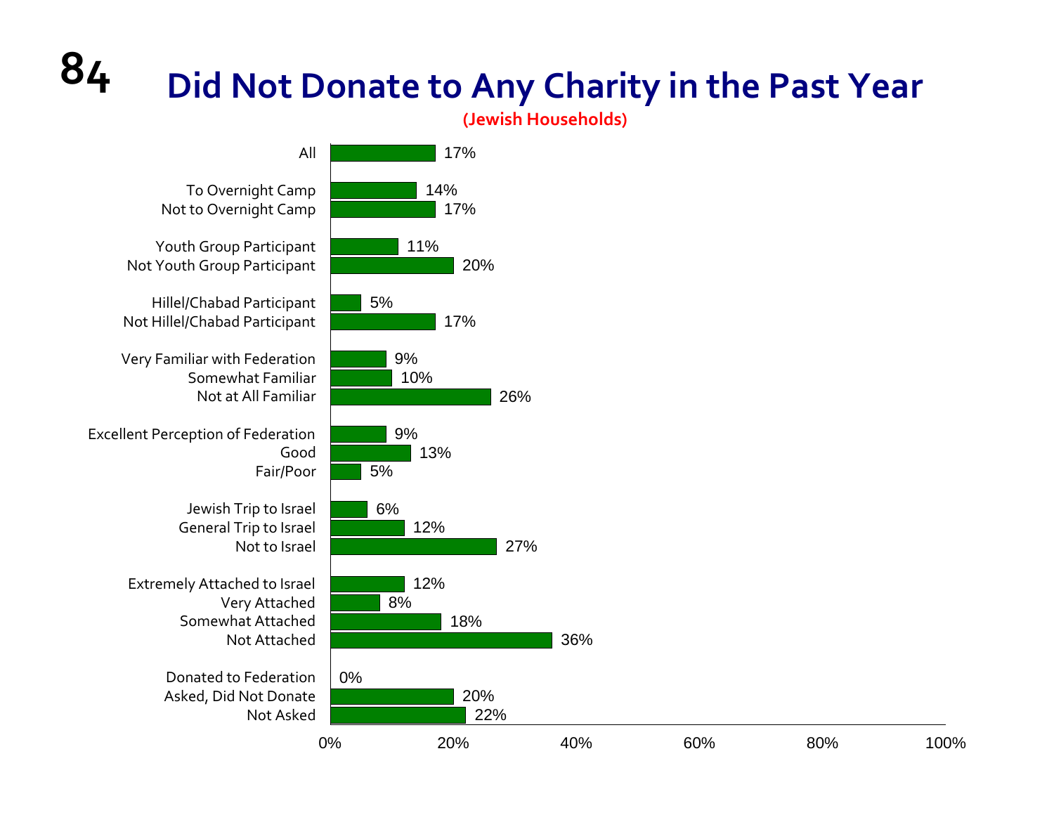# Did Not Donate to Any Charity in the Past Year

**(Jewish Households)**

| Category | Percent |
|---|---|
| All | 17% |
| To Overnight Camp | 14% |
| Not to Overnight Camp | 17% |
| Youth Group Participant | 11% |
| Not Youth Group Participant | 20% |
| Hillel/Chabad Participant | 5% |
| Not Hillel/Chabad Participant | 17% |
| Very Familiar with Federation | 9% |
| Somewhat Familiar | 10% |
| Not at All Familiar | 26% |
| Excellent Perception of Federation | 9% |
| Good | 13% |
| Fair/Poor | 5% |
| Jewish Trip to Israel | 6% |
| General Trip to Israel | 12% |
| Not to Israel | 27% |
| Extremely Attached to Israel | 12% |
| Very Attached | 8% |
| Somewhat Attached | 18% |
| Not Attached | 36% |
| Donated to Federation | 0% |
| Asked, Did Not Donate | 20% |
| Not Asked | 22% |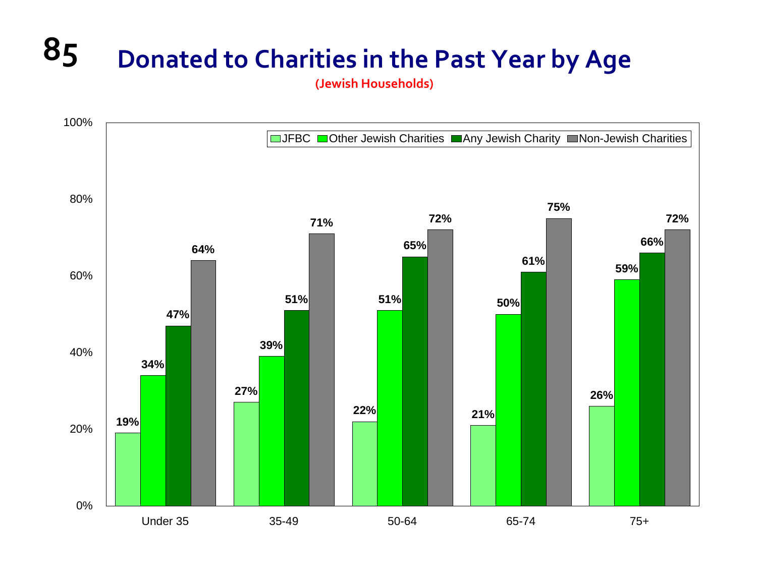# Donated to Charities in the Past Year by Age

**(Jewish Households)**

| Age | JFBC | Other Jewish Charities | Any Jewish Charity | Non-Jewish Charities |
|---|---|---|---|---|
| Under 35 | 19% | 34% | 47% | 64% |
| 35-49 | 27% | 39% | 51% | 71% |
| 50-64 | 22% | 51% | 65% | 72% |
| 65-74 | 21% | 50% | 61% | 75% |
| 75+ | 26% | 59% | 66% | 72% |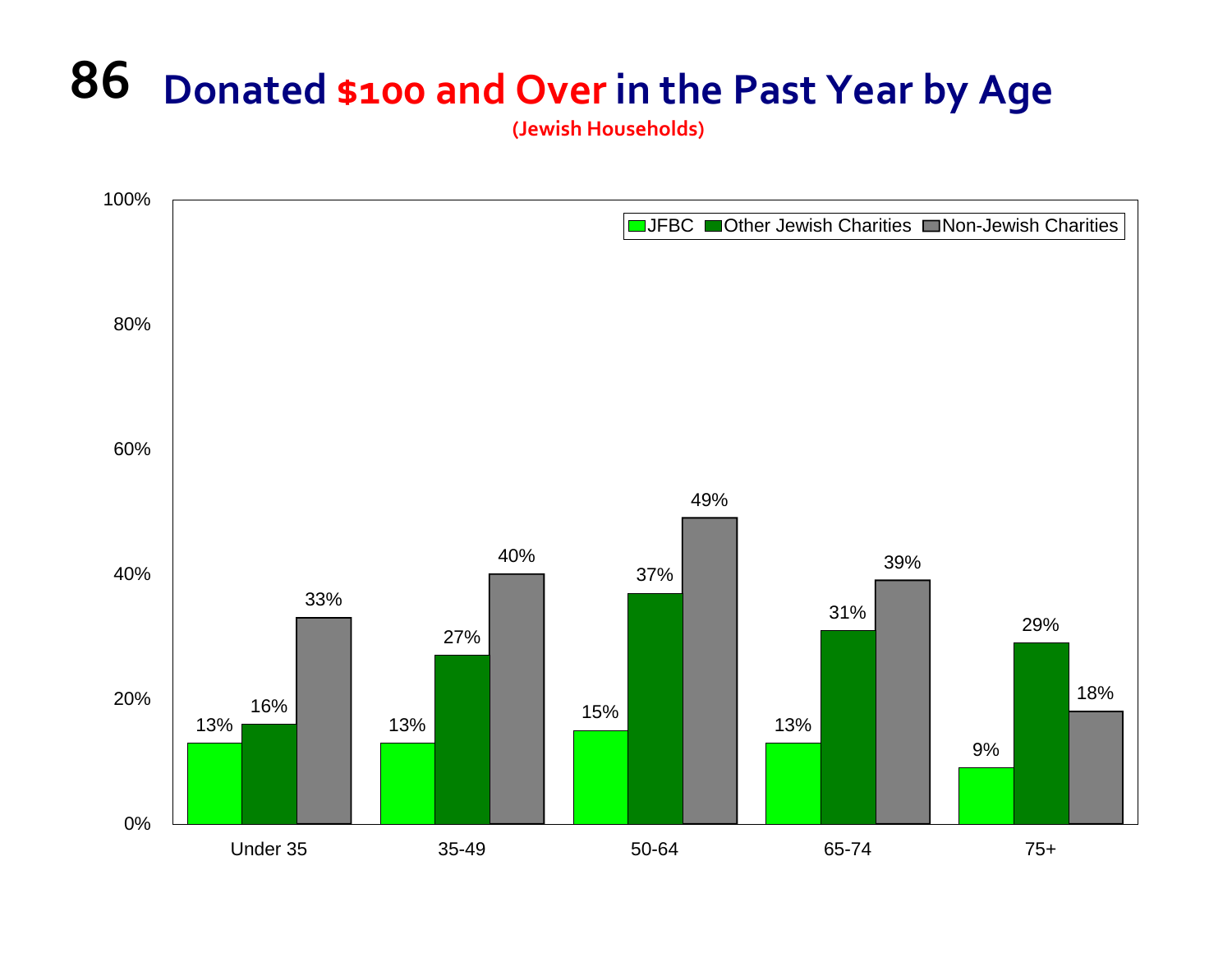# 86 Donated $100 and Over in the Past Year by Age

(Jewish Households)

| Age | JFBC | Other Jewish Charities | Non-Jewish Charities |
|---|---|---|---|
| Under 35 | 13% | 16% | 33% |
| 35-49 | 13% | 27% | 40% |
| 50-64 | 15% | 37% | 49% |
| 65-74 | 13% | 31% | 39% |
| 75+ | 9% | 29% | 18% |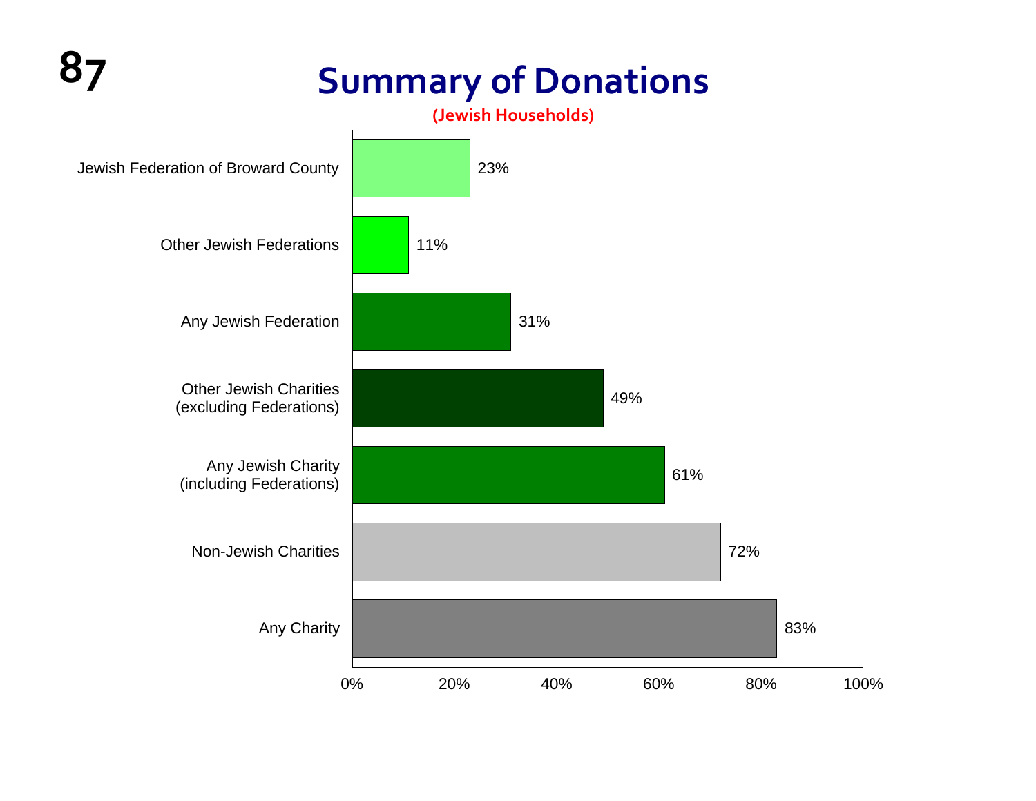# Summary of Donations

**(Jewish Households)**

| Category | Percentage |
|---|---|
| Jewish Federation of Broward County | 23% |
| Other Jewish Federations | 11% |
| Any Jewish Federation | 31% |
| Other Jewish Charities (excluding Federations) | 49% |
| Any Jewish Charity (including Federations) | 61% |
| Non-Jewish Charities | 72% |
| Any Charity | 83% |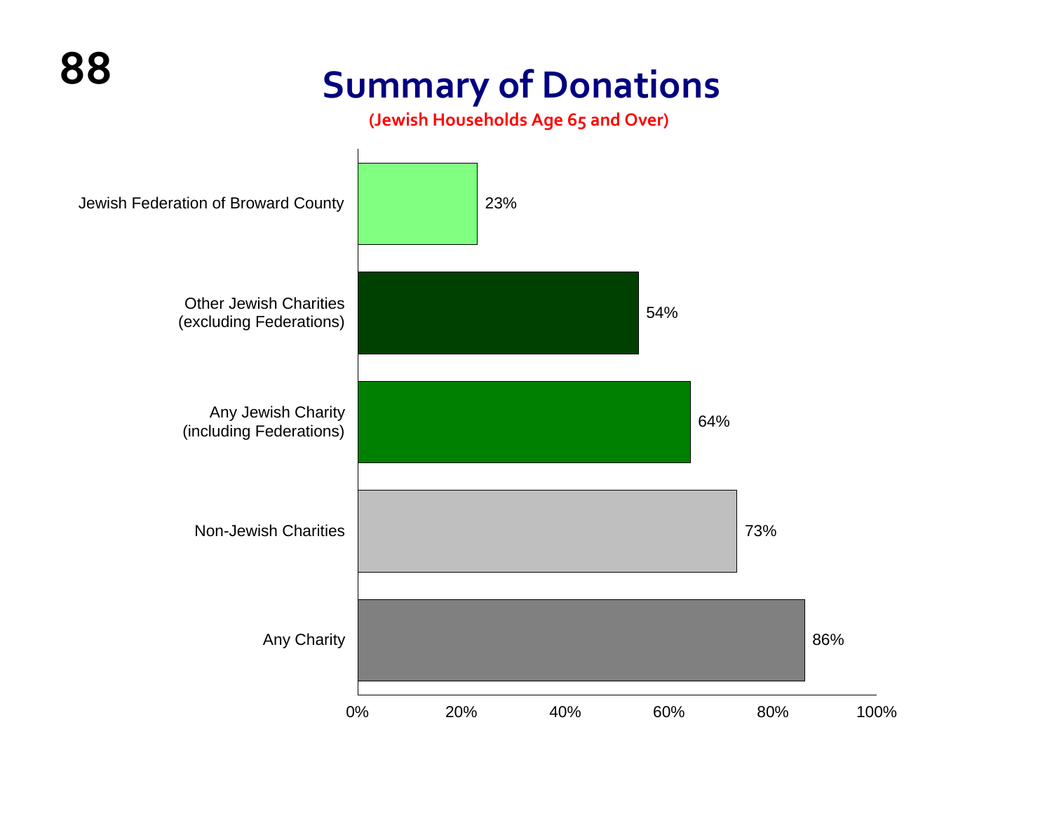# Summary of Donations

**(Jewish Households Age 65 and Over)**

| Category | Percentage |
| --- | --- |
| Jewish Federation of Broward County | 23% |
| Other Jewish Charities (excluding Federations) | 54% |
| Any Jewish Charity (including Federations) | 64% |
| Non-Jewish Charities | 73% |
| Any Charity | 86% |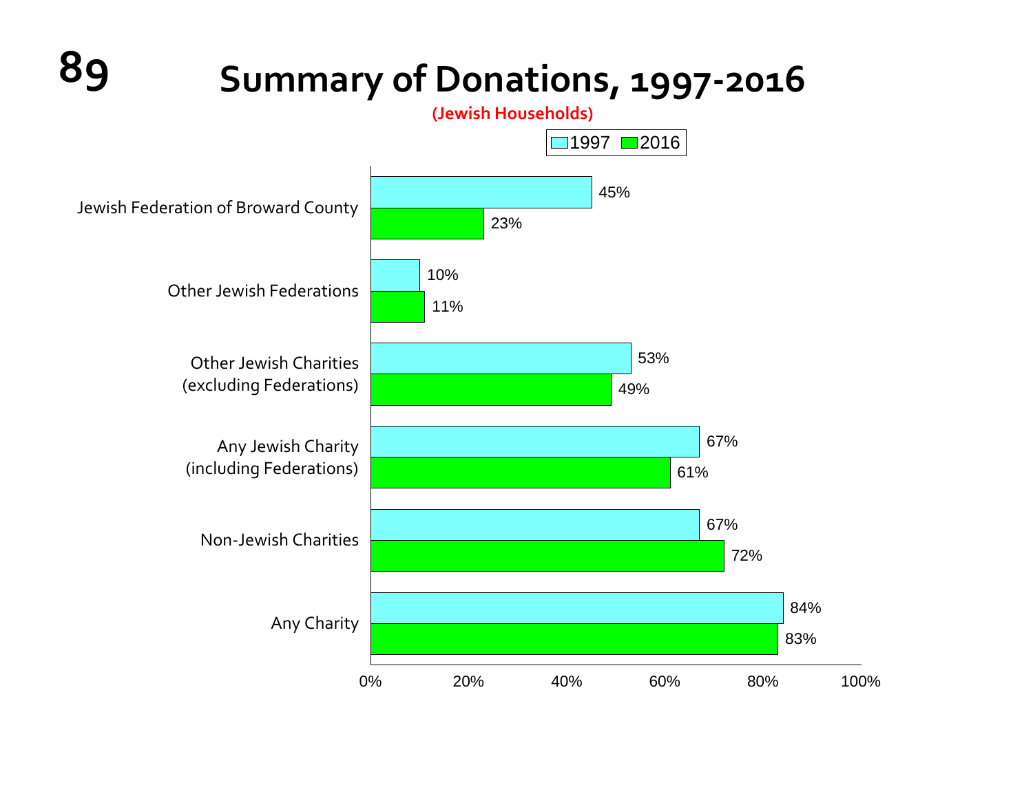# Summary of Donations, 1997-2016

**(Jewish Households)**

| | 1997 | 2016 |
|---|---|---|
| Jewish Federation of Broward County | 45% | 23% |
| Other Jewish Federations | 10% | 11% |
| Other Jewish Charities (excluding Federations) | 53% | 49% |
| Any Jewish Charity (including Federations) | 67% | 61% |
| Non-Jewish Charities | 67% | 72% |
| Any Charity | 84% | 83% |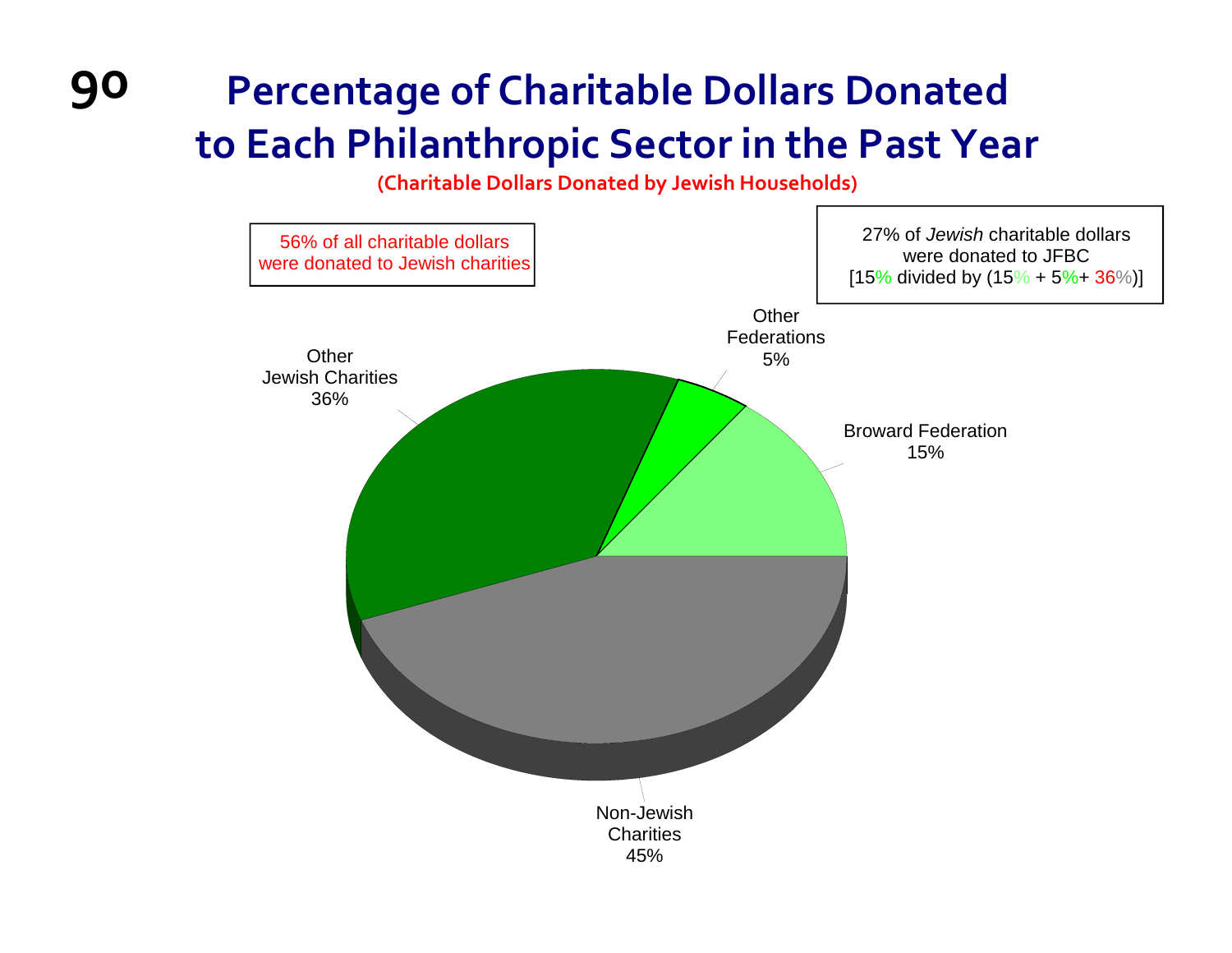# Percentage of Charitable Dollars Donated to Each Philanthropic Sector in the Past Year

**(Charitable Dollars Donated by Jewish Households)**

56% of all charitable dollars were donated to Jewish charities

27% of *Jewish* charitable dollars were donated to JFBC [15% divided by (15% + 5%+ 36%)]

| Sector | Percentage |
|---|---|
| Other Jewish Charities | 36% |
| Other Federations | 5% |
| Broward Federation | 15% |
| Non-Jewish Charities | 45% |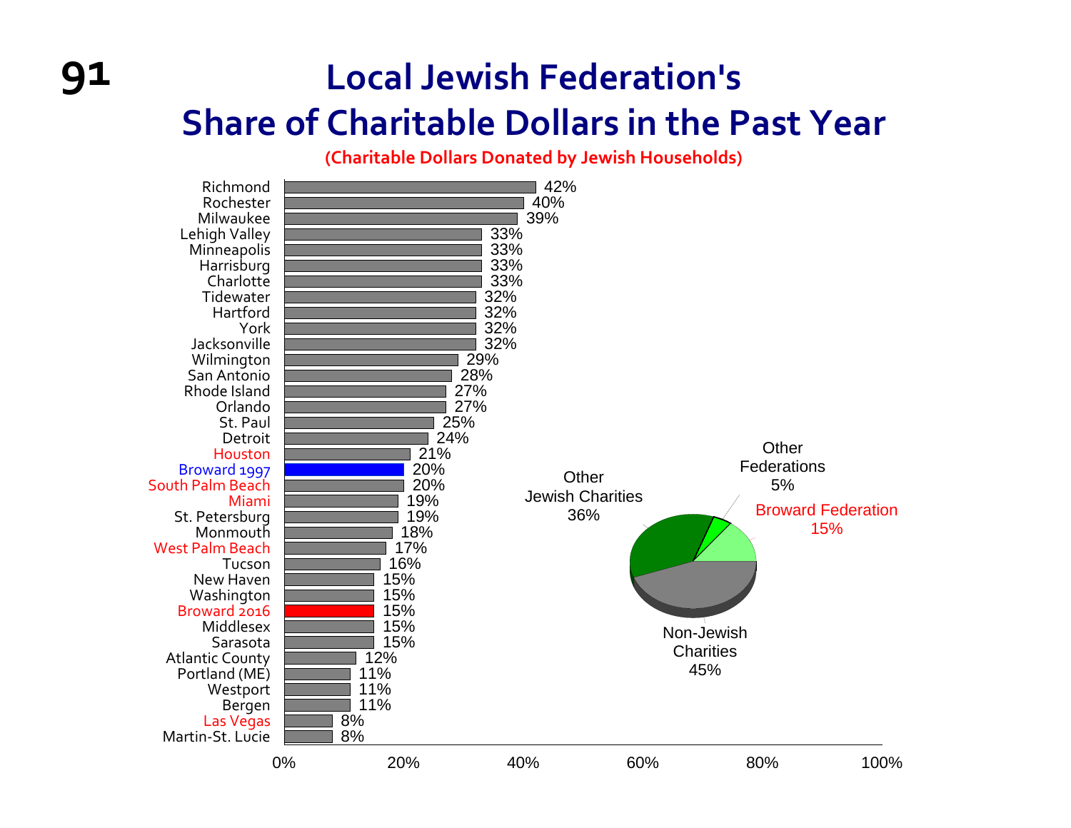# Local Jewish Federation's Share of Charitable Dollars in the Past Year

**(Charitable Dollars Donated by Jewish Households)**

| Community | Federation Share |
|---|---|
| Richmond | 42% |
| Rochester | 40% |
| Milwaukee | 39% |
| Lehigh Valley | 33% |
| Minneapolis | 33% |
| Harrisburg | 33% |
| Charlotte | 33% |
| Tidewater | 32% |
| Hartford | 32% |
| York | 32% |
| Jacksonville | 32% |
| Wilmington | 29% |
| San Antonio | 28% |
| Rhode Island | 27% |
| Orlando | 27% |
| St. Paul | 25% |
| Detroit | 24% |
| Houston | 21% |
| Broward 1997 | 20% |
| South Palm Beach | 20% |
| Miami | 19% |
| St. Petersburg | 19% |
| Monmouth | 18% |
| West Palm Beach | 17% |
| Tucson | 16% |
| New Haven | 15% |
| Washington | 15% |
| Broward 2016 | 15% |
| Middlesex | 15% |
| Sarasota | 15% |
| Atlantic County | 12% |
| Portland (ME) | 11% |
| Westport | 11% |
| Bergen | 11% |
| Las Vegas | 8% |
| Martin-St. Lucie | 8% |

| Recipient (Broward 2016) | Share |
|---|---|
| Broward Federation | 15% |
| Other Federations | 5% |
| Other Jewish Charities | 36% |
| Non-Jewish Charities | 45% |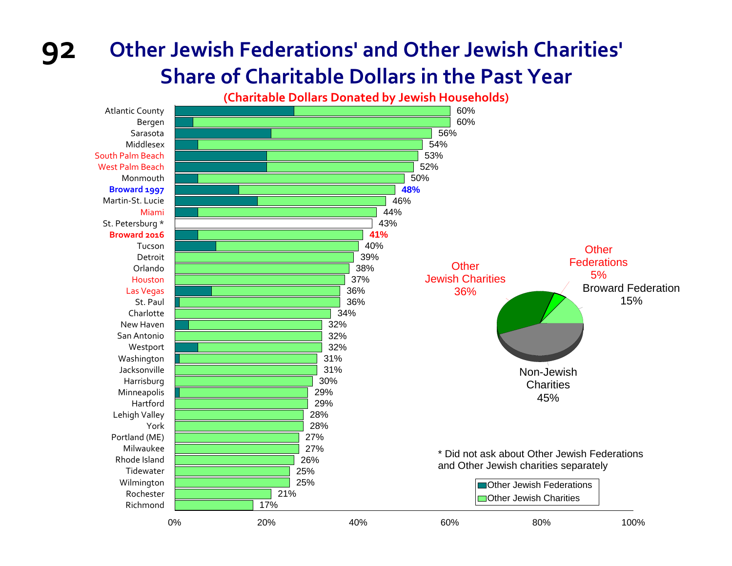# Other Jewish Federations' and Other Jewish Charities' Share of Charitable Dollars in the Past Year

**(Charitable Dollars Donated by Jewish Households)**

| Community | Total |
|---|---|
| Atlantic County | 60% |
| Bergen | 60% |
| Sarasota | 56% |
| Middlesex | 54% |
| South Palm Beach | 53% |
| West Palm Beach | 52% |
| Monmouth | 50% |
| **Broward 1997** | **48%** |
| Martin-St. Lucie | 46% |
| Miami | 44% |
| St. Petersburg * | 43% |
| **Broward 2016** | **41%** |
| Tucson | 40% |
| Detroit | 39% |
| Orlando | 38% |
| Houston | 37% |
| Las Vegas | 36% |
| St. Paul | 36% |
| Charlotte | 34% |
| New Haven | 32% |
| San Antonio | 32% |
| Westport | 32% |
| Washington | 31% |
| Jacksonville | 31% |
| Harrisburg | 30% |
| Minneapolis | 29% |
| Hartford | 29% |
| Lehigh Valley | 28% |
| York | 28% |
| Portland (ME) | 27% |
| Milwaukee | 27% |
| Rhode Island | 26% |
| Tidewater | 25% |
| Wilmington | 25% |
| Rochester | 21% |
| Richmond | 17% |

Legend: Other Jewish Federations; Other Jewish Charities

**Broward (pie chart):**

| Category | Share |
|---|---|
| Other Federations | 5% |
| Broward Federation | 15% |
| Other Jewish Charities | 36% |
| Non-Jewish Charities | 45% |

\* Did not ask about Other Jewish Federations and Other Jewish charities separately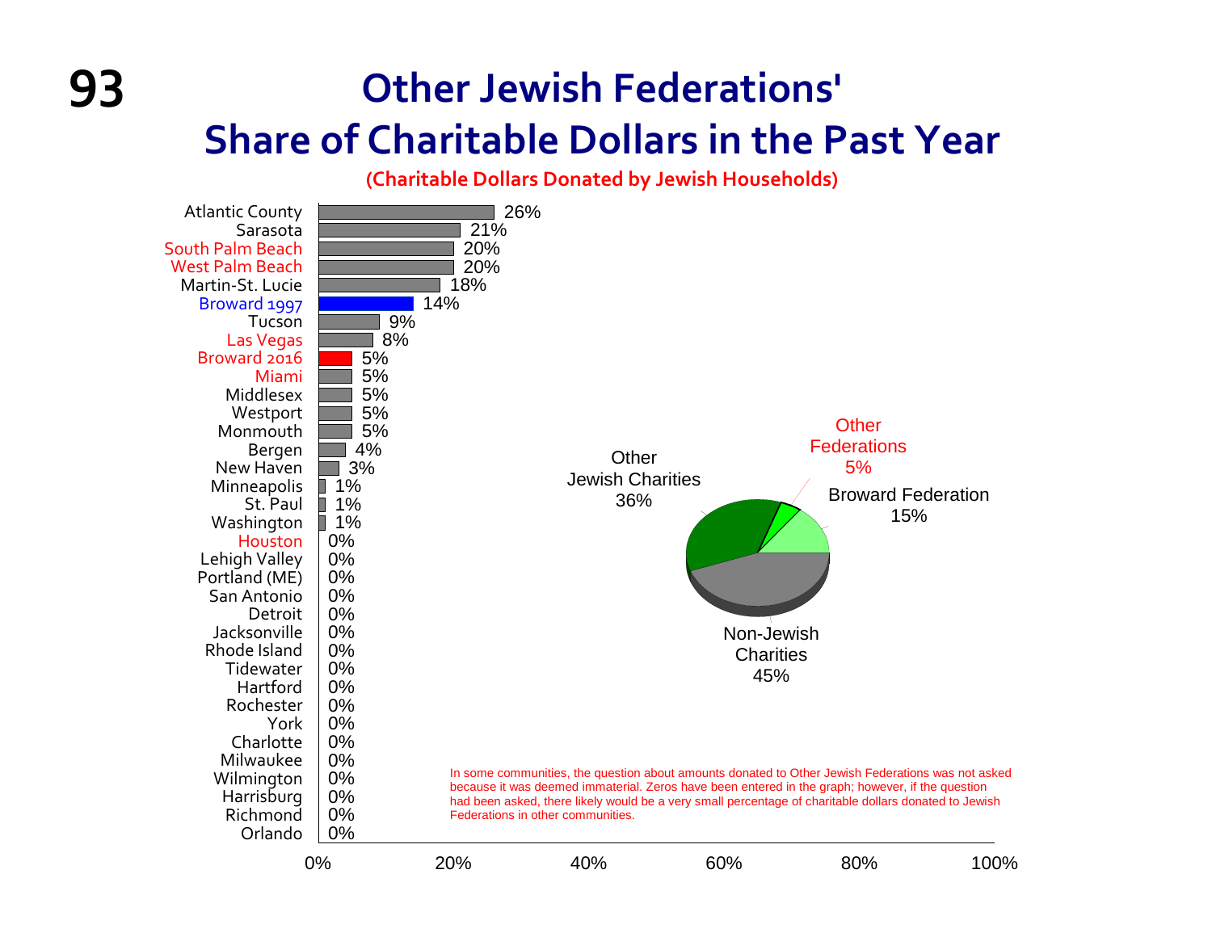# Other Jewish Federations' Share of Charitable Dollars in the Past Year

**(Charitable Dollars Donated by Jewish Households)**

| Community | Share |
|---|---|
| Atlantic County | 26% |
| Sarasota | 21% |
| South Palm Beach | 20% |
| West Palm Beach | 20% |
| Martin-St. Lucie | 18% |
| Broward 1997 | 14% |
| Tucson | 9% |
| Las Vegas | 8% |
| Broward 2016 | 5% |
| Miami | 5% |
| Middlesex | 5% |
| Westport | 5% |
| Monmouth | 5% |
| Bergen | 4% |
| New Haven | 3% |
| Minneapolis | 1% |
| St. Paul | 1% |
| Washington | 1% |
| Houston | 0% |
| Lehigh Valley | 0% |
| Portland (ME) | 0% |
| San Antonio | 0% |
| Detroit | 0% |
| Jacksonville | 0% |
| Rhode Island | 0% |
| Tidewater | 0% |
| Hartford | 0% |
| Rochester | 0% |
| York | 0% |
| Charlotte | 0% |
| Milwaukee | 0% |
| Wilmington | 0% |
| Harrisburg | 0% |
| Richmond | 0% |
| Orlando | 0% |

Broward 2016 distribution of charitable dollars:

| Category | Share |
|---|---|
| Other Federations | 5% |
| Broward Federation | 15% |
| Non-Jewish Charities | 45% |
| Other Jewish Charities | 36% |

In some communities, the question about amounts donated to Other Jewish Federations was not asked because it was deemed immaterial. Zeros have been entered in the graph; however, if the question had been asked, there likely would be a very small percentage of charitable dollars donated to Jewish Federations in other communities.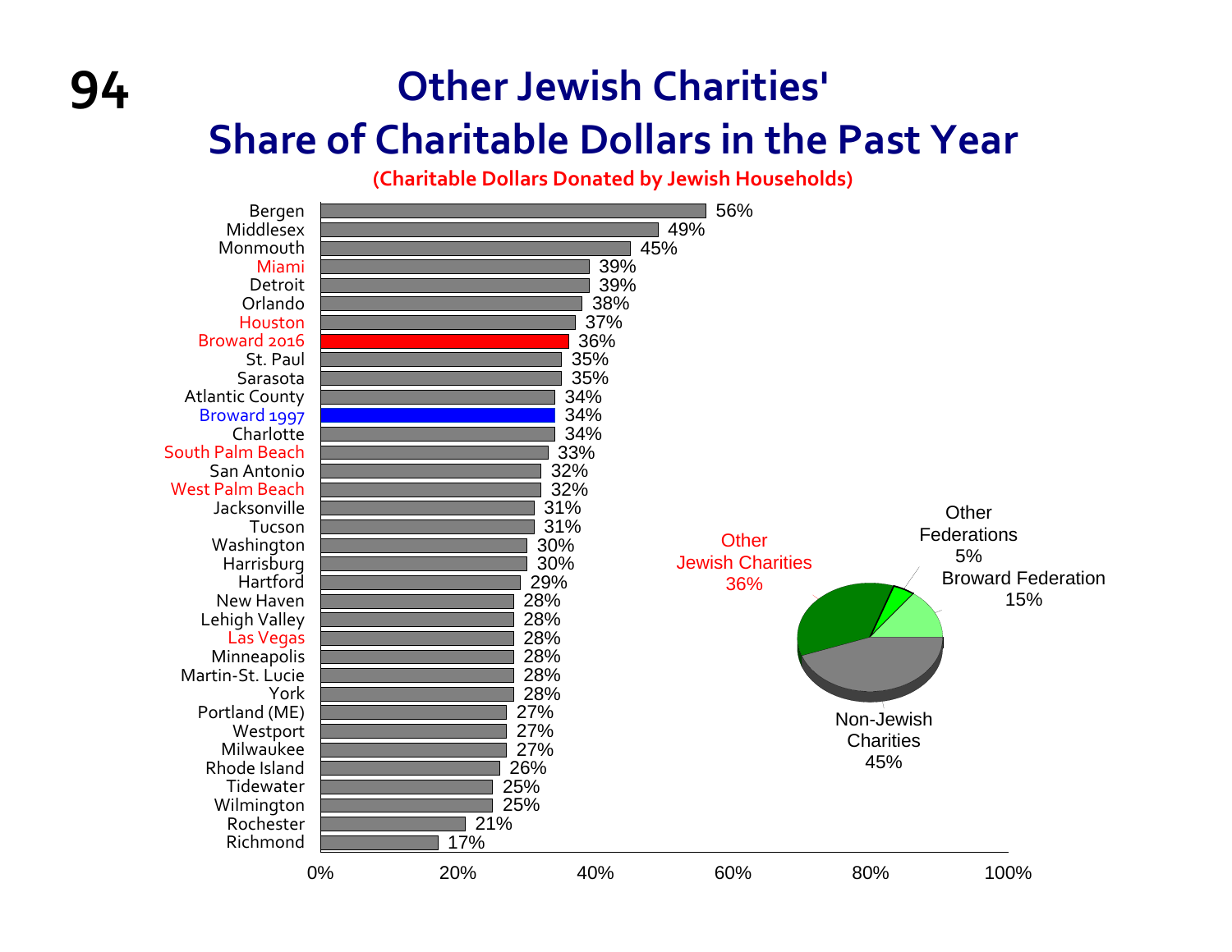# Other Jewish Charities' Share of Charitable Dollars in the Past Year

(Charitable Dollars Donated by Jewish Households)

| Community | Percentage |
|---|---|
| Bergen | 56% |
| Middlesex | 49% |
| Monmouth | 45% |
| Miami | 39% |
| Detroit | 39% |
| Orlando | 38% |
| Houston | 37% |
| Broward 2016 | 36% |
| St. Paul | 35% |
| Sarasota | 35% |
| Atlantic County | 34% |
| Broward 1997 | 34% |
| Charlotte | 34% |
| South Palm Beach | 33% |
| San Antonio | 32% |
| West Palm Beach | 32% |
| Jacksonville | 31% |
| Tucson | 31% |
| Washington | 30% |
| Harrisburg | 30% |
| Hartford | 29% |
| New Haven | 28% |
| Lehigh Valley | 28% |
| Las Vegas | 28% |
| Minneapolis | 28% |
| Martin-St. Lucie | 28% |
| York | 28% |
| Portland (ME) | 27% |
| Westport | 27% |
| Milwaukee | 27% |
| Rhode Island | 26% |
| Tidewater | 25% |
| Wilmington | 25% |
| Rochester | 21% |
| Richmond | 17% |

| Category | Share |
|---|---|
| Other Jewish Charities | 36% |
| Other Federations | 5% |
| Broward Federation | 15% |
| Non-Jewish Charities | 45% |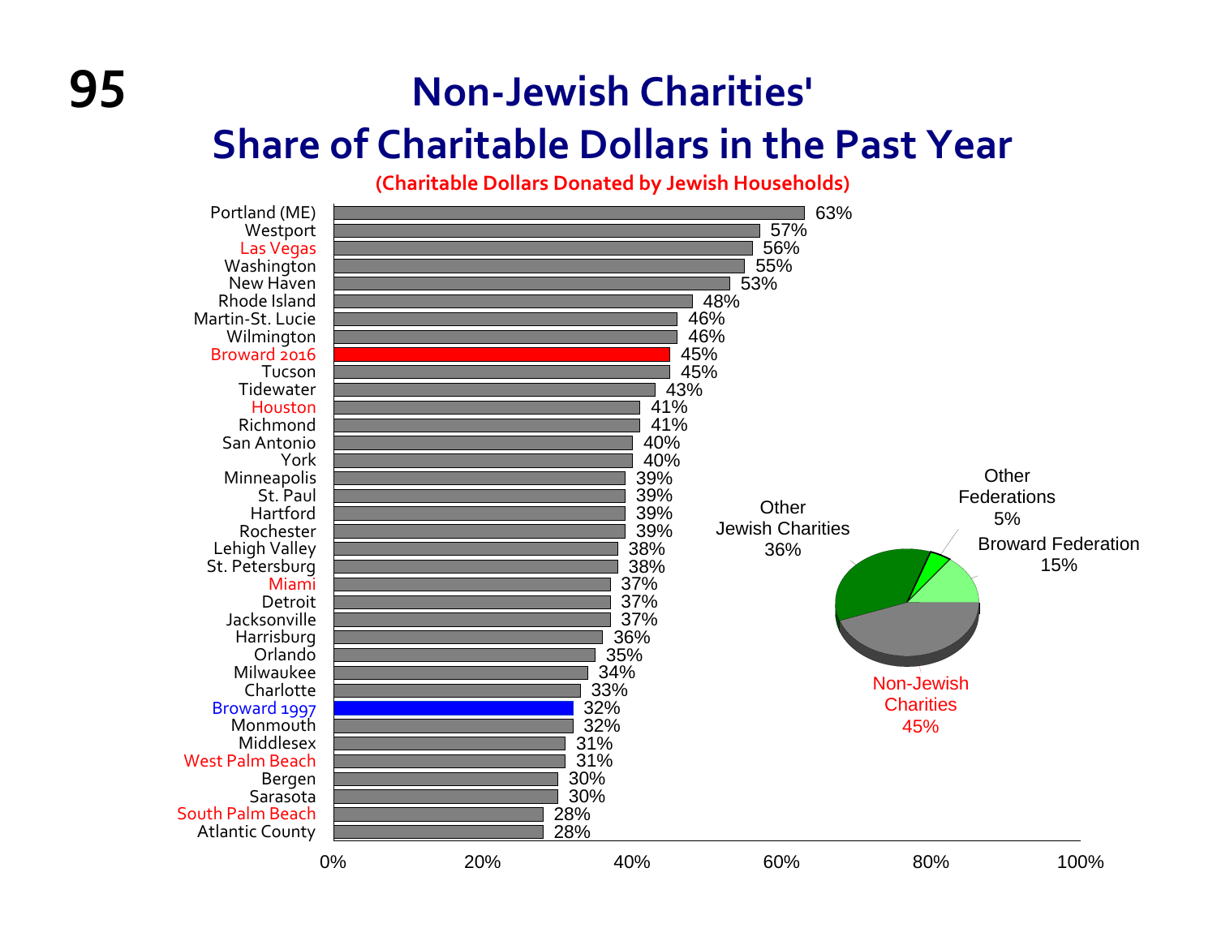# Non-Jewish Charities' Share of Charitable Dollars in the Past Year

**(Charitable Dollars Donated by Jewish Households)**

| Community | Non-Jewish Charities' Share |
|---|---|
| Portland (ME) | 63% |
| Westport | 57% |
| Las Vegas | 56% |
| Washington | 55% |
| New Haven | 53% |
| Rhode Island | 48% |
| Martin-St. Lucie | 46% |
| Wilmington | 46% |
| Broward 2016 | 45% |
| Tucson | 45% |
| Tidewater | 43% |
| Houston | 41% |
| Richmond | 41% |
| San Antonio | 40% |
| York | 40% |
| Minneapolis | 39% |
| St. Paul | 39% |
| Hartford | 39% |
| Rochester | 39% |
| Lehigh Valley | 38% |
| St. Petersburg | 38% |
| Miami | 37% |
| Detroit | 37% |
| Jacksonville | 37% |
| Harrisburg | 36% |
| Orlando | 35% |
| Milwaukee | 34% |
| Charlotte | 33% |
| Broward 1997 | 32% |
| Monmouth | 32% |
| Middlesex | 31% |
| West Palm Beach | 31% |
| Bergen | 30% |
| Sarasota | 30% |
| South Palm Beach | 28% |
| Atlantic County | 28% |

Broward 2016 distribution of charitable dollars:

| Recipient | Share |
|---|---|
| Non-Jewish Charities | 45% |
| Other Jewish Charities | 36% |
| Broward Federation | 15% |
| Other Federations | 5% |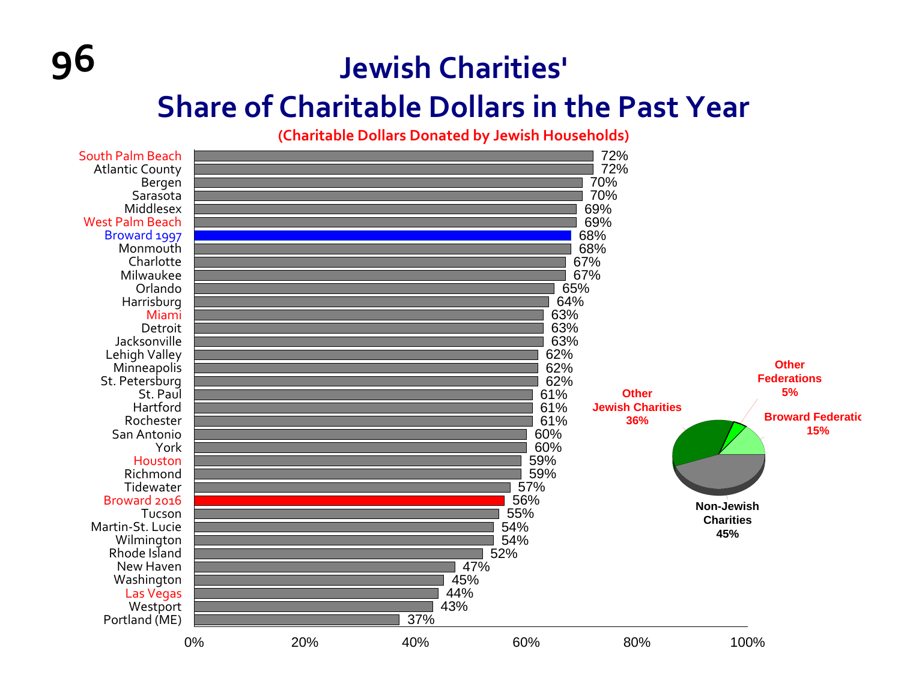# Jewish Charities' Share of Charitable Dollars in the Past Year

(Charitable Dollars Donated by Jewish Households)

| Community | Share |
|---|---|
| South Palm Beach | 72% |
| Atlantic County | 72% |
| Bergen | 70% |
| Sarasota | 70% |
| Middlesex | 69% |
| West Palm Beach | 69% |
| Broward 1997 | 68% |
| Monmouth | 68% |
| Charlotte | 67% |
| Milwaukee | 67% |
| Orlando | 65% |
| Harrisburg | 64% |
| Miami | 63% |
| Detroit | 63% |
| Jacksonville | 63% |
| Lehigh Valley | 62% |
| Minneapolis | 62% |
| St. Petersburg | 62% |
| St. Paul | 61% |
| Hartford | 61% |
| Rochester | 61% |
| San Antonio | 60% |
| York | 60% |
| Houston | 59% |
| Richmond | 59% |
| Tidewater | 57% |
| Broward 2016 | 56% |
| Tucson | 55% |
| Martin-St. Lucie | 54% |
| Wilmington | 54% |
| Rhode Island | 52% |
| New Haven | 47% |
| Washington | 45% |
| Las Vegas | 44% |
| Westport | 43% |
| Portland (ME) | 37% |

| Category | Share |
|---|---|
| Other Jewish Charities | 36% |
| Other Federations | 5% |
| Broward Federation | 15% |
| Non-Jewish Charities | 45% |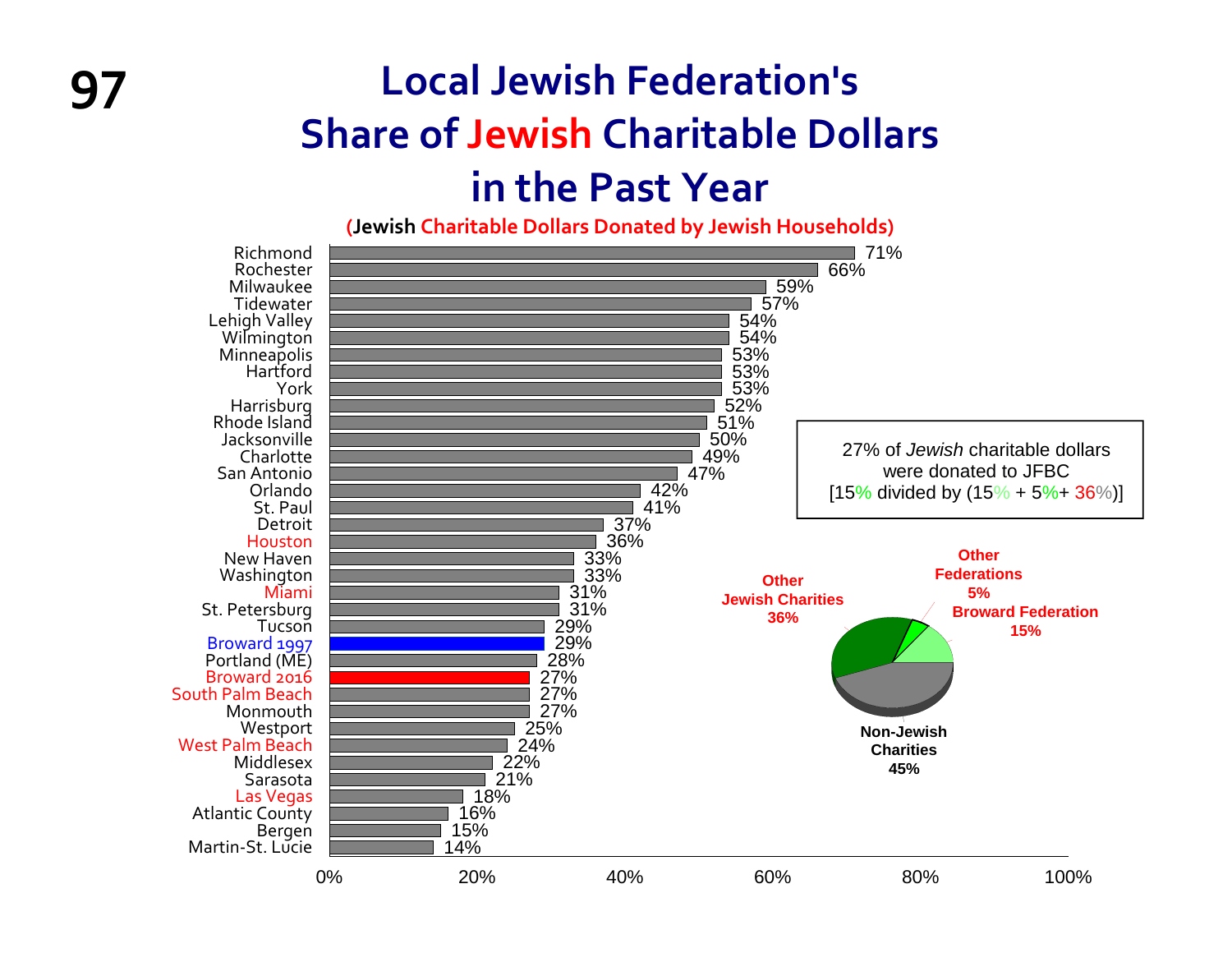# Local Jewish Federation's Share of Jewish Charitable Dollars in the Past Year

(Jewish Charitable Dollars Donated by Jewish Households)

| Community | Percentage |
|---|---|
| Richmond | 71% |
| Rochester | 66% |
| Milwaukee | 59% |
| Tidewater | 57% |
| Lehigh Valley | 54% |
| Wilmington | 54% |
| Minneapolis | 53% |
| Hartford | 53% |
| York | 53% |
| Harrisburg | 52% |
| Rhode Island | 51% |
| Jacksonville | 50% |
| Charlotte | 49% |
| San Antonio | 47% |
| Orlando | 42% |
| St. Paul | 41% |
| Detroit | 37% |
| Houston | 36% |
| New Haven | 33% |
| Washington | 33% |
| Miami | 31% |
| St. Petersburg | 31% |
| Tucson | 29% |
| Broward 1997 | 29% |
| Portland (ME) | 28% |
| Broward 2016 | 27% |
| South Palm Beach | 27% |
| Monmouth | 27% |
| Westport | 25% |
| West Palm Beach | 24% |
| Middlesex | 22% |
| Sarasota | 21% |
| Las Vegas | 18% |
| Atlantic County | 16% |
| Bergen | 15% |
| Martin-St. Lucie | 14% |

27% of *Jewish* charitable dollars were donated to JFBC [15% divided by (15% + 5%+ 36%)]

| Recipient | Share |
|---|---|
| Broward Federation | 15% |
| Other Federations | 5% |
| Other Jewish Charities | 36% |
| Non-Jewish Charities | 45% |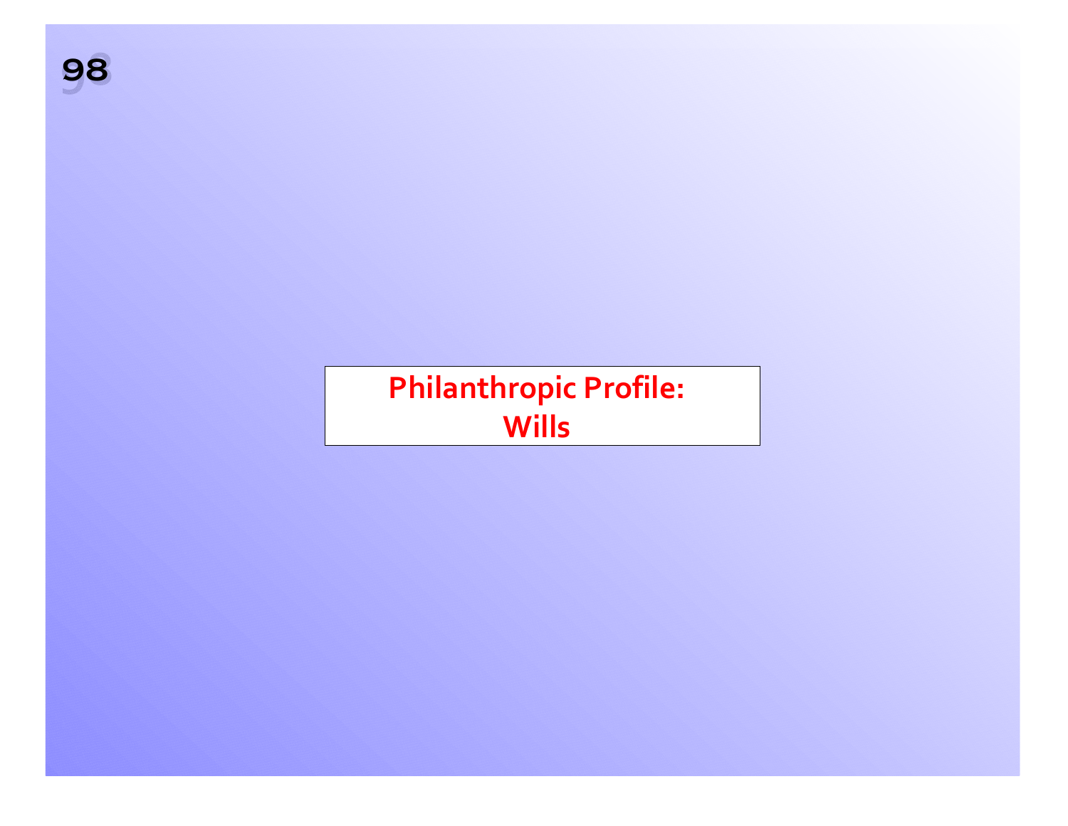# Philanthropic Profile: Wills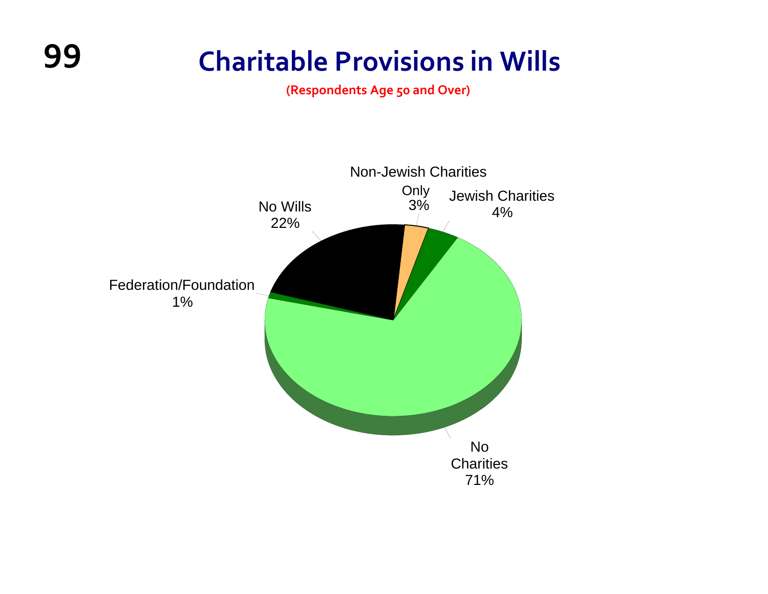# Charitable Provisions in Wills

**(Respondents Age 50 and Over)**

Non-Jewish Charities Only 3%

Jewish Charities 4%

No Wills 22%

Federation/Foundation 1%

No Charities 71%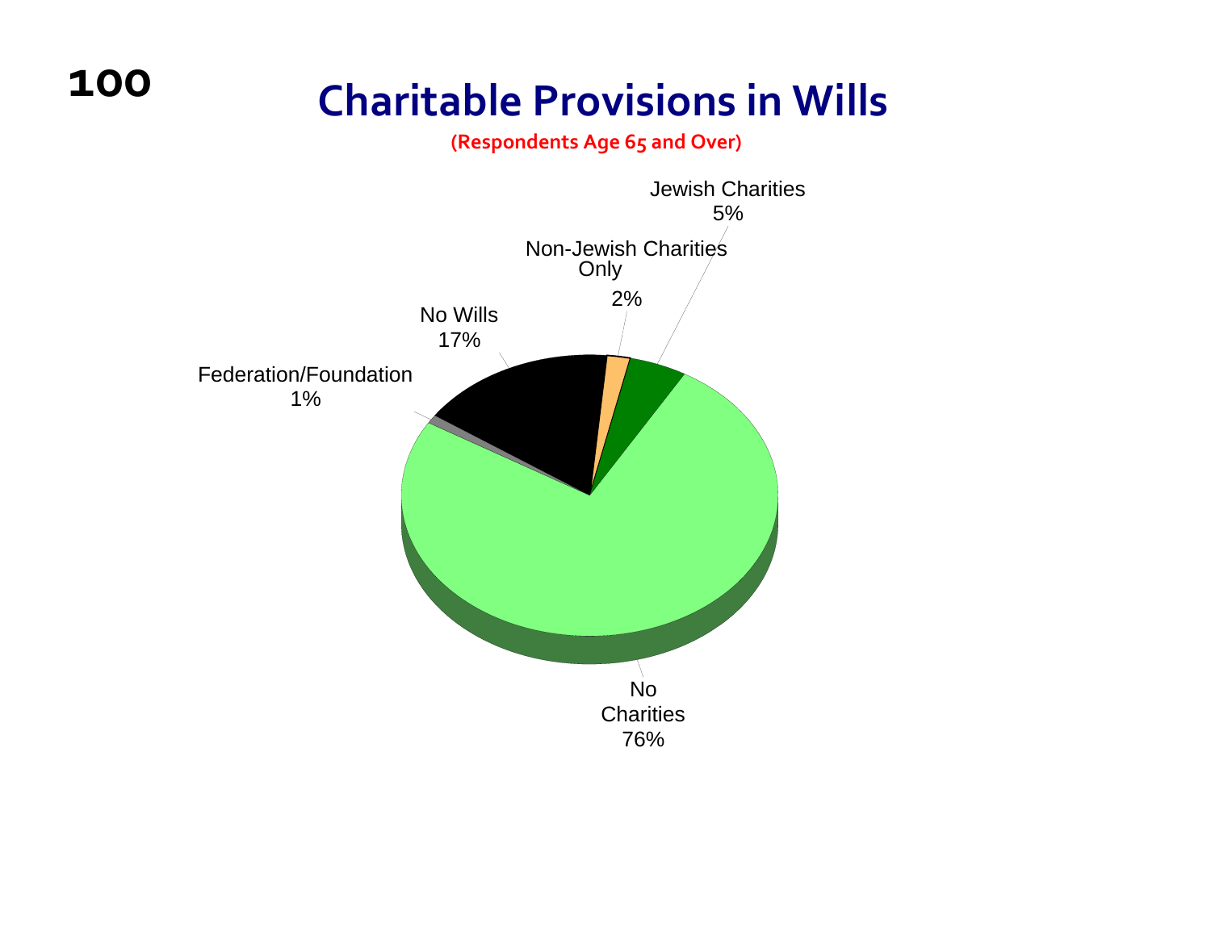# Charitable Provisions in Wills

**(Respondents Age 65 and Over)**

Jewish Charities
5%

Non-Jewish Charities
Only
2%

No Wills
17%

Federation/Foundation
1%

No
Charities
76%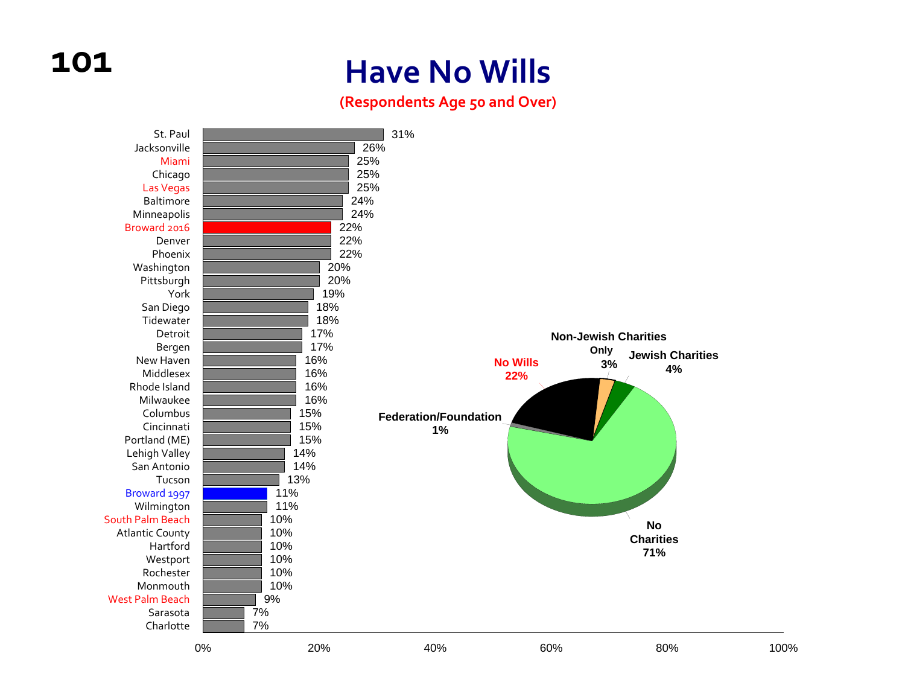# Have No Wills

**(Respondents Age 50 and Over)**

| Community | Have No Wills |
|---|---|
| St. Paul | 31% |
| Jacksonville | 26% |
| Miami | 25% |
| Chicago | 25% |
| Las Vegas | 25% |
| Baltimore | 24% |
| Minneapolis | 24% |
| Broward 2016 | 22% |
| Denver | 22% |
| Phoenix | 22% |
| Washington | 20% |
| Pittsburgh | 20% |
| York | 19% |
| San Diego | 18% |
| Tidewater | 18% |
| Detroit | 17% |
| Bergen | 17% |
| New Haven | 16% |
| Middlesex | 16% |
| Rhode Island | 16% |
| Milwaukee | 16% |
| Columbus | 15% |
| Cincinnati | 15% |
| Portland (ME) | 15% |
| Lehigh Valley | 14% |
| San Antonio | 14% |
| Tucson | 13% |
| Broward 1997 | 11% |
| Wilmington | 11% |
| South Palm Beach | 10% |
| Atlantic County | 10% |
| Hartford | 10% |
| Westport | 10% |
| Rochester | 10% |
| Monmouth | 10% |
| West Palm Beach | 9% |
| Sarasota | 7% |
| Charlotte | 7% |

| Category | Percent |
|---|---|
| No Wills | 22% |
| Non-Jewish Charities Only | 3% |
| Jewish Charities | 4% |
| No Charities | 71% |
| Federation/Foundation | 1% |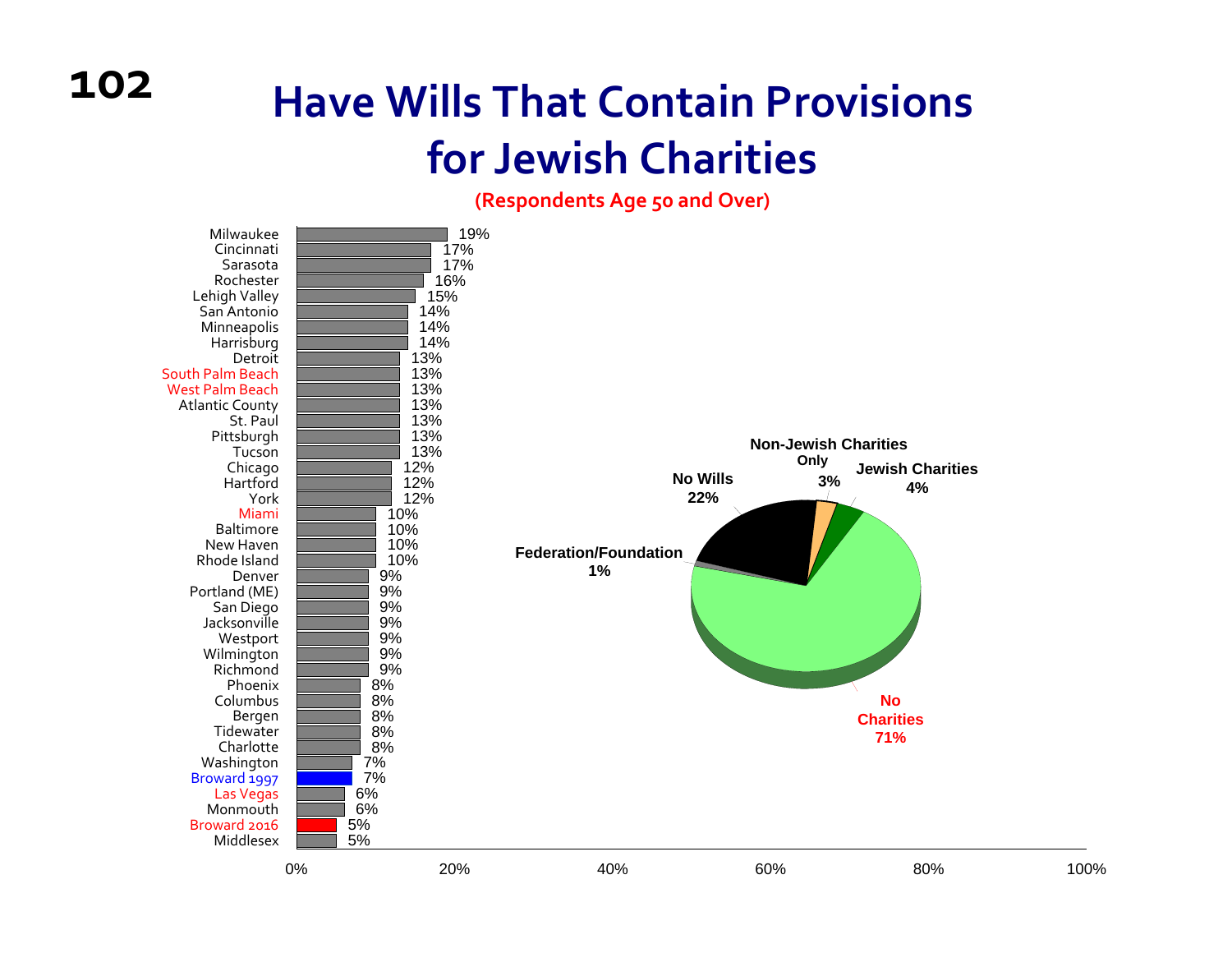# Have Wills That Contain Provisions for Jewish Charities

**(Respondents Age 50 and Over)**

| Community | Percent |
|---|---|
| Milwaukee | 19% |
| Cincinnati | 17% |
| Sarasota | 17% |
| Rochester | 16% |
| Lehigh Valley | 15% |
| San Antonio | 14% |
| Minneapolis | 14% |
| Harrisburg | 14% |
| Detroit | 13% |
| South Palm Beach | 13% |
| West Palm Beach | 13% |
| Atlantic County | 13% |
| St. Paul | 13% |
| Pittsburgh | 13% |
| Tucson | 13% |
| Chicago | 12% |
| Hartford | 12% |
| York | 12% |
| Miami | 10% |
| Baltimore | 10% |
| New Haven | 10% |
| Rhode Island | 10% |
| Denver | 9% |
| Portland (ME) | 9% |
| San Diego | 9% |
| Jacksonville | 9% |
| Westport | 9% |
| Wilmington | 9% |
| Richmond | 9% |
| Phoenix | 8% |
| Columbus | 8% |
| Bergen | 8% |
| Tidewater | 8% |
| Charlotte | 8% |
| Washington | 7% |
| Broward 1997 | 7% |
| Las Vegas | 6% |
| Monmouth | 6% |
| Broward 2016 | 5% |
| Middlesex | 5% |

| Category | Percent |
|---|---|
| No Charities | 71% |
| No Wills | 22% |
| Jewish Charities | 4% |
| Non-Jewish Charities Only | 3% |
| Federation/Foundation | 1% |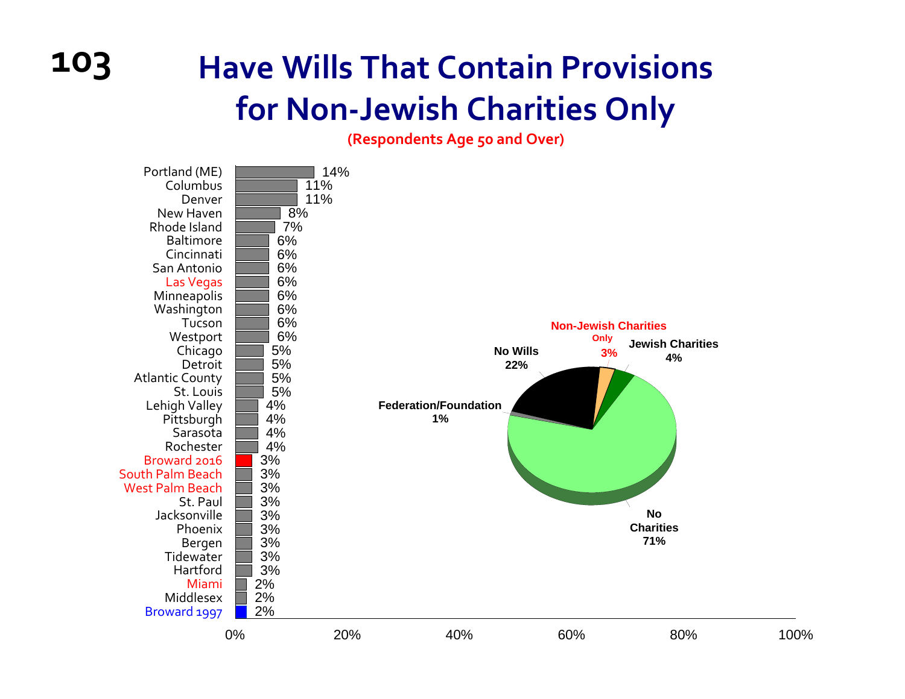# Have Wills That Contain Provisions for Non-Jewish Charities Only

**(Respondents Age 50 and Over)**

| Community | Percentage |
|---|---|
| Portland (ME) | 14% |
| Columbus | 11% |
| Denver | 11% |
| New Haven | 8% |
| Rhode Island | 7% |
| Baltimore | 6% |
| Cincinnati | 6% |
| San Antonio | 6% |
| Las Vegas | 6% |
| Minneapolis | 6% |
| Washington | 6% |
| Tucson | 6% |
| Westport | 6% |
| Chicago | 5% |
| Detroit | 5% |
| Atlantic County | 5% |
| St. Louis | 5% |
| Lehigh Valley | 4% |
| Pittsburgh | 4% |
| Sarasota | 4% |
| Rochester | 4% |
| Broward 2016 | 3% |
| South Palm Beach | 3% |
| West Palm Beach | 3% |
| St. Paul | 3% |
| Jacksonville | 3% |
| Phoenix | 3% |
| Bergen | 3% |
| Tidewater | 3% |
| Hartford | 3% |
| Miami | 2% |
| Middlesex | 2% |
| Broward 1997 | 2% |

| Category | Percentage |
|---|---|
| No Charities | 71% |
| No Wills | 22% |
| Jewish Charities | 4% |
| Non-Jewish Charities Only | 3% |
| Federation/Foundation | 1% |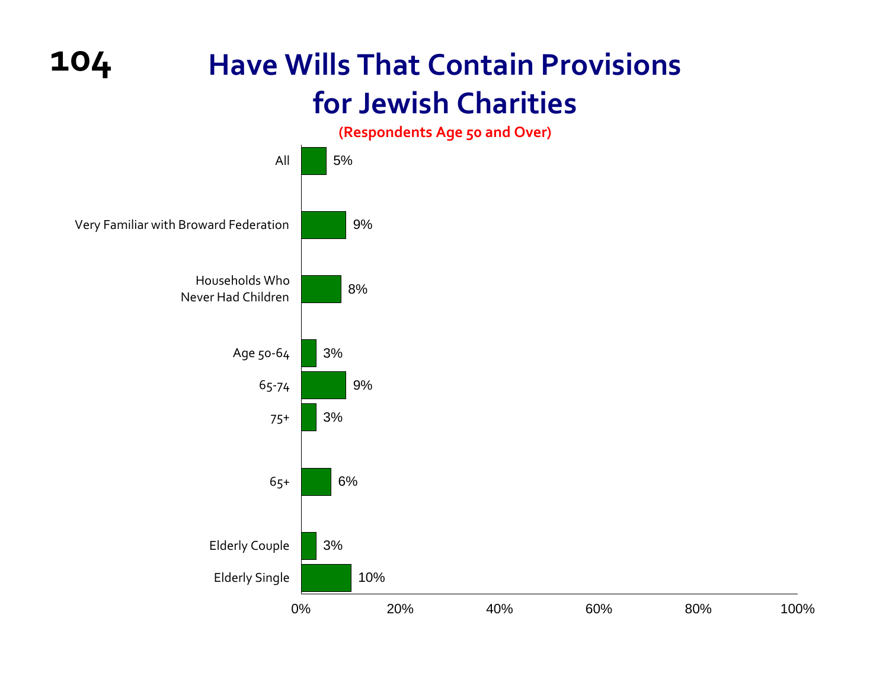# Have Wills That Contain Provisions for Jewish Charities

**(Respondents Age 50 and Over)**

| Group | Percentage |
| --- | --- |
| All | 5% |
| Very Familiar with Broward Federation | 9% |
| Households Who Never Had Children | 8% |
| Age 50-64 | 3% |
| 65-74 | 9% |
| 75+ | 3% |
| 65+ | 6% |
| Elderly Couple | 3% |
| Elderly Single | 10% |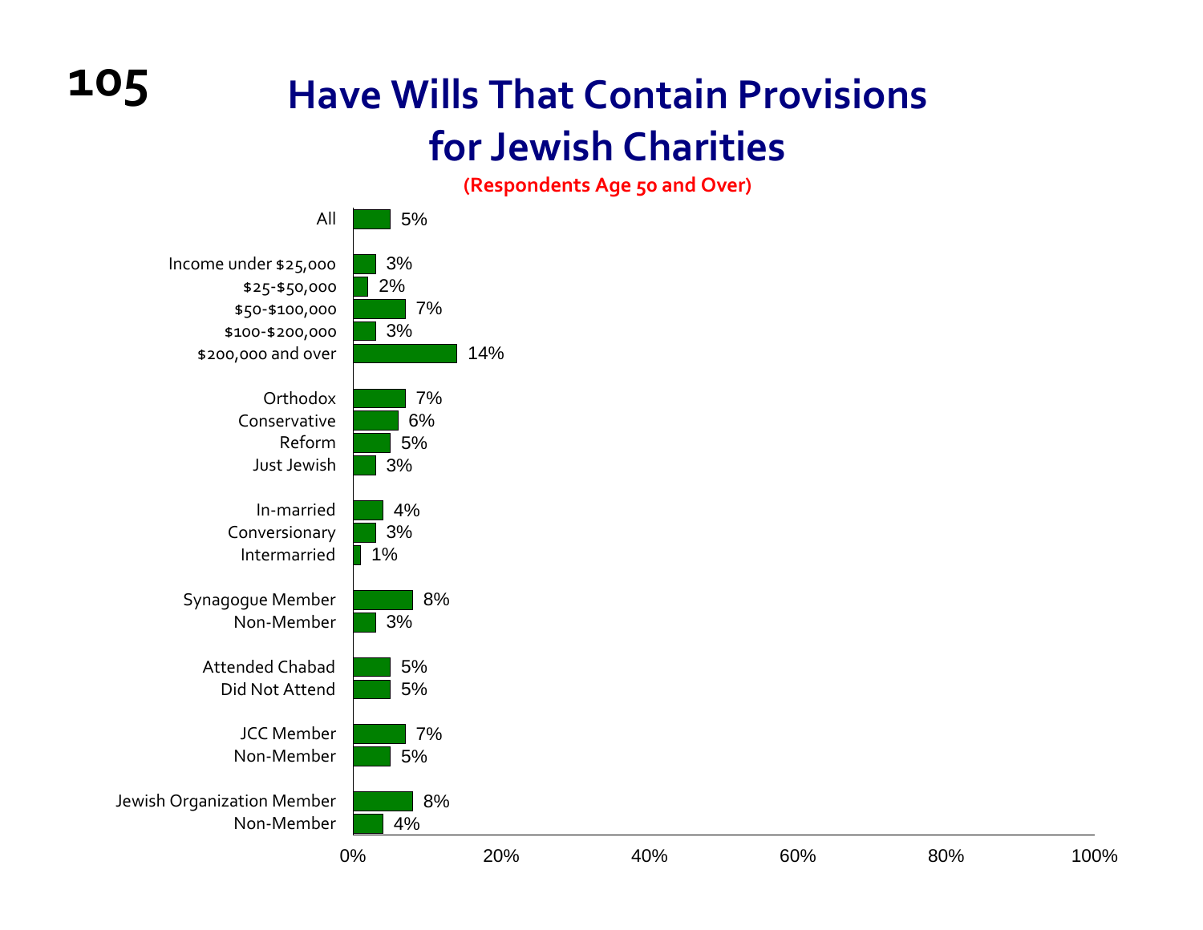# Have Wills That Contain Provisions for Jewish Charities

**(Respondents Age 50 and Over)**

| Group | Percent |
|---|---|
| All | 5% |
| Income under $25,000 | 3% |
| $25-$50,000 | 2% |
| $50-$100,000 | 7% |
| $100-$200,000 | 3% |
| $200,000 and over | 14% |
| Orthodox | 7% |
| Conservative | 6% |
| Reform | 5% |
| Just Jewish | 3% |
| In-married | 4% |
| Conversionary | 3% |
| Intermarried | 1% |
| Synagogue Member | 8% |
| Non-Member | 3% |
| Attended Chabad | 5% |
| Did Not Attend | 5% |
| JCC Member | 7% |
| Non-Member | 5% |
| Jewish Organization Member | 8% |
| Non-Member | 4% |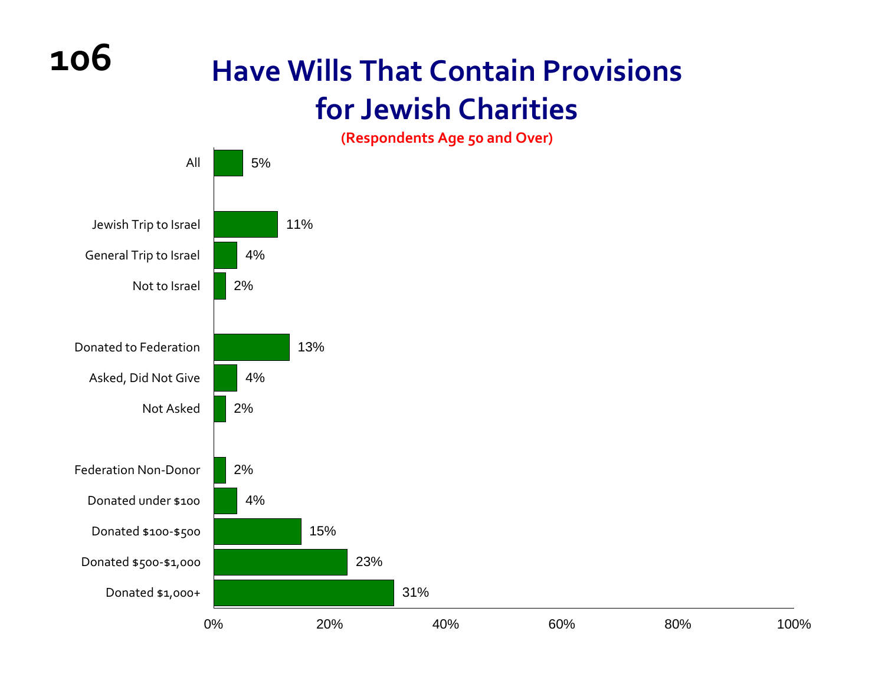# Have Wills That Contain Provisions for Jewish Charities

(Respondents Age 50 and Over)

All
5%

Jewish Trip to Israel
11%

General Trip to Israel
4%

Not to Israel
2%

Donated to Federation
13%

Asked, Did Not Give
4%

Not Asked
2%

Federation Non-Donor
2%

Donated under $100
4%

Donated $100-$500
15%

Donated $500-$1,000
23%

Donated $1,000+
31%

0%
20%
40%
60%
80%
100%